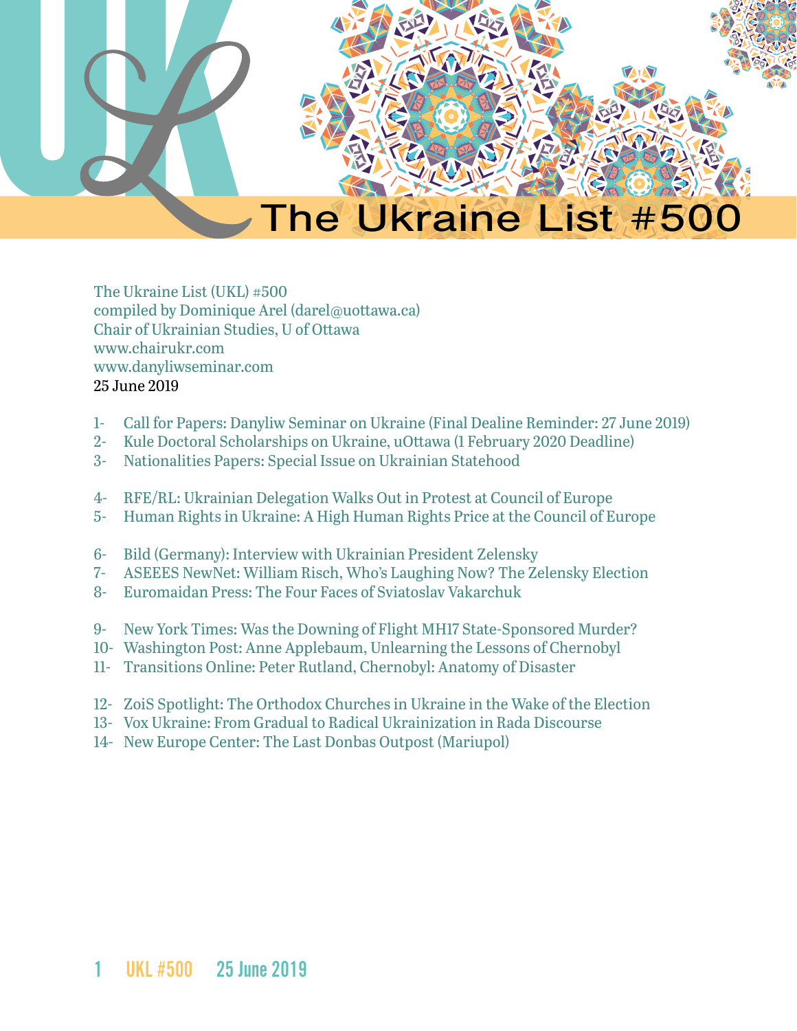# The Ukraine List #500

The Ukraine List (UKL) #500
compiled by Dominique Arel (darel@uottawa.ca)
Chair of Ukrainian Studies, U of Ottawa
www.chairukr.com
www.danyliwseminar.com
25 June 2019

1- Call for Papers: Danyliw Seminar on Ukraine (Final Dealine Reminder: 27 June 2019)
2- Kule Doctoral Scholarships on Ukraine, uOttawa (1 February 2020 Deadline)
3- Nationalities Papers: Special Issue on Ukrainian Statehood

4- RFE/RL: Ukrainian Delegation Walks Out in Protest at Council of Europe
5- Human Rights in Ukraine: A High Human Rights Price at the Council of Europe

6- Bild (Germany): Interview with Ukrainian President Zelensky
7- ASEEES NewNet: William Risch, Who's Laughing Now? The Zelensky Election
8- Euromaidan Press: The Four Faces of Sviatoslav Vakarchuk

9- New York Times: Was the Downing of Flight MH17 State-Sponsored Murder?
10- Washington Post: Anne Applebaum, Unlearning the Lessons of Chernobyl
11- Transitions Online: Peter Rutland, Chernobyl: Anatomy of Disaster

12- ZoiS Spotlight: The Orthodox Churches in Ukraine in the Wake of the Election
13- Vox Ukraine: From Gradual to Radical Ukrainization in Rada Discourse
14- New Europe Center: The Last Donbas Outpost (Mariupol)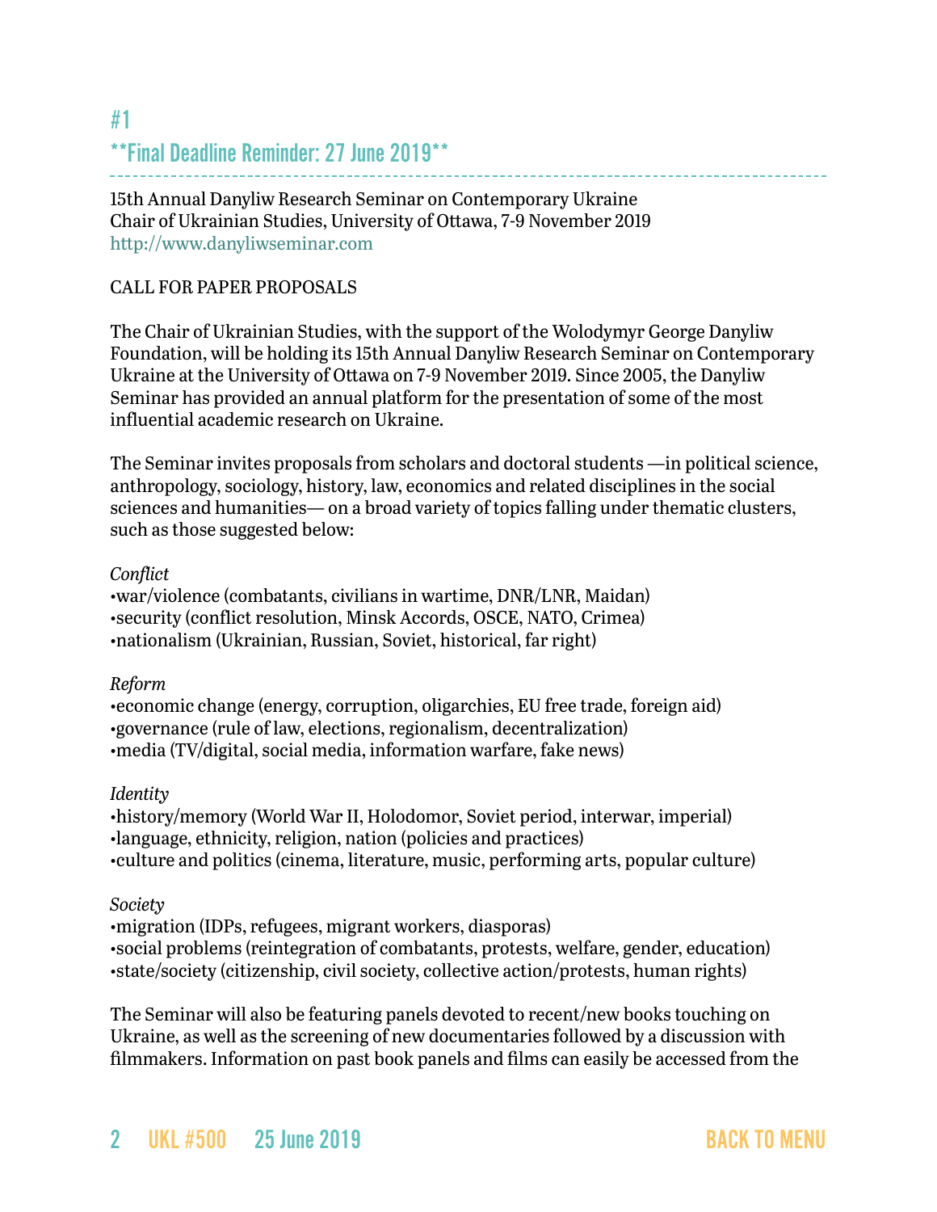## #1

## **Final Deadline Reminder: 27 June 2019**

15th Annual Danyliw Research Seminar on Contemporary Ukraine
Chair of Ukrainian Studies, University of Ottawa, 7-9 November 2019
http://www.danyliwseminar.com

CALL FOR PAPER PROPOSALS

The Chair of Ukrainian Studies, with the support of the Wolodymyr George Danyliw Foundation, will be holding its 15th Annual Danyliw Research Seminar on Contemporary Ukraine at the University of Ottawa on 7-9 November 2019. Since 2005, the Danyliw Seminar has provided an annual platform for the presentation of some of the most influential academic research on Ukraine.

The Seminar invites proposals from scholars and doctoral students —in political science, anthropology, sociology, history, law, economics and related disciplines in the social sciences and humanities— on a broad variety of topics falling under thematic clusters, such as those suggested below:

*Conflict*
•war/violence (combatants, civilians in wartime, DNR/LNR, Maidan)
•security (conflict resolution, Minsk Accords, OSCE, NATO, Crimea)
•nationalism (Ukrainian, Russian, Soviet, historical, far right)

*Reform*
•economic change (energy, corruption, oligarchies, EU free trade, foreign aid)
•governance (rule of law, elections, regionalism, decentralization)
•media (TV/digital, social media, information warfare, fake news)

*Identity*
•history/memory (World War II, Holodomor, Soviet period, interwar, imperial)
•language, ethnicity, religion, nation (policies and practices)
•culture and politics (cinema, literature, music, performing arts, popular culture)

*Society*
•migration (IDPs, refugees, migrant workers, diasporas)
•social problems (reintegration of combatants, protests, welfare, gender, education)
•state/society (citizenship, civil society, collective action/protests, human rights)

The Seminar will also be featuring panels devoted to recent/new books touching on Ukraine, as well as the screening of new documentaries followed by a discussion with filmmakers. Information on past book panels and films can easily be accessed from the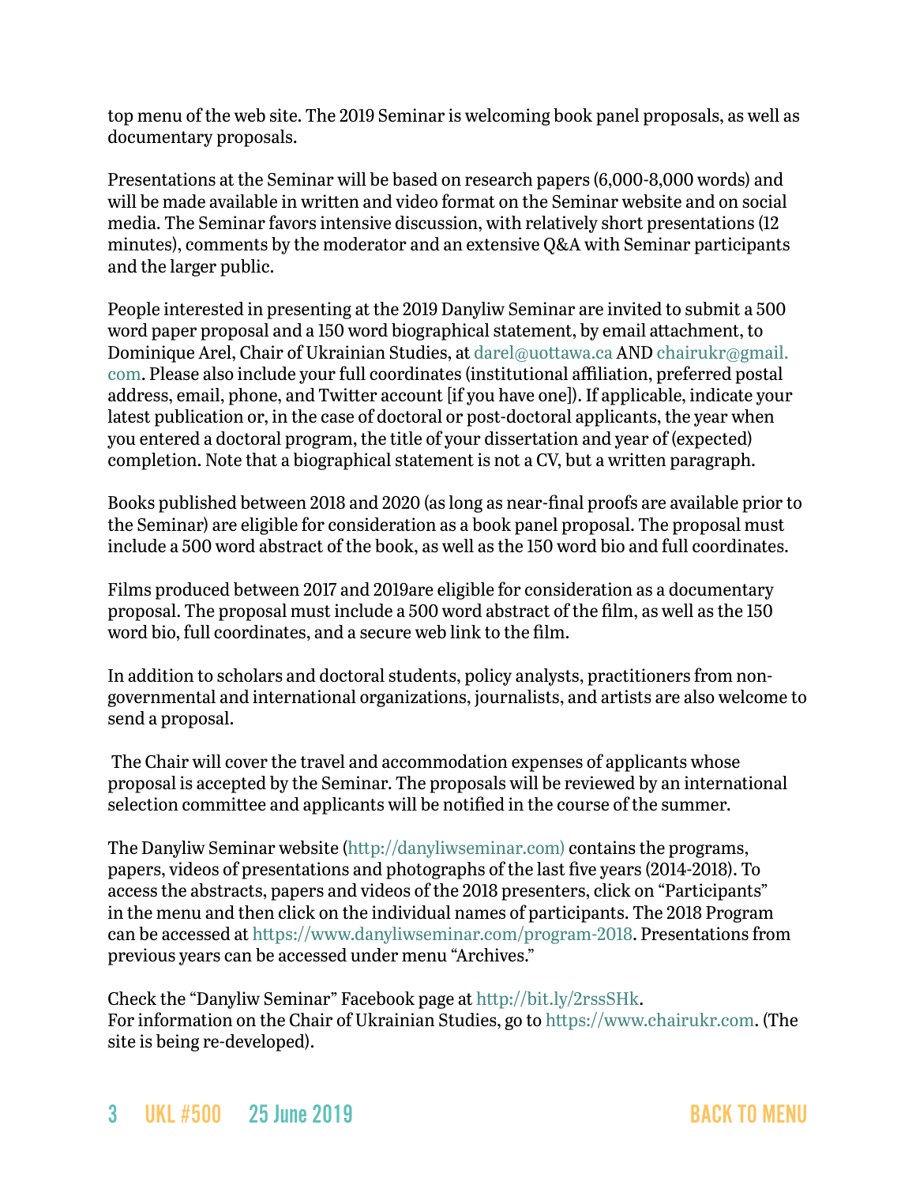top menu of the web site. The 2019 Seminar is welcoming book panel proposals, as well as documentary proposals.

Presentations at the Seminar will be based on research papers (6,000-8,000 words) and will be made available in written and video format on the Seminar website and on social media. The Seminar favors intensive discussion, with relatively short presentations (12 minutes), comments by the moderator and an extensive Q&A with Seminar participants and the larger public.

People interested in presenting at the 2019 Danyliw Seminar are invited to submit a 500 word paper proposal and a 150 word biographical statement, by email attachment, to Dominique Arel, Chair of Ukrainian Studies, at darel@uottawa.ca AND chairukr@gmail.com. Please also include your full coordinates (institutional affiliation, preferred postal address, email, phone, and Twitter account [if you have one]). If applicable, indicate your latest publication or, in the case of doctoral or post-doctoral applicants, the year when you entered a doctoral program, the title of your dissertation and year of (expected) completion. Note that a biographical statement is not a CV, but a written paragraph.

Books published between 2018 and 2020 (as long as near-final proofs are available prior to the Seminar) are eligible for consideration as a book panel proposal. The proposal must include a 500 word abstract of the book, as well as the 150 word bio and full coordinates.

Films produced between 2017 and 2019are eligible for consideration as a documentary proposal. The proposal must include a 500 word abstract of the film, as well as the 150 word bio, full coordinates, and a secure web link to the film.

In addition to scholars and doctoral students, policy analysts, practitioners from non-governmental and international organizations, journalists, and artists are also welcome to send a proposal.

The Chair will cover the travel and accommodation expenses of applicants whose proposal is accepted by the Seminar. The proposals will be reviewed by an international selection committee and applicants will be notified in the course of the summer.

The Danyliw Seminar website (http://danyliwseminar.com) contains the programs, papers, videos of presentations and photographs of the last five years (2014-2018). To access the abstracts, papers and videos of the 2018 presenters, click on "Participants" in the menu and then click on the individual names of participants. The 2018 Program can be accessed at https://www.danyliwseminar.com/program-2018. Presentations from previous years can be accessed under menu "Archives."

Check the "Danyliw Seminar" Facebook page at http://bit.ly/2rssSHk.
For information on the Chair of Ukrainian Studies, go to https://www.chairukr.com. (The site is being re-developed).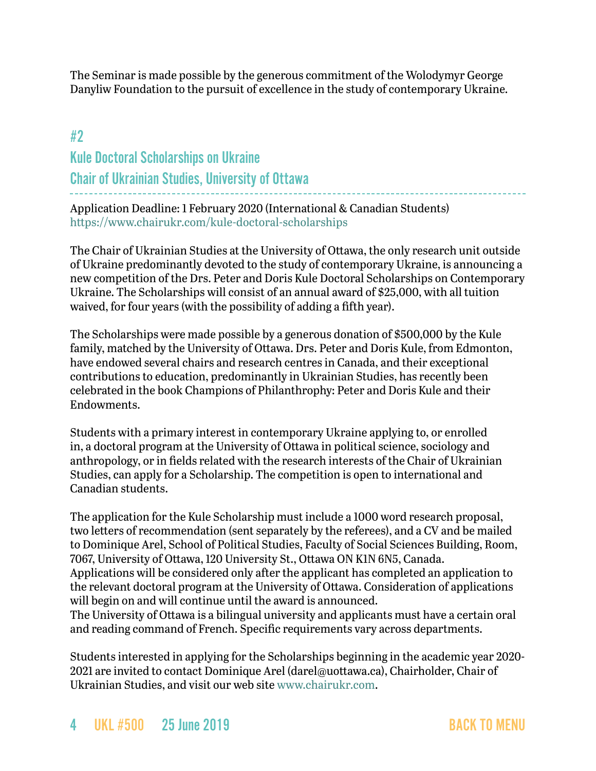The Seminar is made possible by the generous commitment of the Wolodymyr George Danyliw Foundation to the pursuit of excellence in the study of contemporary Ukraine.

## #2

## Kule Doctoral Scholarships on Ukraine

## Chair of Ukrainian Studies, University of Ottawa

Application Deadline: 1 February 2020 (International & Canadian Students)
https://www.chairukr.com/kule-doctoral-scholarships

The Chair of Ukrainian Studies at the University of Ottawa, the only research unit outside of Ukraine predominantly devoted to the study of contemporary Ukraine, is announcing a new competition of the Drs. Peter and Doris Kule Doctoral Scholarships on Contemporary Ukraine. The Scholarships will consist of an annual award of $25,000, with all tuition waived, for four years (with the possibility of adding a fifth year).

The Scholarships were made possible by a generous donation of $500,000 by the Kule family, matched by the University of Ottawa. Drs. Peter and Doris Kule, from Edmonton, have endowed several chairs and research centres in Canada, and their exceptional contributions to education, predominantly in Ukrainian Studies, has recently been celebrated in the book Champions of Philanthrophy: Peter and Doris Kule and their Endowments.

Students with a primary interest in contemporary Ukraine applying to, or enrolled in, a doctoral program at the University of Ottawa in political science, sociology and anthropology, or in fields related with the research interests of the Chair of Ukrainian Studies, can apply for a Scholarship. The competition is open to international and Canadian students.

The application for the Kule Scholarship must include a 1000 word research proposal, two letters of recommendation (sent separately by the referees), and a CV and be mailed to Dominique Arel, School of Political Studies, Faculty of Social Sciences Building, Room, 7067, University of Ottawa, 120 University St., Ottawa ON K1N 6N5, Canada.
Applications will be considered only after the applicant has completed an application to the relevant doctoral program at the University of Ottawa. Consideration of applications will begin on and will continue until the award is announced.
The University of Ottawa is a bilingual university and applicants must have a certain oral and reading command of French. Specific requirements vary across departments.

Students interested in applying for the Scholarships beginning in the academic year 2020-2021 are invited to contact Dominique Arel (darel@uottawa.ca), Chairholder, Chair of Ukrainian Studies, and visit our web site www.chairukr.com.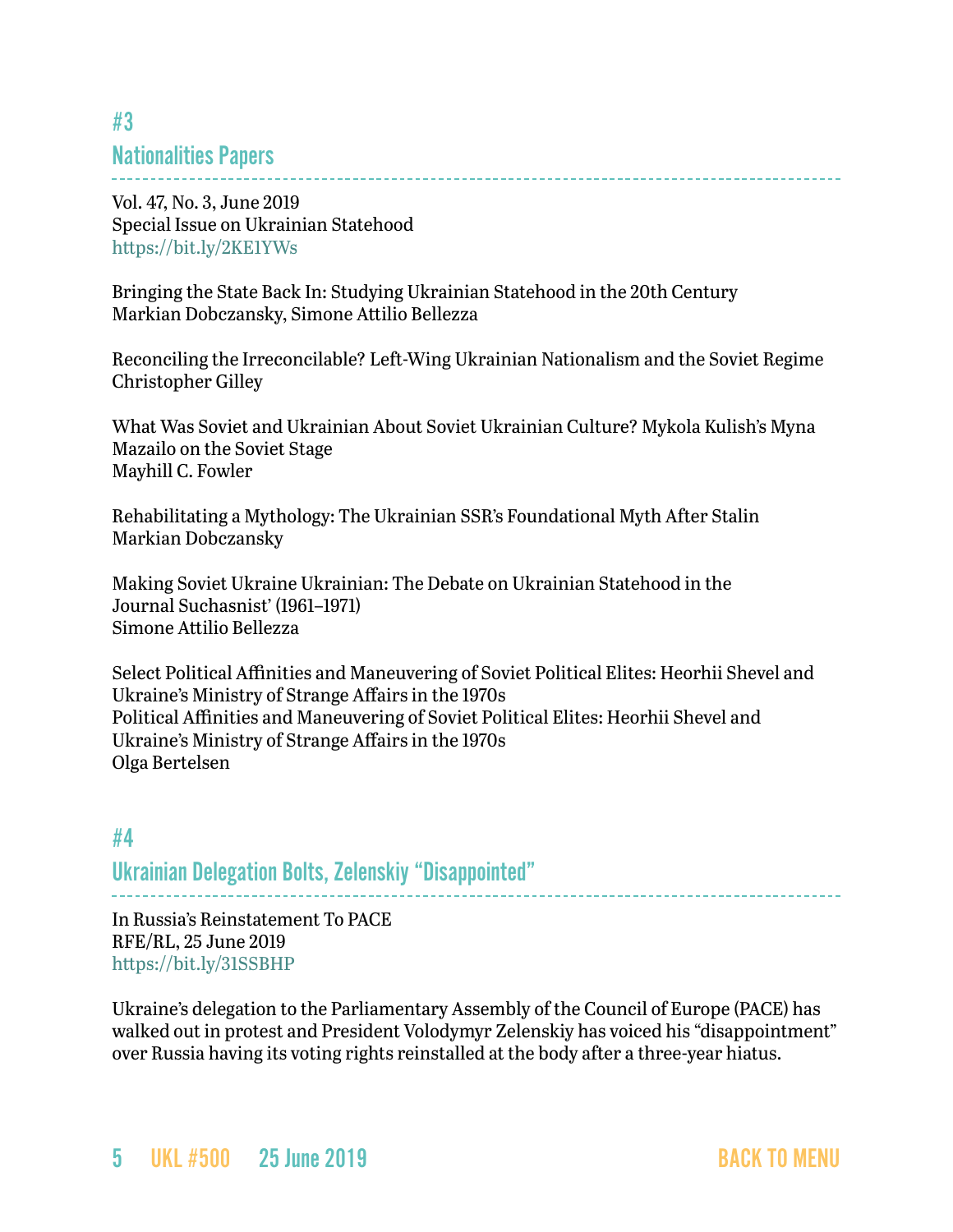## #3

## Nationalities Papers

Vol. 47, No. 3, June 2019
Special Issue on Ukrainian Statehood
https://bit.ly/2KE1YWs

Bringing the State Back In: Studying Ukrainian Statehood in the 20th Century
Markian Dobczansky, Simone Attilio Bellezza

Reconciling the Irreconcilable? Left-Wing Ukrainian Nationalism and the Soviet Regime
Christopher Gilley

What Was Soviet and Ukrainian About Soviet Ukrainian Culture? Mykola Kulish's Myna Mazailo on the Soviet Stage
Mayhill C. Fowler

Rehabilitating a Mythology: The Ukrainian SSR's Foundational Myth After Stalin
Markian Dobczansky

Making Soviet Ukraine Ukrainian: The Debate on Ukrainian Statehood in the Journal Suchasnist' (1961–1971)
Simone Attilio Bellezza

Select Political Affinities and Maneuvering of Soviet Political Elites: Heorhii Shevel and Ukraine's Ministry of Strange Affairs in the 1970s
Political Affinities and Maneuvering of Soviet Political Elites: Heorhii Shevel and Ukraine's Ministry of Strange Affairs in the 1970s
Olga Bertelsen

## #4

## Ukrainian Delegation Bolts, Zelenskiy "Disappointed"

In Russia's Reinstatement To PACE
RFE/RL, 25 June 2019
https://bit.ly/31SSBHP

Ukraine's delegation to the Parliamentary Assembly of the Council of Europe (PACE) has walked out in protest and President Volodymyr Zelenskiy has voiced his "disappointment" over Russia having its voting rights reinstalled at the body after a three-year hiatus.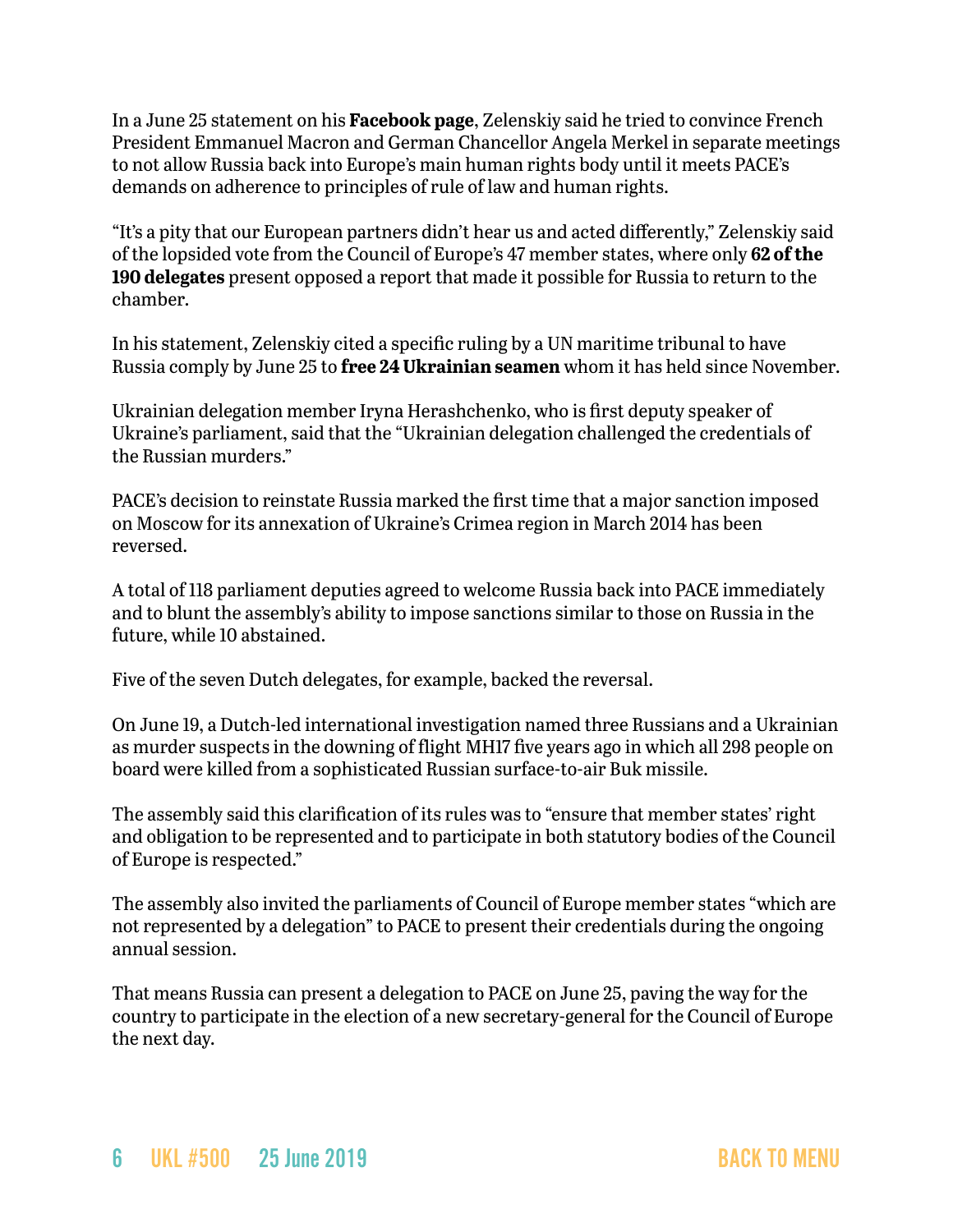In a June 25 statement on his **Facebook page**, Zelenskiy said he tried to convince French President Emmanuel Macron and German Chancellor Angela Merkel in separate meetings to not allow Russia back into Europe's main human rights body until it meets PACE's demands on adherence to principles of rule of law and human rights.

"It's a pity that our European partners didn't hear us and acted differently," Zelenskiy said of the lopsided vote from the Council of Europe's 47 member states, where only **62 of the 190 delegates** present opposed a report that made it possible for Russia to return to the chamber.

In his statement, Zelenskiy cited a specific ruling by a UN maritime tribunal to have Russia comply by June 25 to **free 24 Ukrainian seamen** whom it has held since November.

Ukrainian delegation member Iryna Herashchenko, who is first deputy speaker of Ukraine's parliament, said that the "Ukrainian delegation challenged the credentials of the Russian murders."

PACE's decision to reinstate Russia marked the first time that a major sanction imposed on Moscow for its annexation of Ukraine's Crimea region in March 2014 has been reversed.

A total of 118 parliament deputies agreed to welcome Russia back into PACE immediately and to blunt the assembly's ability to impose sanctions similar to those on Russia in the future, while 10 abstained.

Five of the seven Dutch delegates, for example, backed the reversal.

On June 19, a Dutch-led international investigation named three Russians and a Ukrainian as murder suspects in the downing of flight MH17 five years ago in which all 298 people on board were killed from a sophisticated Russian surface-to-air Buk missile.

The assembly said this clarification of its rules was to "ensure that member states' right and obligation to be represented and to participate in both statutory bodies of the Council of Europe is respected."

The assembly also invited the parliaments of Council of Europe member states "which are not represented by a delegation" to PACE to present their credentials during the ongoing annual session.

That means Russia can present a delegation to PACE on June 25, paving the way for the country to participate in the election of a new secretary-general for the Council of Europe the next day.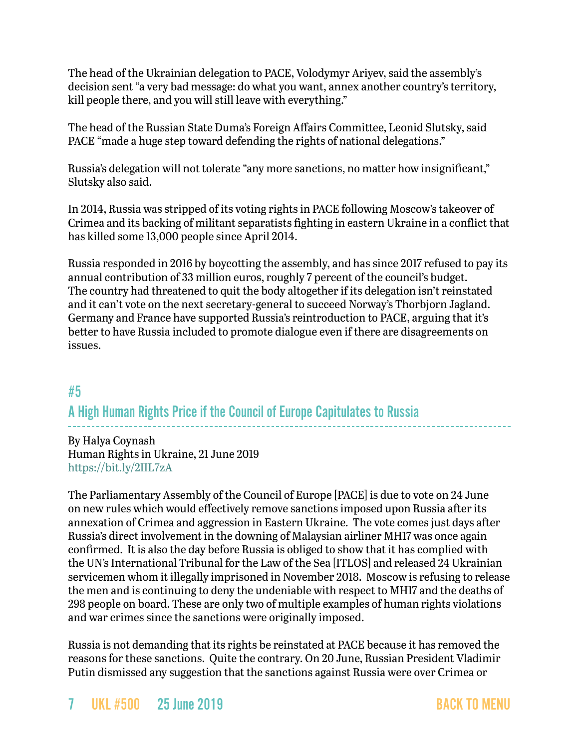The head of the Ukrainian delegation to PACE, Volodymyr Ariyev, said the assembly's decision sent "a very bad message: do what you want, annex another country's territory, kill people there, and you will still leave with everything."

The head of the Russian State Duma's Foreign Affairs Committee, Leonid Slutsky, said PACE "made a huge step toward defending the rights of national delegations."

Russia's delegation will not tolerate "any more sanctions, no matter how insignificant," Slutsky also said.

In 2014, Russia was stripped of its voting rights in PACE following Moscow's takeover of Crimea and its backing of militant separatists fighting in eastern Ukraine in a conflict that has killed some 13,000 people since April 2014.

Russia responded in 2016 by boycotting the assembly, and has since 2017 refused to pay its annual contribution of 33 million euros, roughly 7 percent of the council's budget. The country had threatened to quit the body altogether if its delegation isn't reinstated and it can't vote on the next secretary-general to succeed Norway's Thorbjorn Jagland. Germany and France have supported Russia's reintroduction to PACE, arguing that it's better to have Russia included to promote dialogue even if there are disagreements on issues.

## #5
## A High Human Rights Price if the Council of Europe Capitulates to Russia

By Halya Coynash
Human Rights in Ukraine, 21 June 2019
https://bit.ly/2IIL7zA

The Parliamentary Assembly of the Council of Europe [PACE] is due to vote on 24 June on new rules which would effectively remove sanctions imposed upon Russia after its annexation of Crimea and aggression in Eastern Ukraine. The vote comes just days after Russia's direct involvement in the downing of Malaysian airliner MH17 was once again confirmed. It is also the day before Russia is obliged to show that it has complied with the UN's International Tribunal for the Law of the Sea [ITLOS] and released 24 Ukrainian servicemen whom it illegally imprisoned in November 2018. Moscow is refusing to release the men and is continuing to deny the undeniable with respect to MH17 and the deaths of 298 people on board. These are only two of multiple examples of human rights violations and war crimes since the sanctions were originally imposed.

Russia is not demanding that its rights be reinstated at PACE because it has removed the reasons for these sanctions. Quite the contrary. On 20 June, Russian President Vladimir Putin dismissed any suggestion that the sanctions against Russia were over Crimea or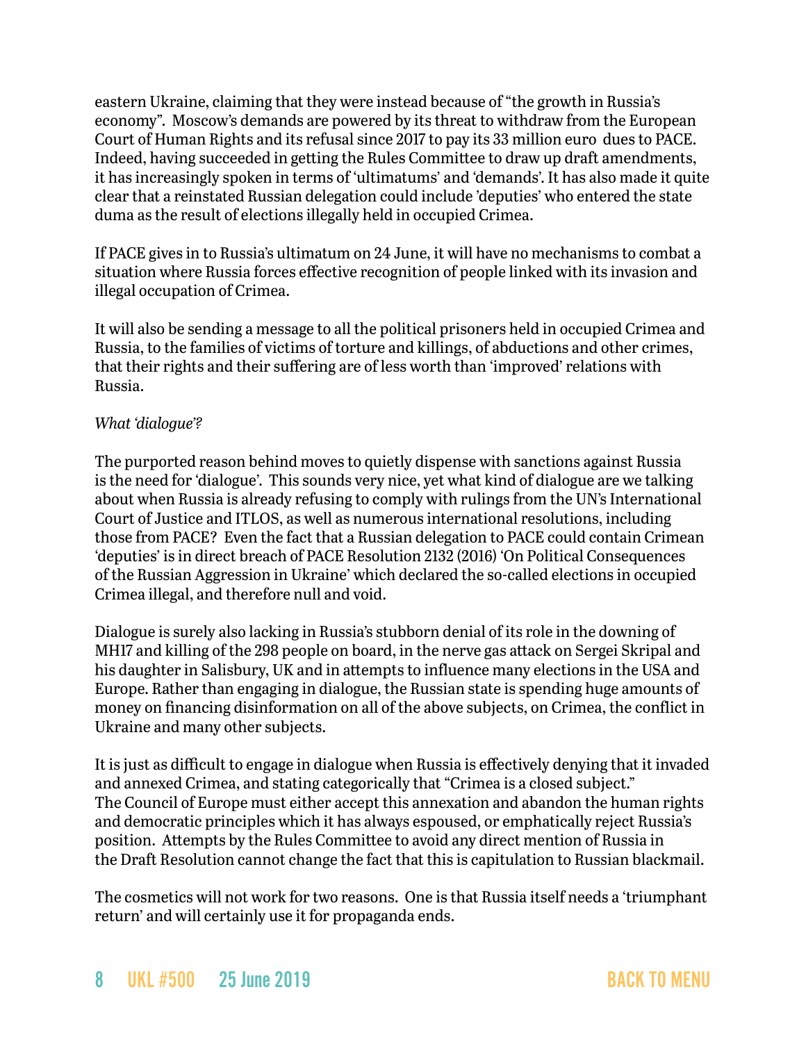eastern Ukraine, claiming that they were instead because of "the growth in Russia's economy". Moscow's demands are powered by its threat to withdraw from the European Court of Human Rights and its refusal since 2017 to pay its 33 million euro dues to PACE. Indeed, having succeeded in getting the Rules Committee to draw up draft amendments, it has increasingly spoken in terms of 'ultimatums' and 'demands'. It has also made it quite clear that a reinstated Russian delegation could include 'deputies' who entered the state duma as the result of elections illegally held in occupied Crimea.

If PACE gives in to Russia's ultimatum on 24 June, it will have no mechanisms to combat a situation where Russia forces effective recognition of people linked with its invasion and illegal occupation of Crimea.

It will also be sending a message to all the political prisoners held in occupied Crimea and Russia, to the families of victims of torture and killings, of abductions and other crimes, that their rights and their suffering are of less worth than 'improved' relations with Russia.

*What 'dialogue'?*

The purported reason behind moves to quietly dispense with sanctions against Russia is the need for 'dialogue'. This sounds very nice, yet what kind of dialogue are we talking about when Russia is already refusing to comply with rulings from the UN's International Court of Justice and ITLOS, as well as numerous international resolutions, including those from PACE? Even the fact that a Russian delegation to PACE could contain Crimean 'deputies' is in direct breach of PACE Resolution 2132 (2016) 'On Political Consequences of the Russian Aggression in Ukraine' which declared the so-called elections in occupied Crimea illegal, and therefore null and void.

Dialogue is surely also lacking in Russia's stubborn denial of its role in the downing of MH17 and killing of the 298 people on board, in the nerve gas attack on Sergei Skripal and his daughter in Salisbury, UK and in attempts to influence many elections in the USA and Europe. Rather than engaging in dialogue, the Russian state is spending huge amounts of money on financing disinformation on all of the above subjects, on Crimea, the conflict in Ukraine and many other subjects.

It is just as difficult to engage in dialogue when Russia is effectively denying that it invaded and annexed Crimea, and stating categorically that "Crimea is a closed subject." The Council of Europe must either accept this annexation and abandon the human rights and democratic principles which it has always espoused, or emphatically reject Russia's position. Attempts by the Rules Committee to avoid any direct mention of Russia in the Draft Resolution cannot change the fact that this is capitulation to Russian blackmail.

The cosmetics will not work for two reasons. One is that Russia itself needs a 'triumphant return' and will certainly use it for propaganda ends.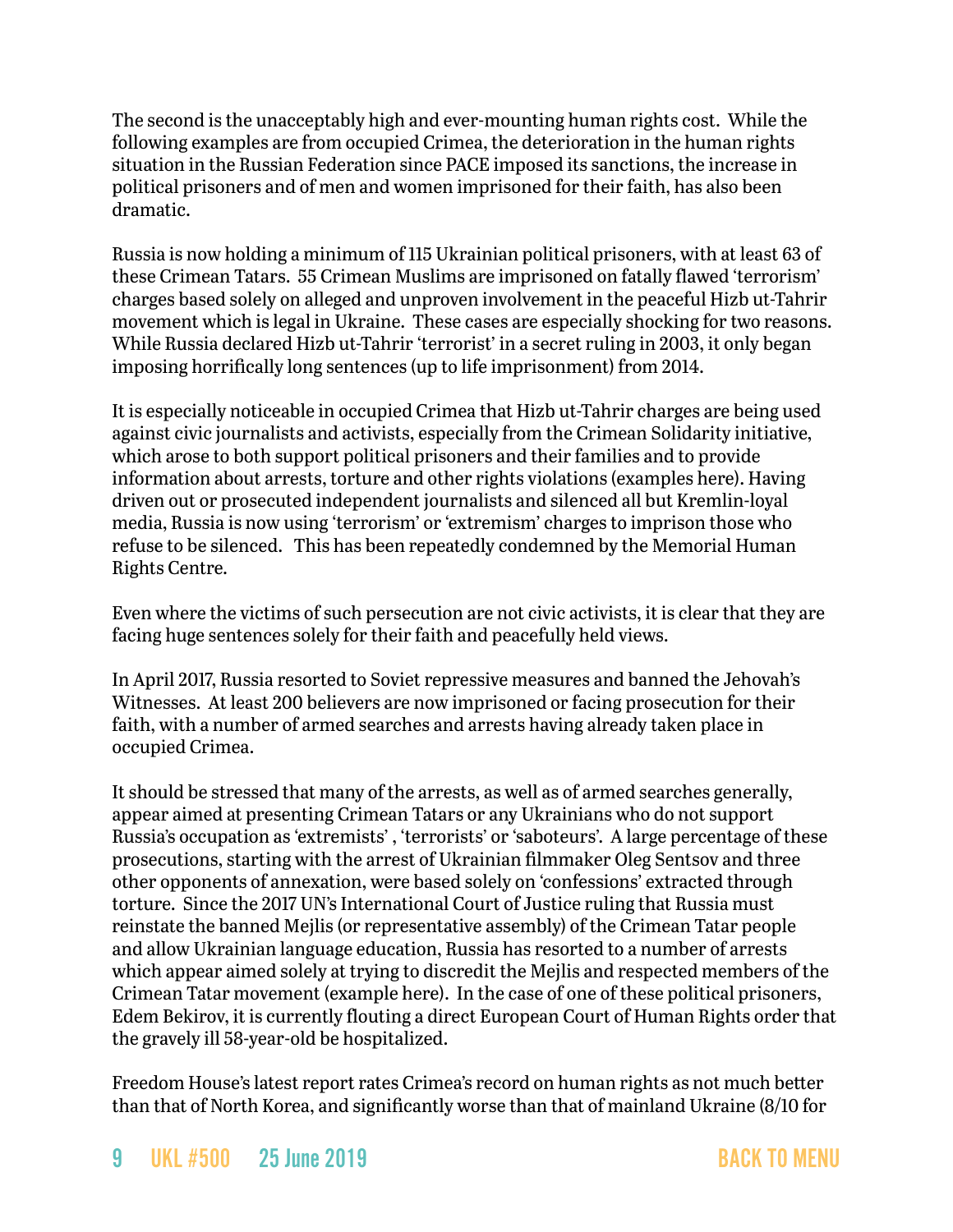The second is the unacceptably high and ever-mounting human rights cost. While the following examples are from occupied Crimea, the deterioration in the human rights situation in the Russian Federation since PACE imposed its sanctions, the increase in political prisoners and of men and women imprisoned for their faith, has also been dramatic.

Russia is now holding a minimum of 115 Ukrainian political prisoners, with at least 63 of these Crimean Tatars. 55 Crimean Muslims are imprisoned on fatally flawed 'terrorism' charges based solely on alleged and unproven involvement in the peaceful Hizb ut-Tahrir movement which is legal in Ukraine. These cases are especially shocking for two reasons. While Russia declared Hizb ut-Tahrir 'terrorist' in a secret ruling in 2003, it only began imposing horrifically long sentences (up to life imprisonment) from 2014.

It is especially noticeable in occupied Crimea that Hizb ut-Tahrir charges are being used against civic journalists and activists, especially from the Crimean Solidarity initiative, which arose to both support political prisoners and their families and to provide information about arrests, torture and other rights violations (examples here). Having driven out or prosecuted independent journalists and silenced all but Kremlin-loyal media, Russia is now using 'terrorism' or 'extremism' charges to imprison those who refuse to be silenced. This has been repeatedly condemned by the Memorial Human Rights Centre.

Even where the victims of such persecution are not civic activists, it is clear that they are facing huge sentences solely for their faith and peacefully held views.

In April 2017, Russia resorted to Soviet repressive measures and banned the Jehovah's Witnesses. At least 200 believers are now imprisoned or facing prosecution for their faith, with a number of armed searches and arrests having already taken place in occupied Crimea.

It should be stressed that many of the arrests, as well as of armed searches generally, appear aimed at presenting Crimean Tatars or any Ukrainians who do not support Russia's occupation as 'extremists' , 'terrorists' or 'saboteurs'. A large percentage of these prosecutions, starting with the arrest of Ukrainian filmmaker Oleg Sentsov and three other opponents of annexation, were based solely on 'confessions' extracted through torture. Since the 2017 UN's International Court of Justice ruling that Russia must reinstate the banned Mejlis (or representative assembly) of the Crimean Tatar people and allow Ukrainian language education, Russia has resorted to a number of arrests which appear aimed solely at trying to discredit the Mejlis and respected members of the Crimean Tatar movement (example here). In the case of one of these political prisoners, Edem Bekirov, it is currently flouting a direct European Court of Human Rights order that the gravely ill 58-year-old be hospitalized.

Freedom House's latest report rates Crimea's record on human rights as not much better than that of North Korea, and significantly worse than that of mainland Ukraine (8/10 for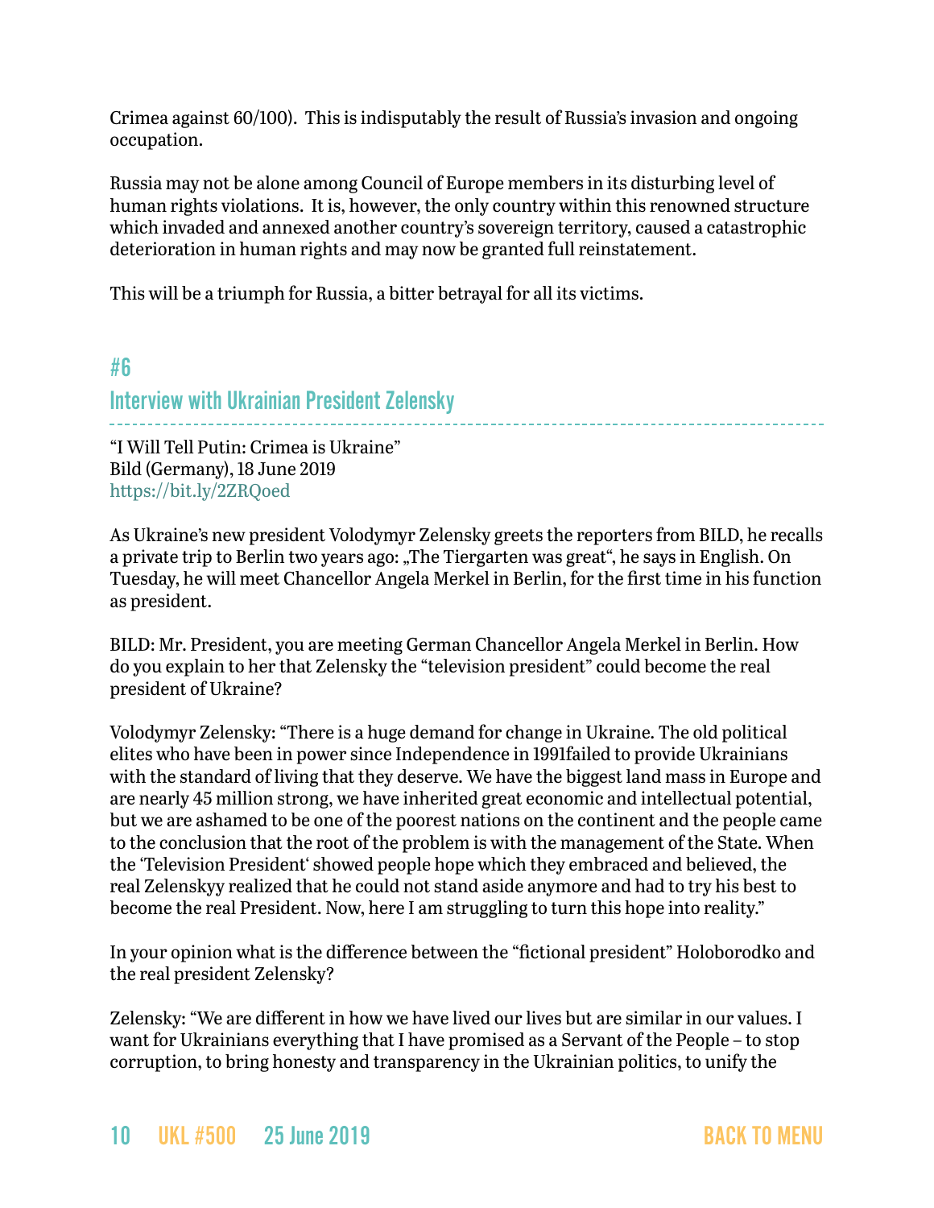Crimea against 60/100). This is indisputably the result of Russia's invasion and ongoing occupation.

Russia may not be alone among Council of Europe members in its disturbing level of human rights violations. It is, however, the only country within this renowned structure which invaded and annexed another country's sovereign territory, caused a catastrophic deterioration in human rights and may now be granted full reinstatement.

This will be a triumph for Russia, a bitter betrayal for all its victims.

## #6

## Interview with Ukrainian President Zelensky

"I Will Tell Putin: Crimea is Ukraine"
Bild (Germany), 18 June 2019
https://bit.ly/2ZRQoed

As Ukraine's new president Volodymyr Zelensky greets the reporters from BILD, he recalls a private trip to Berlin two years ago: „The Tiergarten was great", he says in English. On Tuesday, he will meet Chancellor Angela Merkel in Berlin, for the first time in his function as president.

BILD: Mr. President, you are meeting German Chancellor Angela Merkel in Berlin. How do you explain to her that Zelensky the "television president" could become the real president of Ukraine?

Volodymyr Zelensky: "There is a huge demand for change in Ukraine. The old political elites who have been in power since Independence in 1991failed to provide Ukrainians with the standard of living that they deserve. We have the biggest land mass in Europe and are nearly 45 million strong, we have inherited great economic and intellectual potential, but we are ashamed to be one of the poorest nations on the continent and the people came to the conclusion that the root of the problem is with the management of the State. When the 'Television President' showed people hope which they embraced and believed, the real Zelenskyy realized that he could not stand aside anymore and had to try his best to become the real President. Now, here I am struggling to turn this hope into reality."

In your opinion what is the difference between the "fictional president" Holoborodko and the real president Zelensky?

Zelensky: "We are different in how we have lived our lives but are similar in our values. I want for Ukrainians everything that I have promised as a Servant of the People – to stop corruption, to bring honesty and transparency in the Ukrainian politics, to unify the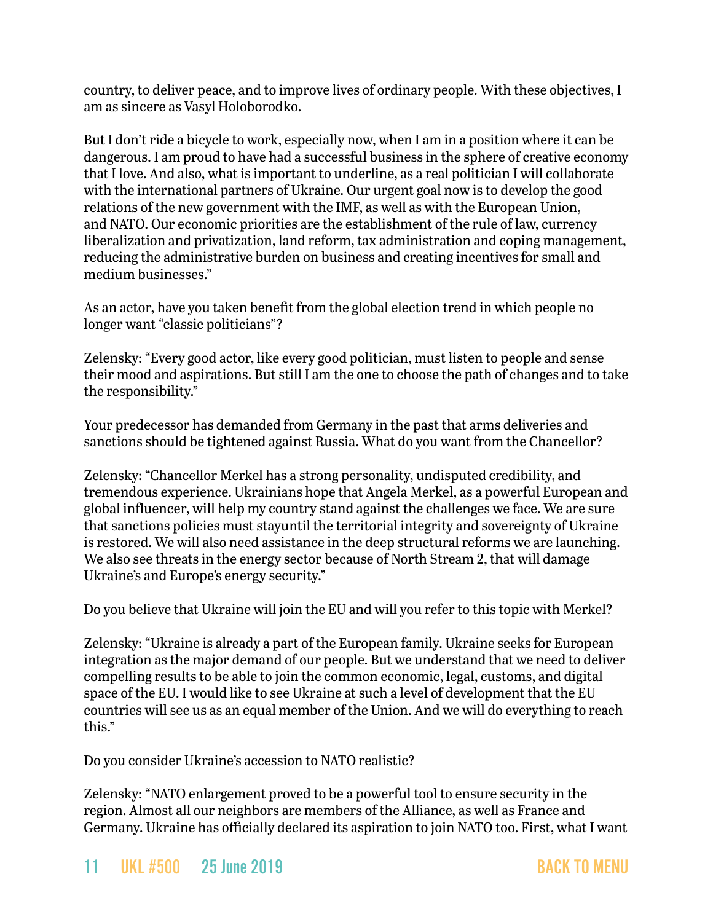country, to deliver peace, and to improve lives of ordinary people. With these objectives, I am as sincere as Vasyl Holoborodko.

But I don't ride a bicycle to work, especially now, when I am in a position where it can be dangerous. I am proud to have had a successful business in the sphere of creative economy that I love. And also, what is important to underline, as a real politician I will collaborate with the international partners of Ukraine. Our urgent goal now is to develop the good relations of the new government with the IMF, as well as with the European Union, and NATO. Our economic priorities are the establishment of the rule of law, currency liberalization and privatization, land reform, tax administration and coping management, reducing the administrative burden on business and creating incentives for small and medium businesses."

As an actor, have you taken benefit from the global election trend in which people no longer want "classic politicians"?

Zelensky: "Every good actor, like every good politician, must listen to people and sense their mood and aspirations. But still I am the one to choose the path of changes and to take the responsibility."

Your predecessor has demanded from Germany in the past that arms deliveries and sanctions should be tightened against Russia. What do you want from the Chancellor?

Zelensky: "Chancellor Merkel has a strong personality, undisputed credibility, and tremendous experience. Ukrainians hope that Angela Merkel, as a powerful European and global influencer, will help my country stand against the challenges we face. We are sure that sanctions policies must stayuntil the territorial integrity and sovereignty of Ukraine is restored. We will also need assistance in the deep structural reforms we are launching. We also see threats in the energy sector because of North Stream 2, that will damage Ukraine's and Europe's energy security."

Do you believe that Ukraine will join the EU and will you refer to this topic with Merkel?

Zelensky: "Ukraine is already a part of the European family. Ukraine seeks for European integration as the major demand of our people. But we understand that we need to deliver compelling results to be able to join the common economic, legal, customs, and digital space of the EU. I would like to see Ukraine at such a level of development that the EU countries will see us as an equal member of the Union. And we will do everything to reach this."

Do you consider Ukraine's accession to NATO realistic?

Zelensky: "NATO enlargement proved to be a powerful tool to ensure security in the region. Almost all our neighbors are members of the Alliance, as well as France and Germany. Ukraine has officially declared its aspiration to join NATO too. First, what I want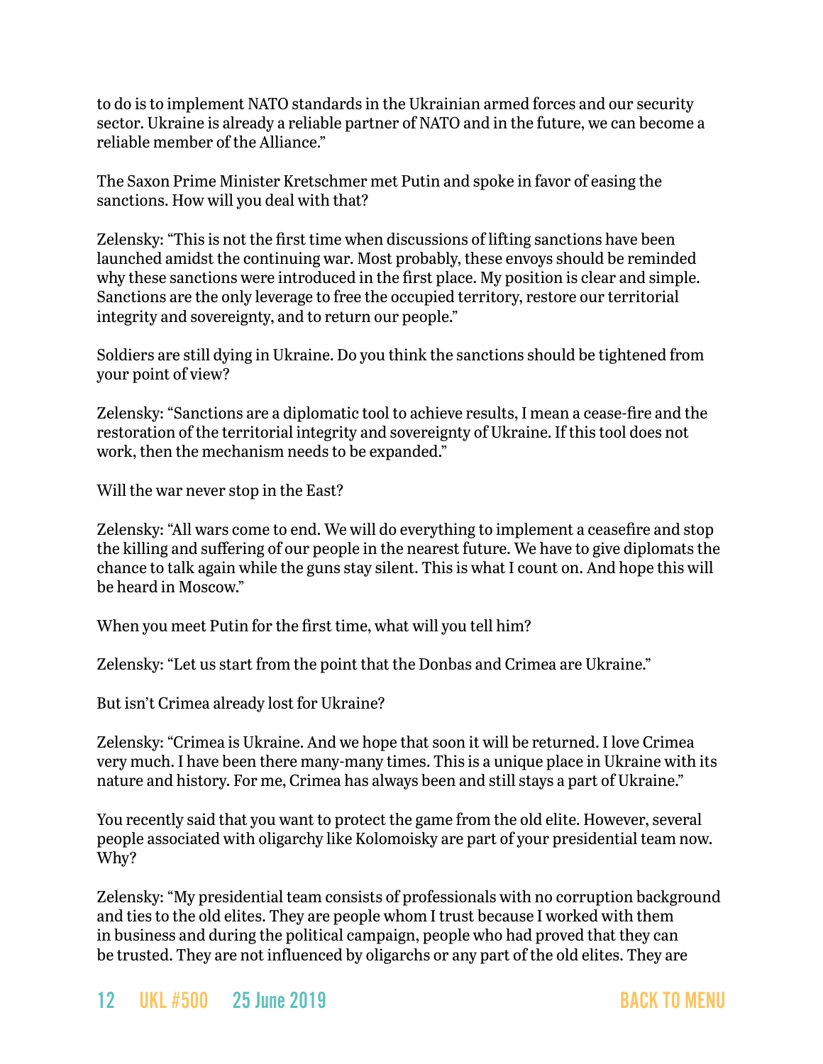to do is to implement NATO standards in the Ukrainian armed forces and our security sector. Ukraine is already a reliable partner of NATO and in the future, we can become a reliable member of the Alliance."

The Saxon Prime Minister Kretschmer met Putin and spoke in favor of easing the sanctions. How will you deal with that?

Zelensky: "This is not the first time when discussions of lifting sanctions have been launched amidst the continuing war. Most probably, these envoys should be reminded why these sanctions were introduced in the first place. My position is clear and simple. Sanctions are the only leverage to free the occupied territory, restore our territorial integrity and sovereignty, and to return our people."

Soldiers are still dying in Ukraine. Do you think the sanctions should be tightened from your point of view?

Zelensky: "Sanctions are a diplomatic tool to achieve results, I mean a cease-fire and the restoration of the territorial integrity and sovereignty of Ukraine. If this tool does not work, then the mechanism needs to be expanded."

Will the war never stop in the East?

Zelensky: "All wars come to end. We will do everything to implement a ceasefire and stop the killing and suffering of our people in the nearest future. We have to give diplomats the chance to talk again while the guns stay silent. This is what I count on. And hope this will be heard in Moscow."

When you meet Putin for the first time, what will you tell him?

Zelensky: "Let us start from the point that the Donbas and Crimea are Ukraine."

But isn't Crimea already lost for Ukraine?

Zelensky: "Crimea is Ukraine. And we hope that soon it will be returned. I love Crimea very much. I have been there many-many times. This is a unique place in Ukraine with its nature and history. For me, Crimea has always been and still stays a part of Ukraine."

You recently said that you want to protect the game from the old elite. However, several people associated with oligarchy like Kolomoisky are part of your presidential team now. Why?

Zelensky: "My presidential team consists of professionals with no corruption background and ties to the old elites. They are people whom I trust because I worked with them in business and during the political campaign, people who had proved that they can be trusted. They are not influenced by oligarchs or any part of the old elites. They are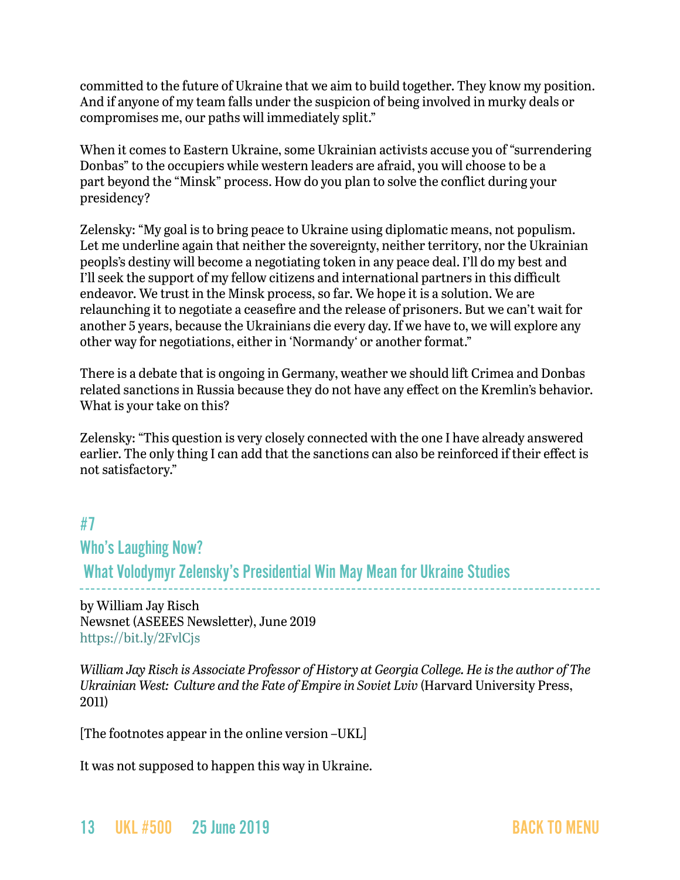committed to the future of Ukraine that we aim to build together. They know my position. And if anyone of my team falls under the suspicion of being involved in murky deals or compromises me, our paths will immediately split."

When it comes to Eastern Ukraine, some Ukrainian activists accuse you of "surrendering Donbas" to the occupiers while western leaders are afraid, you will choose to be a part beyond the "Minsk" process. How do you plan to solve the conflict during your presidency?

Zelensky: "My goal is to bring peace to Ukraine using diplomatic means, not populism. Let me underline again that neither the sovereignty, neither territory, nor the Ukrainian peopls's destiny will become a negotiating token in any peace deal. I'll do my best and I'll seek the support of my fellow citizens and international partners in this difficult endeavor. We trust in the Minsk process, so far. We hope it is a solution. We are relaunching it to negotiate a ceasefire and the release of prisoners. But we can't wait for another 5 years, because the Ukrainians die every day. If we have to, we will explore any other way for negotiations, either in 'Normandy' or another format."

There is a debate that is ongoing in Germany, weather we should lift Crimea and Donbas related sanctions in Russia because they do not have any effect on the Kremlin's behavior. What is your take on this?

Zelensky: "This question is very closely connected with the one I have already answered earlier. The only thing I can add that the sanctions can also be reinforced if their effect is not satisfactory."

## #7
## Who's Laughing Now?
## What Volodymyr Zelensky's Presidential Win May Mean for Ukraine Studies

by William Jay Risch
Newsnet (ASEEES Newsletter), June 2019
https://bit.ly/2FvlCjs

*William Jay Risch is Associate Professor of History at Georgia College. He is the author of The Ukrainian West: Culture and the Fate of Empire in Soviet Lviv* (Harvard University Press, 2011)

[The footnotes appear in the online version –UKL]

It was not supposed to happen this way in Ukraine.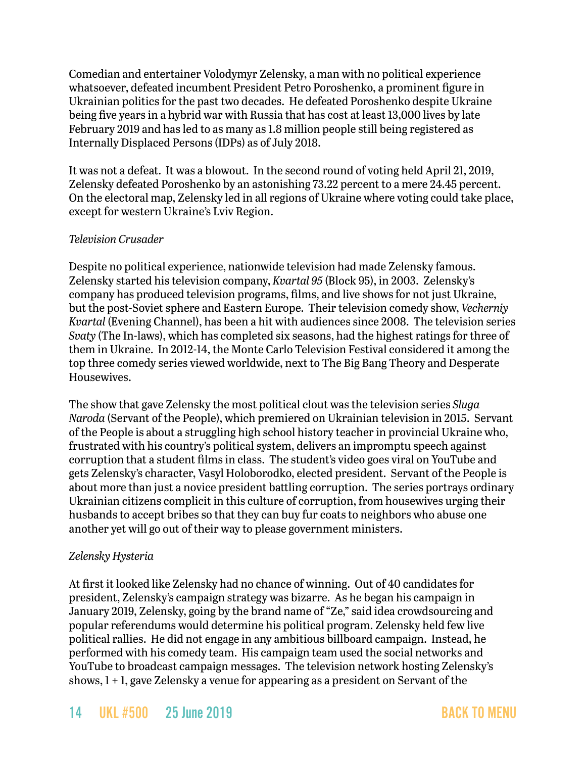Comedian and entertainer Volodymyr Zelensky, a man with no political experience whatsoever, defeated incumbent President Petro Poroshenko, a prominent figure in Ukrainian politics for the past two decades. He defeated Poroshenko despite Ukraine being five years in a hybrid war with Russia that has cost at least 13,000 lives by late February 2019 and has led to as many as 1.8 million people still being registered as Internally Displaced Persons (IDPs) as of July 2018.

It was not a defeat. It was a blowout. In the second round of voting held April 21, 2019, Zelensky defeated Poroshenko by an astonishing 73.22 percent to a mere 24.45 percent. On the electoral map, Zelensky led in all regions of Ukraine where voting could take place, except for western Ukraine's Lviv Region.

*Television Crusader*

Despite no political experience, nationwide television had made Zelensky famous. Zelensky started his television company, *Kvartal 95* (Block 95), in 2003. Zelensky's company has produced television programs, films, and live shows for not just Ukraine, but the post-Soviet sphere and Eastern Europe. Their television comedy show, *Vecherniy Kvartal* (Evening Channel), has been a hit with audiences since 2008. The television series *Svaty* (The In-laws), which has completed six seasons, had the highest ratings for three of them in Ukraine. In 2012-14, the Monte Carlo Television Festival considered it among the top three comedy series viewed worldwide, next to The Big Bang Theory and Desperate Housewives.

The show that gave Zelensky the most political clout was the television series *Sluga Naroda* (Servant of the People), which premiered on Ukrainian television in 2015. Servant of the People is about a struggling high school history teacher in provincial Ukraine who, frustrated with his country's political system, delivers an impromptu speech against corruption that a student films in class. The student's video goes viral on YouTube and gets Zelensky's character, Vasyl Holoborodko, elected president. Servant of the People is about more than just a novice president battling corruption. The series portrays ordinary Ukrainian citizens complicit in this culture of corruption, from housewives urging their husbands to accept bribes so that they can buy fur coats to neighbors who abuse one another yet will go out of their way to please government ministers.

*Zelensky Hysteria*

At first it looked like Zelensky had no chance of winning. Out of 40 candidates for president, Zelensky's campaign strategy was bizarre. As he began his campaign in January 2019, Zelensky, going by the brand name of "Ze," said idea crowdsourcing and popular referendums would determine his political program. Zelensky held few live political rallies. He did not engage in any ambitious billboard campaign. Instead, he performed with his comedy team. His campaign team used the social networks and YouTube to broadcast campaign messages. The television network hosting Zelensky's shows, 1 + 1, gave Zelensky a venue for appearing as a president on Servant of the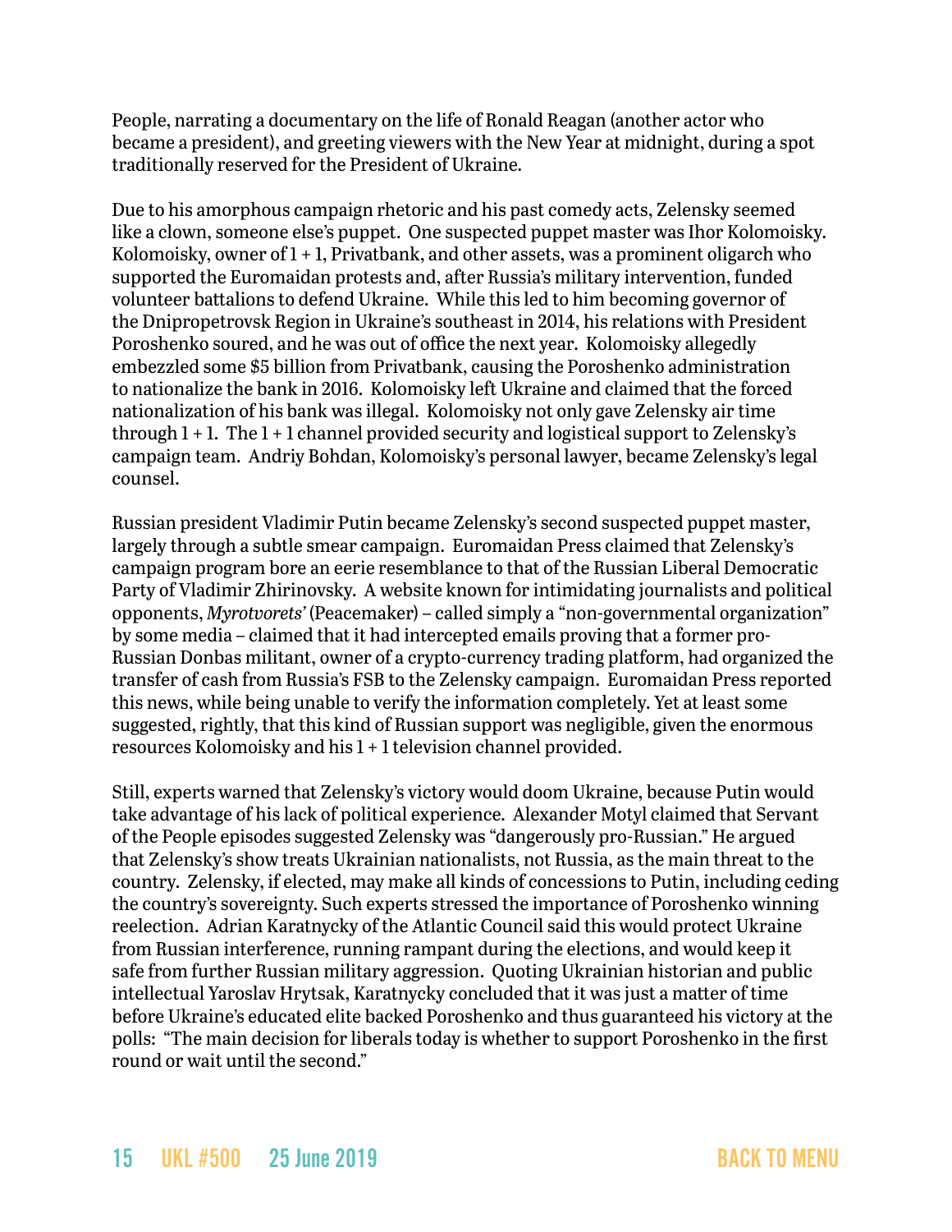People, narrating a documentary on the life of Ronald Reagan (another actor who became a president), and greeting viewers with the New Year at midnight, during a spot traditionally reserved for the President of Ukraine.

Due to his amorphous campaign rhetoric and his past comedy acts, Zelensky seemed like a clown, someone else's puppet. One suspected puppet master was Ihor Kolomoisky. Kolomoisky, owner of 1 + 1, Privatbank, and other assets, was a prominent oligarch who supported the Euromaidan protests and, after Russia's military intervention, funded volunteer battalions to defend Ukraine. While this led to him becoming governor of the Dnipropetrovsk Region in Ukraine's southeast in 2014, his relations with President Poroshenko soured, and he was out of office the next year. Kolomoisky allegedly embezzled some $5 billion from Privatbank, causing the Poroshenko administration to nationalize the bank in 2016. Kolomoisky left Ukraine and claimed that the forced nationalization of his bank was illegal. Kolomoisky not only gave Zelensky air time through 1 + 1. The 1 + 1 channel provided security and logistical support to Zelensky's campaign team. Andriy Bohdan, Kolomoisky's personal lawyer, became Zelensky's legal counsel.

Russian president Vladimir Putin became Zelensky's second suspected puppet master, largely through a subtle smear campaign. Euromaidan Press claimed that Zelensky's campaign program bore an eerie resemblance to that of the Russian Liberal Democratic Party of Vladimir Zhirinovsky. A website known for intimidating journalists and political opponents, *Myrotvorets'* (Peacemaker) – called simply a "non-governmental organization" by some media – claimed that it had intercepted emails proving that a former pro-Russian Donbas militant, owner of a crypto-currency trading platform, had organized the transfer of cash from Russia's FSB to the Zelensky campaign. Euromaidan Press reported this news, while being unable to verify the information completely. Yet at least some suggested, rightly, that this kind of Russian support was negligible, given the enormous resources Kolomoisky and his 1 + 1 television channel provided.

Still, experts warned that Zelensky's victory would doom Ukraine, because Putin would take advantage of his lack of political experience. Alexander Motyl claimed that Servant of the People episodes suggested Zelensky was "dangerously pro-Russian." He argued that Zelensky's show treats Ukrainian nationalists, not Russia, as the main threat to the country. Zelensky, if elected, may make all kinds of concessions to Putin, including ceding the country's sovereignty. Such experts stressed the importance of Poroshenko winning reelection. Adrian Karatnycky of the Atlantic Council said this would protect Ukraine from Russian interference, running rampant during the elections, and would keep it safe from further Russian military aggression. Quoting Ukrainian historian and public intellectual Yaroslav Hrytsak, Karatnycky concluded that it was just a matter of time before Ukraine's educated elite backed Poroshenko and thus guaranteed his victory at the polls: "The main decision for liberals today is whether to support Poroshenko in the first round or wait until the second."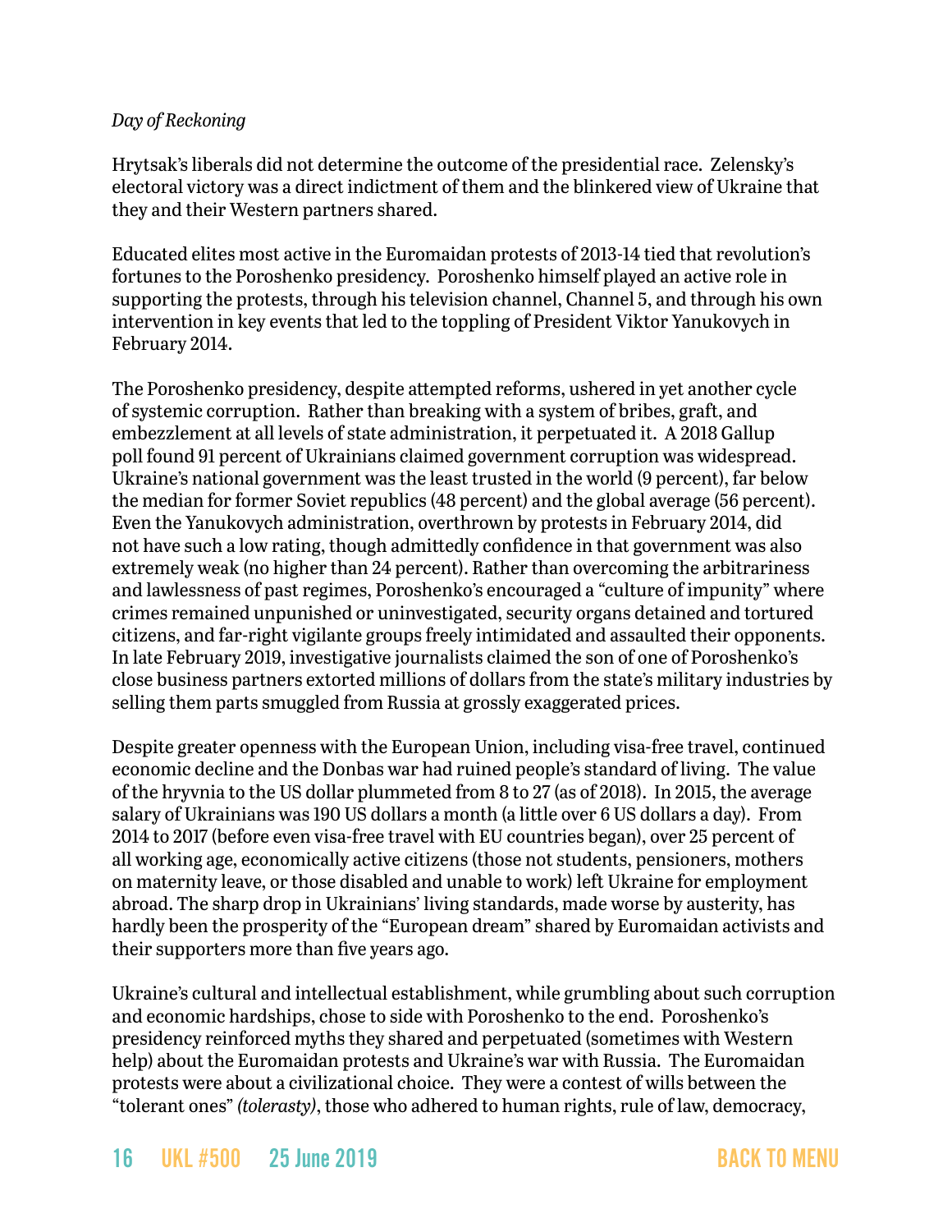*Day of Reckoning*

Hrytsak's liberals did not determine the outcome of the presidential race. Zelensky's electoral victory was a direct indictment of them and the blinkered view of Ukraine that they and their Western partners shared.

Educated elites most active in the Euromaidan protests of 2013-14 tied that revolution's fortunes to the Poroshenko presidency. Poroshenko himself played an active role in supporting the protests, through his television channel, Channel 5, and through his own intervention in key events that led to the toppling of President Viktor Yanukovych in February 2014.

The Poroshenko presidency, despite attempted reforms, ushered in yet another cycle of systemic corruption. Rather than breaking with a system of bribes, graft, and embezzlement at all levels of state administration, it perpetuated it. A 2018 Gallup poll found 91 percent of Ukrainians claimed government corruption was widespread. Ukraine's national government was the least trusted in the world (9 percent), far below the median for former Soviet republics (48 percent) and the global average (56 percent). Even the Yanukovych administration, overthrown by protests in February 2014, did not have such a low rating, though admittedly confidence in that government was also extremely weak (no higher than 24 percent). Rather than overcoming the arbitrariness and lawlessness of past regimes, Poroshenko's encouraged a "culture of impunity" where crimes remained unpunished or uninvestigated, security organs detained and tortured citizens, and far-right vigilante groups freely intimidated and assaulted their opponents. In late February 2019, investigative journalists claimed the son of one of Poroshenko's close business partners extorted millions of dollars from the state's military industries by selling them parts smuggled from Russia at grossly exaggerated prices.

Despite greater openness with the European Union, including visa-free travel, continued economic decline and the Donbas war had ruined people's standard of living. The value of the hryvnia to the US dollar plummeted from 8 to 27 (as of 2018). In 2015, the average salary of Ukrainians was 190 US dollars a month (a little over 6 US dollars a day). From 2014 to 2017 (before even visa-free travel with EU countries began), over 25 percent of all working age, economically active citizens (those not students, pensioners, mothers on maternity leave, or those disabled and unable to work) left Ukraine for employment abroad. The sharp drop in Ukrainians' living standards, made worse by austerity, has hardly been the prosperity of the "European dream" shared by Euromaidan activists and their supporters more than five years ago.

Ukraine's cultural and intellectual establishment, while grumbling about such corruption and economic hardships, chose to side with Poroshenko to the end. Poroshenko's presidency reinforced myths they shared and perpetuated (sometimes with Western help) about the Euromaidan protests and Ukraine's war with Russia. The Euromaidan protests were about a civilizational choice. They were a contest of wills between the "tolerant ones" *(tolerasty)*, those who adhered to human rights, rule of law, democracy,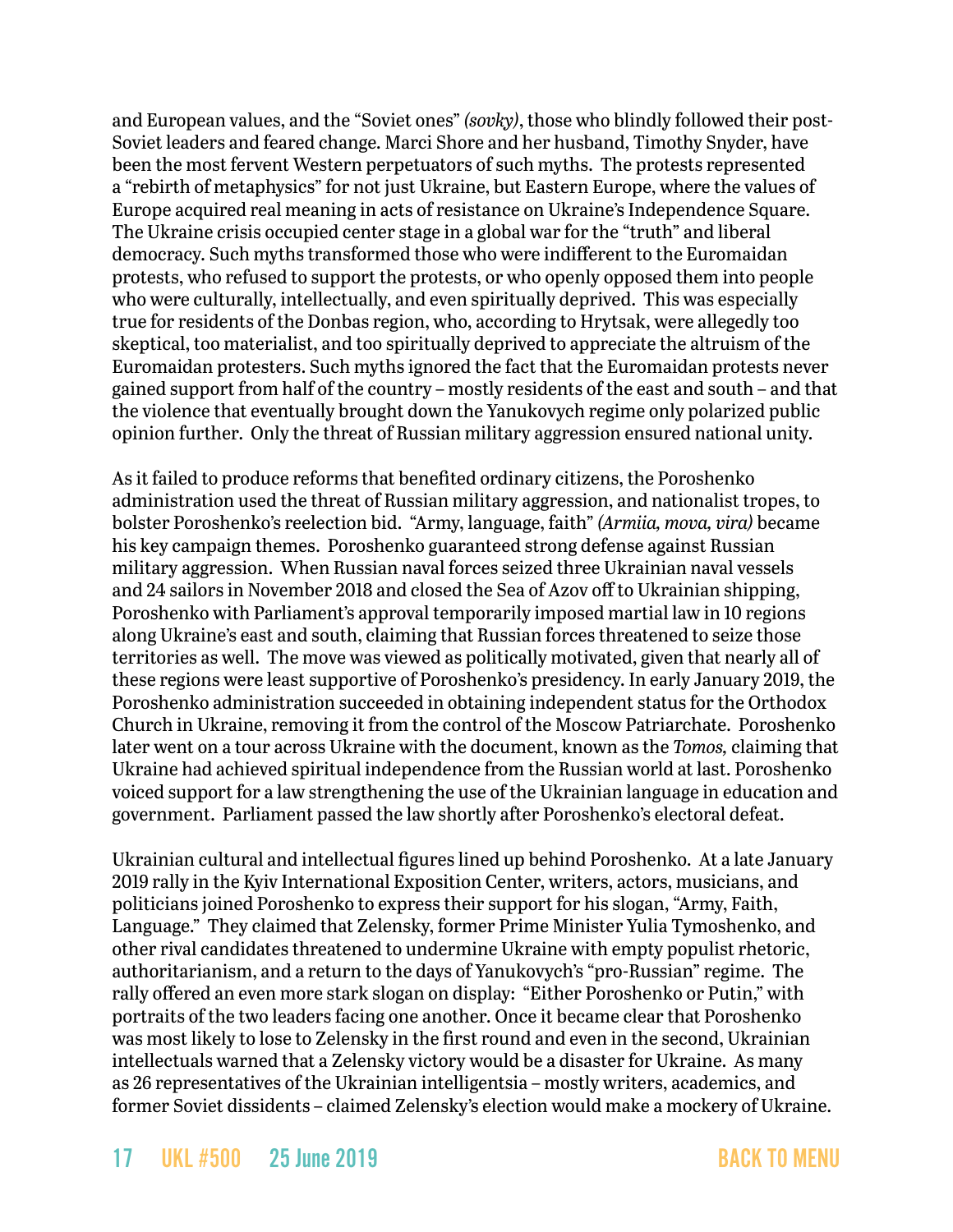and European values, and the "Soviet ones" *(sovky)*, those who blindly followed their post-Soviet leaders and feared change. Marci Shore and her husband, Timothy Snyder, have been the most fervent Western perpetuators of such myths. The protests represented a "rebirth of metaphysics" for not just Ukraine, but Eastern Europe, where the values of Europe acquired real meaning in acts of resistance on Ukraine's Independence Square. The Ukraine crisis occupied center stage in a global war for the "truth" and liberal democracy. Such myths transformed those who were indifferent to the Euromaidan protests, who refused to support the protests, or who openly opposed them into people who were culturally, intellectually, and even spiritually deprived. This was especially true for residents of the Donbas region, who, according to Hrytsak, were allegedly too skeptical, too materialist, and too spiritually deprived to appreciate the altruism of the Euromaidan protesters. Such myths ignored the fact that the Euromaidan protests never gained support from half of the country – mostly residents of the east and south – and that the violence that eventually brought down the Yanukovych regime only polarized public opinion further. Only the threat of Russian military aggression ensured national unity.

As it failed to produce reforms that benefited ordinary citizens, the Poroshenko administration used the threat of Russian military aggression, and nationalist tropes, to bolster Poroshenko's reelection bid. "Army, language, faith" *(Armiia, mova, vira)* became his key campaign themes. Poroshenko guaranteed strong defense against Russian military aggression. When Russian naval forces seized three Ukrainian naval vessels and 24 sailors in November 2018 and closed the Sea of Azov off to Ukrainian shipping, Poroshenko with Parliament's approval temporarily imposed martial law in 10 regions along Ukraine's east and south, claiming that Russian forces threatened to seize those territories as well. The move was viewed as politically motivated, given that nearly all of these regions were least supportive of Poroshenko's presidency. In early January 2019, the Poroshenko administration succeeded in obtaining independent status for the Orthodox Church in Ukraine, removing it from the control of the Moscow Patriarchate. Poroshenko later went on a tour across Ukraine with the document, known as the *Tomos,* claiming that Ukraine had achieved spiritual independence from the Russian world at last. Poroshenko voiced support for a law strengthening the use of the Ukrainian language in education and government. Parliament passed the law shortly after Poroshenko's electoral defeat.

Ukrainian cultural and intellectual figures lined up behind Poroshenko. At a late January 2019 rally in the Kyiv International Exposition Center, writers, actors, musicians, and politicians joined Poroshenko to express their support for his slogan, "Army, Faith, Language." They claimed that Zelensky, former Prime Minister Yulia Tymoshenko, and other rival candidates threatened to undermine Ukraine with empty populist rhetoric, authoritarianism, and a return to the days of Yanukovych's "pro-Russian" regime. The rally offered an even more stark slogan on display: "Either Poroshenko or Putin," with portraits of the two leaders facing one another. Once it became clear that Poroshenko was most likely to lose to Zelensky in the first round and even in the second, Ukrainian intellectuals warned that a Zelensky victory would be a disaster for Ukraine. As many as 26 representatives of the Ukrainian intelligentsia – mostly writers, academics, and former Soviet dissidents – claimed Zelensky's election would make a mockery of Ukraine.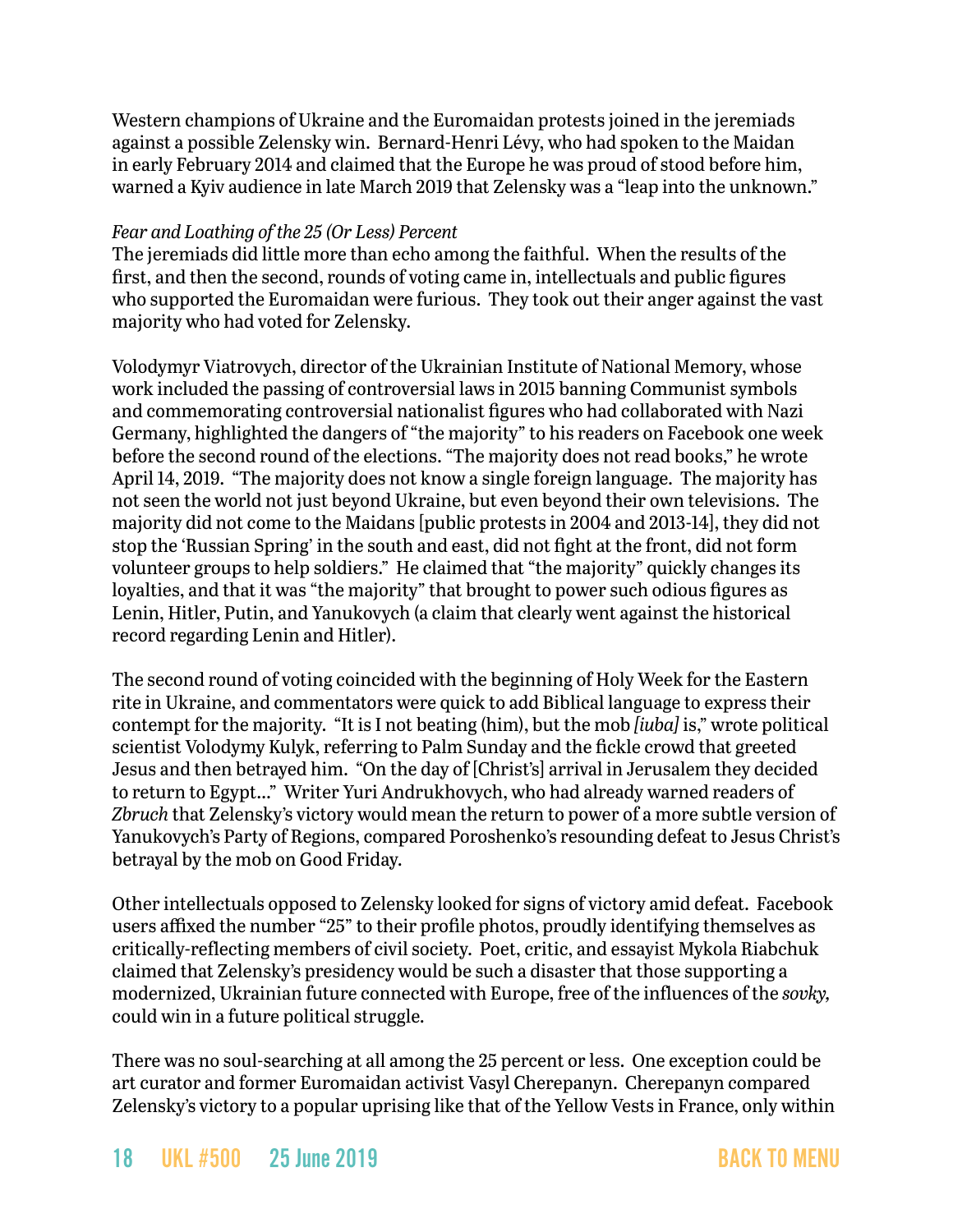Western champions of Ukraine and the Euromaidan protests joined in the jeremiads against a possible Zelensky win. Bernard-Henri Lévy, who had spoken to the Maidan in early February 2014 and claimed that the Europe he was proud of stood before him, warned a Kyiv audience in late March 2019 that Zelensky was a "leap into the unknown."

*Fear and Loathing of the 25 (Or Less) Percent*

The jeremiads did little more than echo among the faithful. When the results of the first, and then the second, rounds of voting came in, intellectuals and public figures who supported the Euromaidan were furious. They took out their anger against the vast majority who had voted for Zelensky.

Volodymyr Viatrovych, director of the Ukrainian Institute of National Memory, whose work included the passing of controversial laws in 2015 banning Communist symbols and commemorating controversial nationalist figures who had collaborated with Nazi Germany, highlighted the dangers of "the majority" to his readers on Facebook one week before the second round of the elections. "The majority does not read books," he wrote April 14, 2019. "The majority does not know a single foreign language. The majority has not seen the world not just beyond Ukraine, but even beyond their own televisions. The majority did not come to the Maidans [public protests in 2004 and 2013-14], they did not stop the 'Russian Spring' in the south and east, did not fight at the front, did not form volunteer groups to help soldiers." He claimed that "the majority" quickly changes its loyalties, and that it was "the majority" that brought to power such odious figures as Lenin, Hitler, Putin, and Yanukovych (a claim that clearly went against the historical record regarding Lenin and Hitler).

The second round of voting coincided with the beginning of Holy Week for the Eastern rite in Ukraine, and commentators were quick to add Biblical language to express their contempt for the majority. "It is I not beating (him), but the mob *[iuba]* is," wrote political scientist Volodymy Kulyk, referring to Palm Sunday and the fickle crowd that greeted Jesus and then betrayed him. "On the day of [Christ's] arrival in Jerusalem they decided to return to Egypt…" Writer Yuri Andrukhovych, who had already warned readers of *Zbruch* that Zelensky's victory would mean the return to power of a more subtle version of Yanukovych's Party of Regions, compared Poroshenko's resounding defeat to Jesus Christ's betrayal by the mob on Good Friday.

Other intellectuals opposed to Zelensky looked for signs of victory amid defeat. Facebook users affixed the number "25" to their profile photos, proudly identifying themselves as critically-reflecting members of civil society. Poet, critic, and essayist Mykola Riabchuk claimed that Zelensky's presidency would be such a disaster that those supporting a modernized, Ukrainian future connected with Europe, free of the influences of the *sovky,* could win in a future political struggle.

There was no soul-searching at all among the 25 percent or less. One exception could be art curator and former Euromaidan activist Vasyl Cherepanyn. Cherepanyn compared Zelensky's victory to a popular uprising like that of the Yellow Vests in France, only within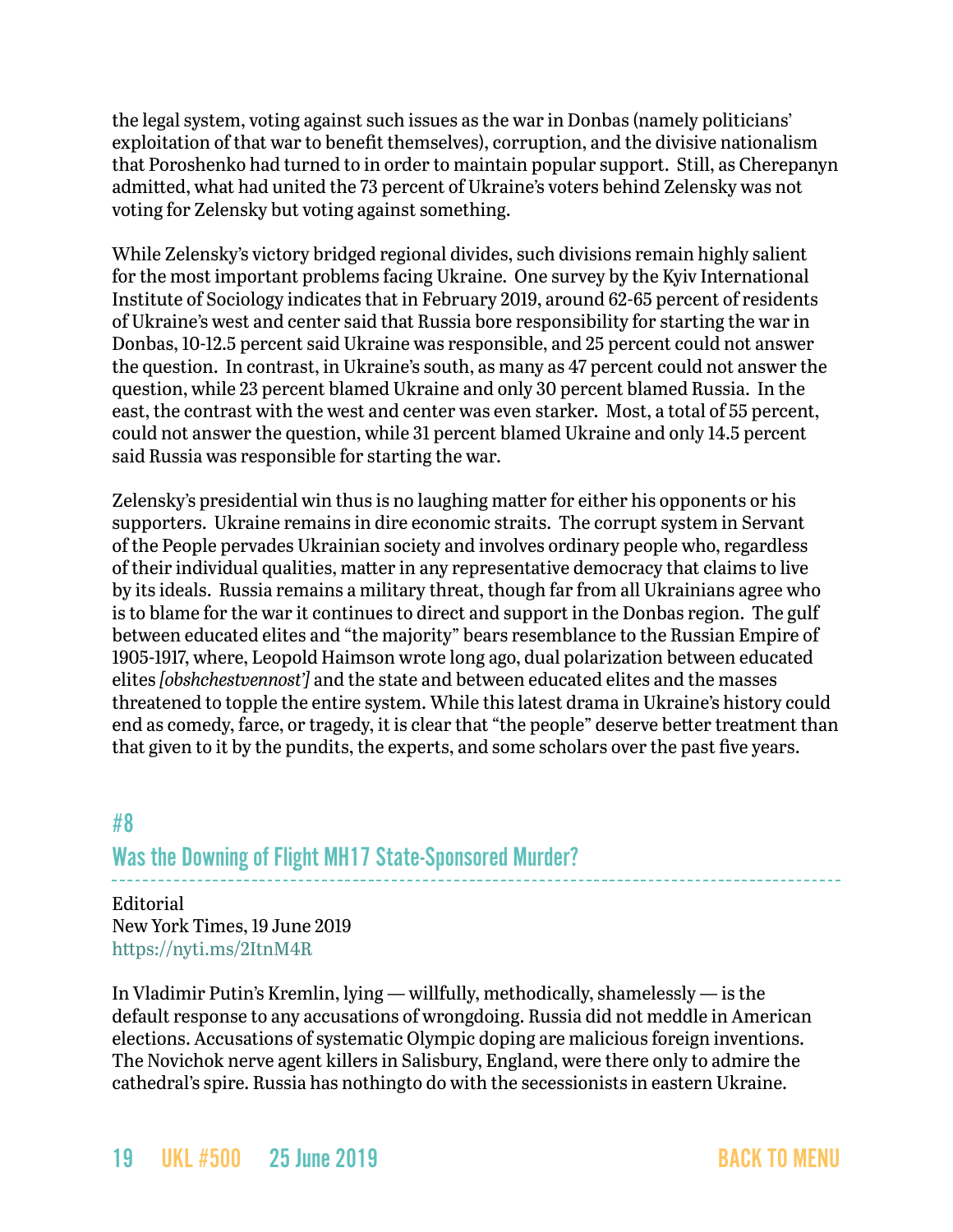the legal system, voting against such issues as the war in Donbas (namely politicians' exploitation of that war to benefit themselves), corruption, and the divisive nationalism that Poroshenko had turned to in order to maintain popular support. Still, as Cherepanyn admitted, what had united the 73 percent of Ukraine's voters behind Zelensky was not voting for Zelensky but voting against something.

While Zelensky's victory bridged regional divides, such divisions remain highly salient for the most important problems facing Ukraine. One survey by the Kyiv International Institute of Sociology indicates that in February 2019, around 62-65 percent of residents of Ukraine's west and center said that Russia bore responsibility for starting the war in Donbas, 10-12.5 percent said Ukraine was responsible, and 25 percent could not answer the question. In contrast, in Ukraine's south, as many as 47 percent could not answer the question, while 23 percent blamed Ukraine and only 30 percent blamed Russia. In the east, the contrast with the west and center was even starker. Most, a total of 55 percent, could not answer the question, while 31 percent blamed Ukraine and only 14.5 percent said Russia was responsible for starting the war.

Zelensky's presidential win thus is no laughing matter for either his opponents or his supporters. Ukraine remains in dire economic straits. The corrupt system in Servant of the People pervades Ukrainian society and involves ordinary people who, regardless of their individual qualities, matter in any representative democracy that claims to live by its ideals. Russia remains a military threat, though far from all Ukrainians agree who is to blame for the war it continues to direct and support in the Donbas region. The gulf between educated elites and "the majority" bears resemblance to the Russian Empire of 1905-1917, where, Leopold Haimson wrote long ago, dual polarization between educated elites *[obshchestvennost']* and the state and between educated elites and the masses threatened to topple the entire system. While this latest drama in Ukraine's history could end as comedy, farce, or tragedy, it is clear that "the people" deserve better treatment than that given to it by the pundits, the experts, and some scholars over the past five years.

## #8

## Was the Downing of Flight MH17 State-Sponsored Murder?

Editorial
New York Times, 19 June 2019
https://nyti.ms/2ItnM4R

In Vladimir Putin's Kremlin, lying — willfully, methodically, shamelessly — is the default response to any accusations of wrongdoing. Russia did not meddle in American elections. Accusations of systematic Olympic doping are malicious foreign inventions. The Novichok nerve agent killers in Salisbury, England, were there only to admire the cathedral's spire. Russia has nothingto do with the secessionists in eastern Ukraine.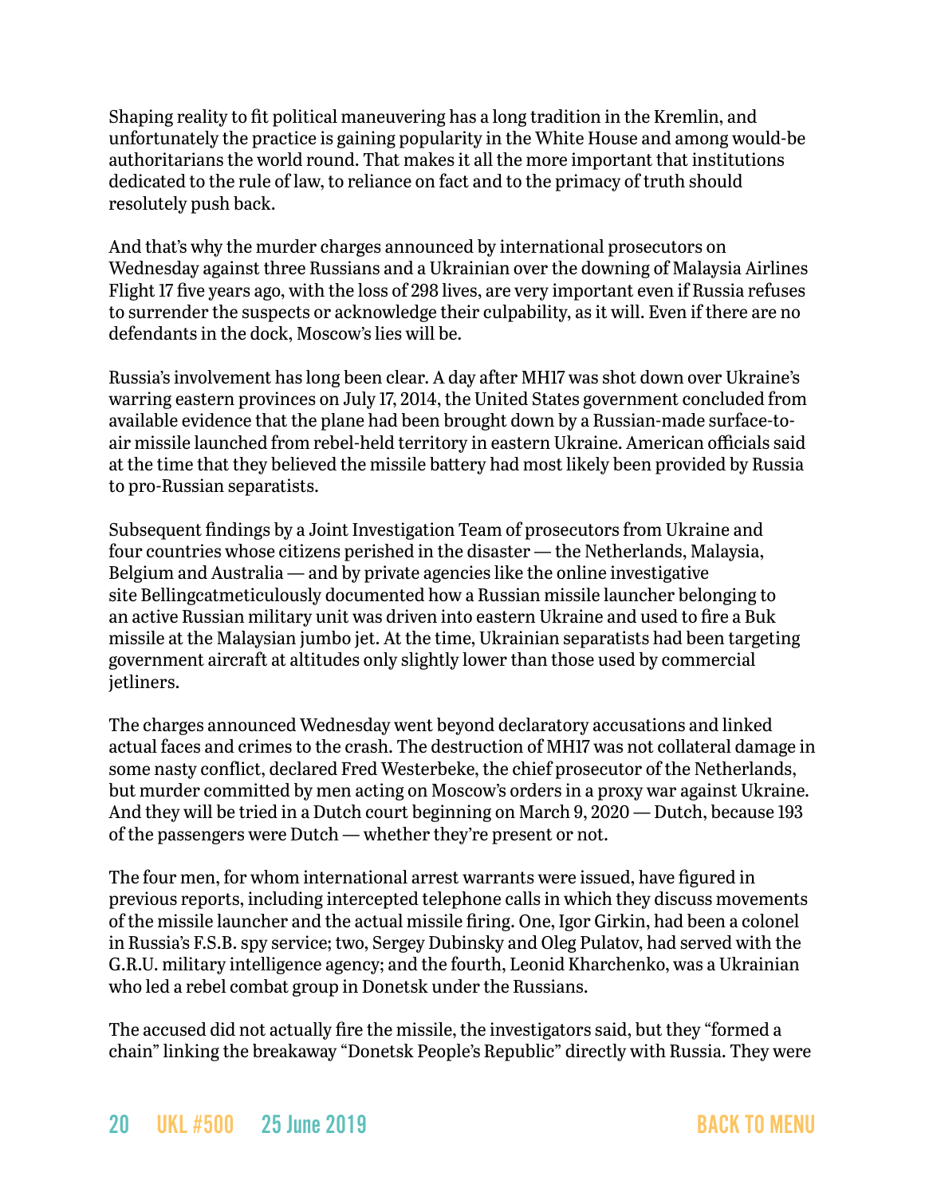Shaping reality to fit political maneuvering has a long tradition in the Kremlin, and unfortunately the practice is gaining popularity in the White House and among would-be authoritarians the world round. That makes it all the more important that institutions dedicated to the rule of law, to reliance on fact and to the primacy of truth should resolutely push back.

And that's why the murder charges announced by international prosecutors on Wednesday against three Russians and a Ukrainian over the downing of Malaysia Airlines Flight 17 five years ago, with the loss of 298 lives, are very important even if Russia refuses to surrender the suspects or acknowledge their culpability, as it will. Even if there are no defendants in the dock, Moscow's lies will be.

Russia's involvement has long been clear. A day after MH17 was shot down over Ukraine's warring eastern provinces on July 17, 2014, the United States government concluded from available evidence that the plane had been brought down by a Russian-made surface-to-air missile launched from rebel-held territory in eastern Ukraine. American officials said at the time that they believed the missile battery had most likely been provided by Russia to pro-Russian separatists.

Subsequent findings by a Joint Investigation Team of prosecutors from Ukraine and four countries whose citizens perished in the disaster — the Netherlands, Malaysia, Belgium and Australia — and by private agencies like the online investigative site Bellingcatmeticulously documented how a Russian missile launcher belonging to an active Russian military unit was driven into eastern Ukraine and used to fire a Buk missile at the Malaysian jumbo jet. At the time, Ukrainian separatists had been targeting government aircraft at altitudes only slightly lower than those used by commercial jetliners.

The charges announced Wednesday went beyond declaratory accusations and linked actual faces and crimes to the crash. The destruction of MH17 was not collateral damage in some nasty conflict, declared Fred Westerbeke, the chief prosecutor of the Netherlands, but murder committed by men acting on Moscow's orders in a proxy war against Ukraine. And they will be tried in a Dutch court beginning on March 9, 2020 — Dutch, because 193 of the passengers were Dutch — whether they're present or not.

The four men, for whom international arrest warrants were issued, have figured in previous reports, including intercepted telephone calls in which they discuss movements of the missile launcher and the actual missile firing. One, Igor Girkin, had been a colonel in Russia's F.S.B. spy service; two, Sergey Dubinsky and Oleg Pulatov, had served with the G.R.U. military intelligence agency; and the fourth, Leonid Kharchenko, was a Ukrainian who led a rebel combat group in Donetsk under the Russians.

The accused did not actually fire the missile, the investigators said, but they "formed a chain" linking the breakaway "Donetsk People's Republic" directly with Russia. They were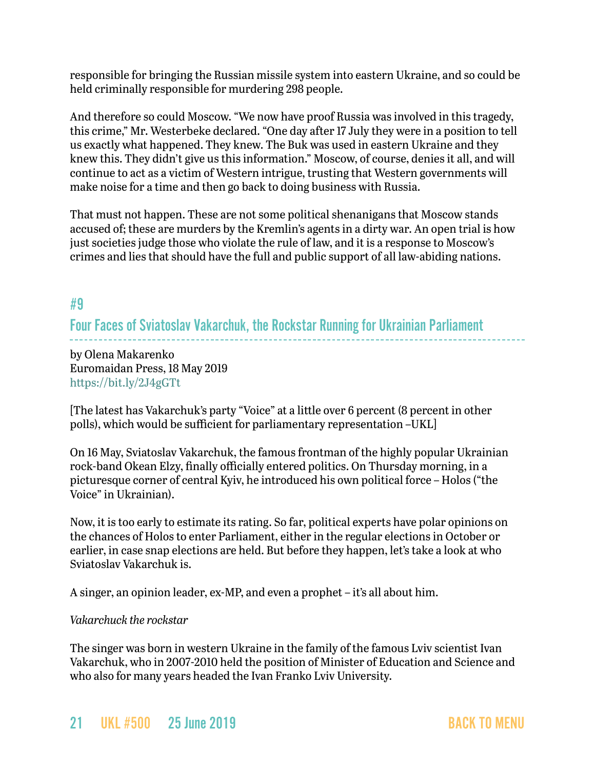responsible for bringing the Russian missile system into eastern Ukraine, and so could be held criminally responsible for murdering 298 people.

And therefore so could Moscow. "We now have proof Russia was involved in this tragedy, this crime," Mr. Westerbeke declared. "One day after 17 July they were in a position to tell us exactly what happened. They knew. The Buk was used in eastern Ukraine and they knew this. They didn't give us this information." Moscow, of course, denies it all, and will continue to act as a victim of Western intrigue, trusting that Western governments will make noise for a time and then go back to doing business with Russia.

That must not happen. These are not some political shenanigans that Moscow stands accused of; these are murders by the Kremlin's agents in a dirty war. An open trial is how just societies judge those who violate the rule of law, and it is a response to Moscow's crimes and lies that should have the full and public support of all law-abiding nations.

## #9

## Four Faces of Sviatoslav Vakarchuk, the Rockstar Running for Ukrainian Parliament

by Olena Makarenko
Euromaidan Press, 18 May 2019
https://bit.ly/2J4gGTt

[The latest has Vakarchuk's party "Voice" at a little over 6 percent (8 percent in other polls), which would be sufficient for parliamentary representation –UKL]

On 16 May, Sviatoslav Vakarchuk, the famous frontman of the highly popular Ukrainian rock-band Okean Elzy, finally officially entered politics. On Thursday morning, in a picturesque corner of central Kyiv, he introduced his own political force – Holos ("the Voice" in Ukrainian).

Now, it is too early to estimate its rating. So far, political experts have polar opinions on the chances of Holos to enter Parliament, either in the regular elections in October or earlier, in case snap elections are held. But before they happen, let's take a look at who Sviatoslav Vakarchuk is.

A singer, an opinion leader, ex-MP, and even a prophet – it's all about him.

*Vakarchuck the rockstar*

The singer was born in western Ukraine in the family of the famous Lviv scientist Ivan Vakarchuk, who in 2007-2010 held the position of Minister of Education and Science and who also for many years headed the Ivan Franko Lviv University.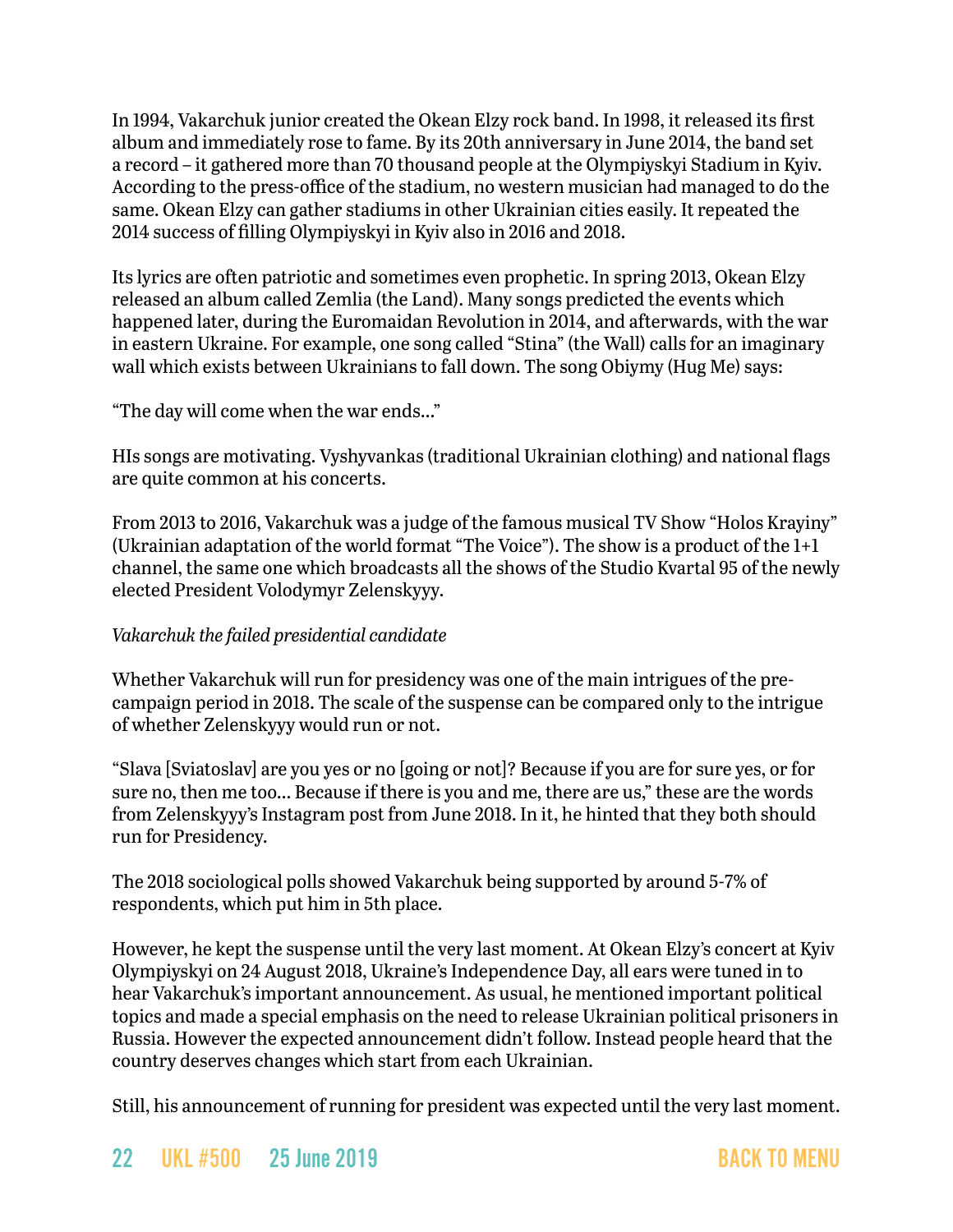In 1994, Vakarchuk junior created the Okean Elzy rock band. In 1998, it released its first album and immediately rose to fame. By its 20th anniversary in June 2014, the band set a record – it gathered more than 70 thousand people at the Olympiyskyi Stadium in Kyiv. According to the press-office of the stadium, no western musician had managed to do the same. Okean Elzy can gather stadiums in other Ukrainian cities easily. It repeated the 2014 success of filling Olympiyskyi in Kyiv also in 2016 and 2018.

Its lyrics are often patriotic and sometimes even prophetic. In spring 2013, Okean Elzy released an album called Zemlia (the Land). Many songs predicted the events which happened later, during the Euromaidan Revolution in 2014, and afterwards, with the war in eastern Ukraine. For example, one song called "Stina" (the Wall) calls for an imaginary wall which exists between Ukrainians to fall down. The song Obiymy (Hug Me) says:

"The day will come when the war ends..."

HIs songs are motivating. Vyshyvankas (traditional Ukrainian clothing) and national flags are quite common at his concerts.

From 2013 to 2016, Vakarchuk was a judge of the famous musical TV Show "Holos Krayiny" (Ukrainian adaptation of the world format "The Voice"). The show is a product of the 1+1 channel, the same one which broadcasts all the shows of the Studio Kvartal 95 of the newly elected President Volodymyr Zelenskyyy.

*Vakarchuk the failed presidential candidate*

Whether Vakarchuk will run for presidency was one of the main intrigues of the pre-campaign period in 2018. The scale of the suspense can be compared only to the intrigue of whether Zelenskyyy would run or not.

"Slava [Sviatoslav] are you yes or no [going or not]? Because if you are for sure yes, or for sure no, then me too... Because if there is you and me, there are us," these are the words from Zelenskyyy's Instagram post from June 2018. In it, he hinted that they both should run for Presidency.

The 2018 sociological polls showed Vakarchuk being supported by around 5-7% of respondents, which put him in 5th place.

However, he kept the suspense until the very last moment. At Okean Elzy's concert at Kyiv Olympiyskyi on 24 August 2018, Ukraine's Independence Day, all ears were tuned in to hear Vakarchuk's important announcement. As usual, he mentioned important political topics and made a special emphasis on the need to release Ukrainian political prisoners in Russia. However the expected announcement didn't follow. Instead people heard that the country deserves changes which start from each Ukrainian.

Still, his announcement of running for president was expected until the very last moment.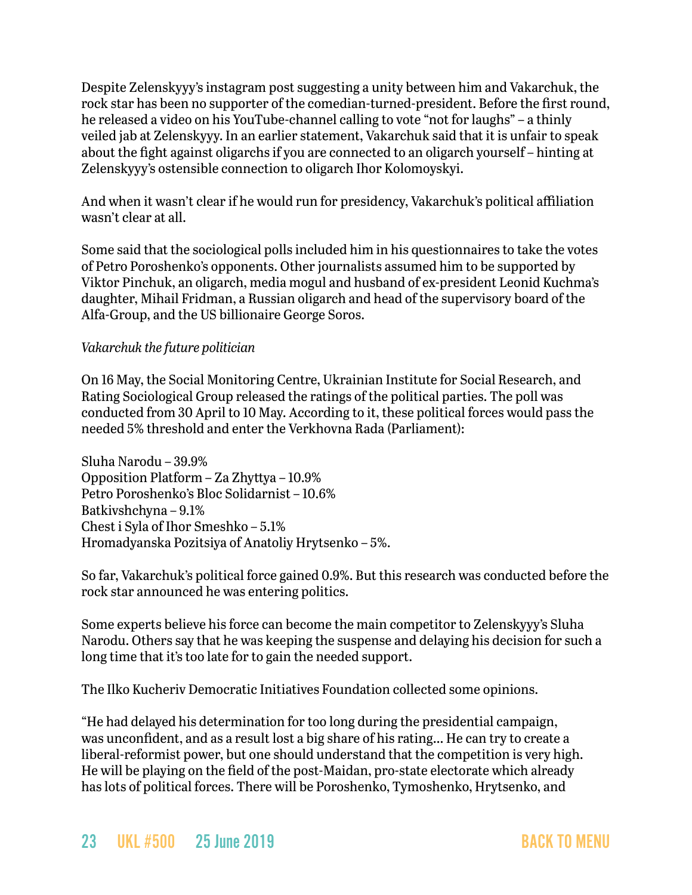Despite Zelenskyyy's instagram post suggesting a unity between him and Vakarchuk, the rock star has been no supporter of the comedian-turned-president. Before the first round, he released a video on his YouTube-channel calling to vote "not for laughs" – a thinly veiled jab at Zelenskyyy. In an earlier statement, Vakarchuk said that it is unfair to speak about the fight against oligarchs if you are connected to an oligarch yourself – hinting at Zelenskyyy's ostensible connection to oligarch Ihor Kolomoyskyi.

And when it wasn't clear if he would run for presidency, Vakarchuk's political affiliation wasn't clear at all.

Some said that the sociological polls included him in his questionnaires to take the votes of Petro Poroshenko's opponents. Other journalists assumed him to be supported by Viktor Pinchuk, an oligarch, media mogul and husband of ex-president Leonid Kuchma's daughter, Mihail Fridman, a Russian oligarch and head of the supervisory board of the Alfa-Group, and the US billionaire George Soros.

*Vakarchuk the future politician*

On 16 May, the Social Monitoring Centre, Ukrainian Institute for Social Research, and Rating Sociological Group released the ratings of the political parties. The poll was conducted from 30 April to 10 May. According to it, these political forces would pass the needed 5% threshold and enter the Verkhovna Rada (Parliament):

Sluha Narodu – 39.9%
Opposition Platform – Za Zhyttya – 10.9%
Petro Poroshenko's Bloc Solidarnist – 10.6%
Batkivshchyna – 9.1%
Chest i Syla of Ihor Smeshko – 5.1%
Hromadyanska Pozitsiya of Anatoliy Hrytsenko – 5%.

So far, Vakarchuk's political force gained 0.9%. But this research was conducted before the rock star announced he was entering politics.

Some experts believe his force can become the main competitor to Zelenskyyy's Sluha Narodu. Others say that he was keeping the suspense and delaying his decision for such a long time that it's too late for to gain the needed support.

The Ilko Kucheriv Democratic Initiatives Foundation collected some opinions.

"He had delayed his determination for too long during the presidential campaign, was unconfident, and as a result lost a big share of his rating... He can try to create a liberal-reformist power, but one should understand that the competition is very high. He will be playing on the field of the post-Maidan, pro-state electorate which already has lots of political forces. There will be Poroshenko, Tymoshenko, Hrytsenko, and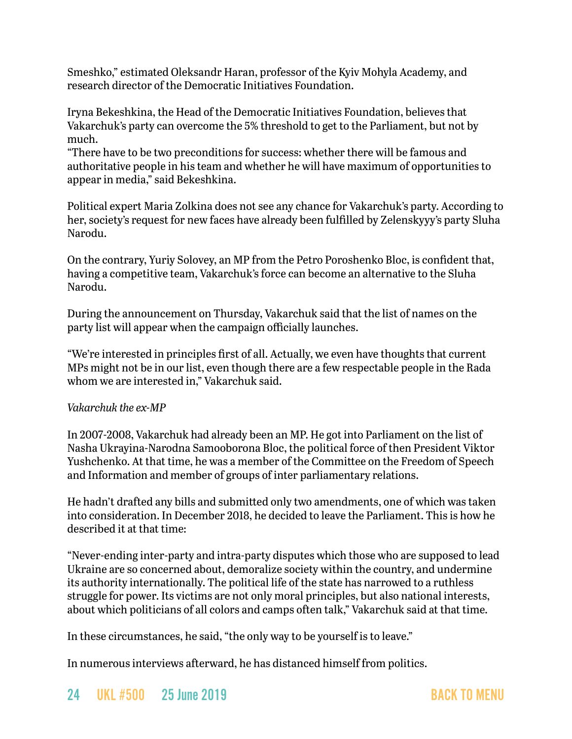Smeshko," estimated Oleksandr Haran, professor of the Kyiv Mohyla Academy, and research director of the Democratic Initiatives Foundation.

Iryna Bekeshkina, the Head of the Democratic Initiatives Foundation, believes that Vakarchuk's party can overcome the 5% threshold to get to the Parliament, but not by much.

"There have to be two preconditions for success: whether there will be famous and authoritative people in his team and whether he will have maximum of opportunities to appear in media," said Bekeshkina.

Political expert Maria Zolkina does not see any chance for Vakarchuk's party. According to her, society's request for new faces have already been fulfilled by Zelenskyyy's party Sluha Narodu.

On the contrary, Yuriy Solovey, an MP from the Petro Poroshenko Bloc, is confident that, having a competitive team, Vakarchuk's force can become an alternative to the Sluha Narodu.

During the announcement on Thursday, Vakarchuk said that the list of names on the party list will appear when the campaign officially launches.

"We're interested in principles first of all. Actually, we even have thoughts that current MPs might not be in our list, even though there are a few respectable people in the Rada whom we are interested in," Vakarchuk said.

*Vakarchuk the ex-MP*

In 2007-2008, Vakarchuk had already been an MP. He got into Parliament on the list of Nasha Ukrayina-Narodna Samooborona Bloc, the political force of then President Viktor Yushchenko. At that time, he was a member of the Committee on the Freedom of Speech and Information and member of groups of inter parliamentary relations.

He hadn't drafted any bills and submitted only two amendments, one of which was taken into consideration. In December 2018, he decided to leave the Parliament. This is how he described it at that time:

"Never-ending inter-party and intra-party disputes which those who are supposed to lead Ukraine are so concerned about, demoralize society within the country, and undermine its authority internationally. The political life of the state has narrowed to a ruthless struggle for power. Its victims are not only moral principles, but also national interests, about which politicians of all colors and camps often talk," Vakarchuk said at that time.

In these circumstances, he said, "the only way to be yourself is to leave."

In numerous interviews afterward, he has distanced himself from politics.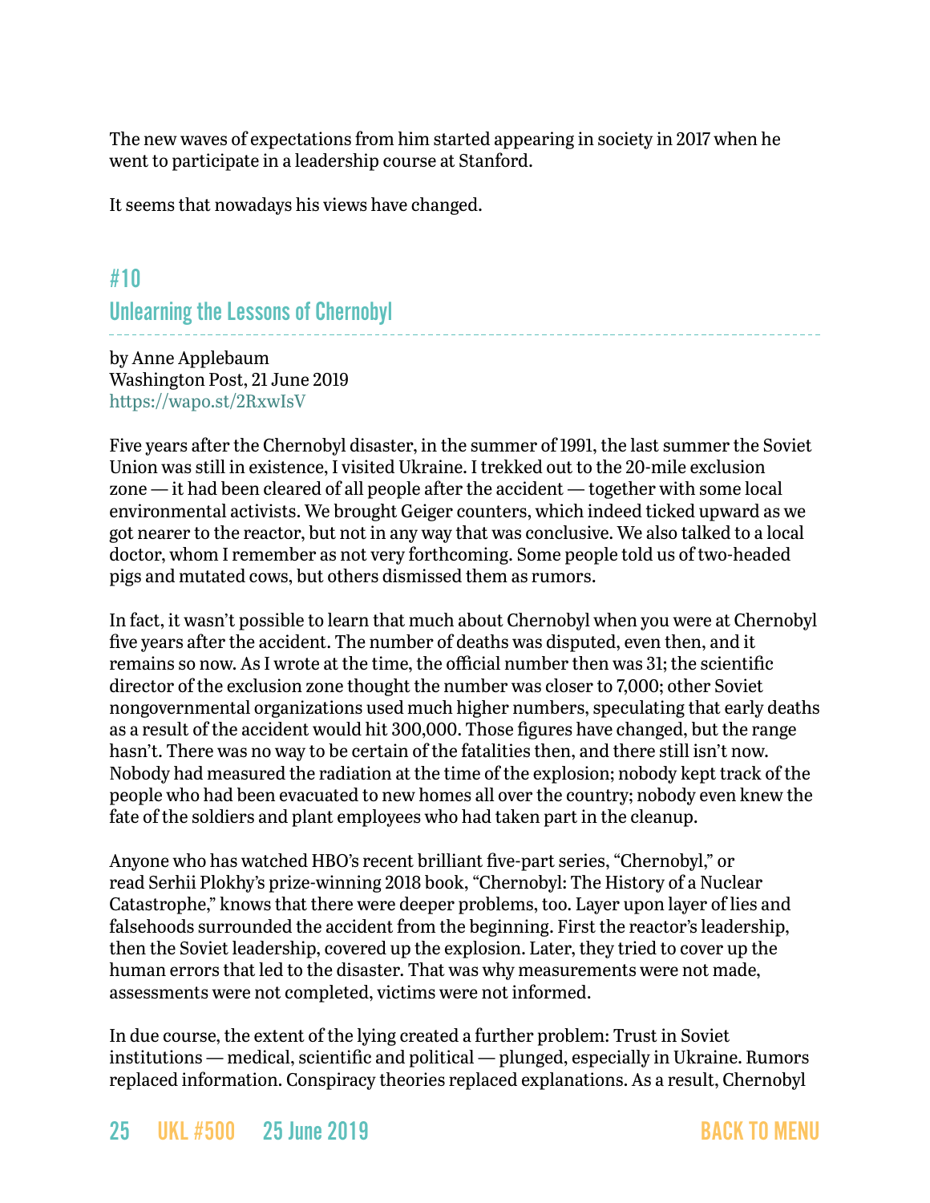The new waves of expectations from him started appearing in society in 2017 when he went to participate in a leadership course at Stanford.

It seems that nowadays his views have changed.

## #10
## Unlearning the Lessons of Chernobyl

by Anne Applebaum
Washington Post, 21 June 2019
https://wapo.st/2RxwIsV

Five years after the Chernobyl disaster, in the summer of 1991, the last summer the Soviet Union was still in existence, I visited Ukraine. I trekked out to the 20-mile exclusion zone — it had been cleared of all people after the accident — together with some local environmental activists. We brought Geiger counters, which indeed ticked upward as we got nearer to the reactor, but not in any way that was conclusive. We also talked to a local doctor, whom I remember as not very forthcoming. Some people told us of two-headed pigs and mutated cows, but others dismissed them as rumors.

In fact, it wasn't possible to learn that much about Chernobyl when you were at Chernobyl five years after the accident. The number of deaths was disputed, even then, and it remains so now. As I wrote at the time, the official number then was 31; the scientific director of the exclusion zone thought the number was closer to 7,000; other Soviet nongovernmental organizations used much higher numbers, speculating that early deaths as a result of the accident would hit 300,000. Those figures have changed, but the range hasn't. There was no way to be certain of the fatalities then, and there still isn't now. Nobody had measured the radiation at the time of the explosion; nobody kept track of the people who had been evacuated to new homes all over the country; nobody even knew the fate of the soldiers and plant employees who had taken part in the cleanup.

Anyone who has watched HBO's recent brilliant five-part series, "Chernobyl," or read Serhii Plokhy's prize-winning 2018 book, "Chernobyl: The History of a Nuclear Catastrophe," knows that there were deeper problems, too. Layer upon layer of lies and falsehoods surrounded the accident from the beginning. First the reactor's leadership, then the Soviet leadership, covered up the explosion. Later, they tried to cover up the human errors that led to the disaster. That was why measurements were not made, assessments were not completed, victims were not informed.

In due course, the extent of the lying created a further problem: Trust in Soviet institutions — medical, scientific and political — plunged, especially in Ukraine. Rumors replaced information. Conspiracy theories replaced explanations. As a result, Chernobyl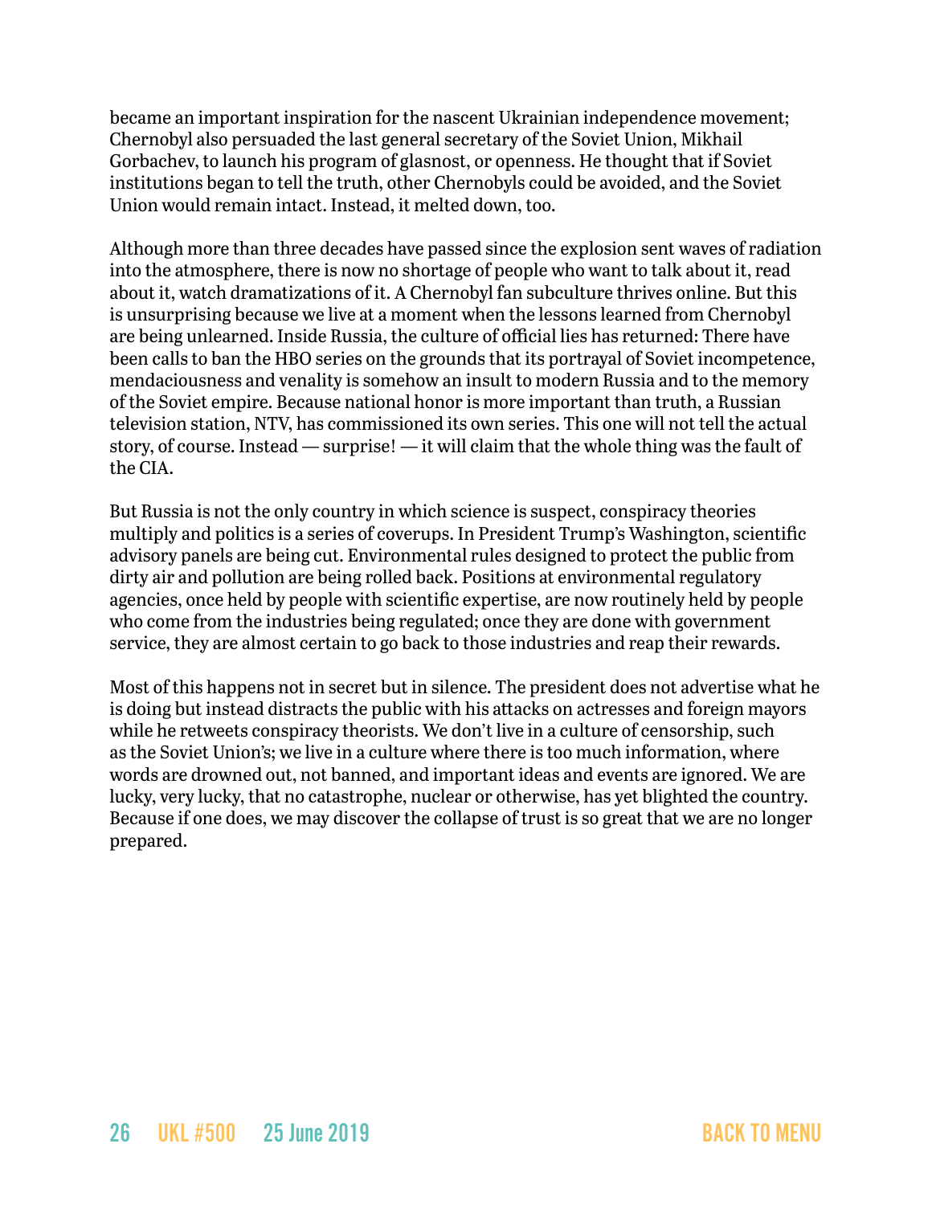became an important inspiration for the nascent Ukrainian independence movement; Chernobyl also persuaded the last general secretary of the Soviet Union, Mikhail Gorbachev, to launch his program of glasnost, or openness. He thought that if Soviet institutions began to tell the truth, other Chernobyls could be avoided, and the Soviet Union would remain intact. Instead, it melted down, too.

Although more than three decades have passed since the explosion sent waves of radiation into the atmosphere, there is now no shortage of people who want to talk about it, read about it, watch dramatizations of it. A Chernobyl fan subculture thrives online. But this is unsurprising because we live at a moment when the lessons learned from Chernobyl are being unlearned. Inside Russia, the culture of official lies has returned: There have been calls to ban the HBO series on the grounds that its portrayal of Soviet incompetence, mendaciousness and venality is somehow an insult to modern Russia and to the memory of the Soviet empire. Because national honor is more important than truth, a Russian television station, NTV, has commissioned its own series. This one will not tell the actual story, of course. Instead — surprise! — it will claim that the whole thing was the fault of the CIA.

But Russia is not the only country in which science is suspect, conspiracy theories multiply and politics is a series of coverups. In President Trump's Washington, scientific advisory panels are being cut. Environmental rules designed to protect the public from dirty air and pollution are being rolled back. Positions at environmental regulatory agencies, once held by people with scientific expertise, are now routinely held by people who come from the industries being regulated; once they are done with government service, they are almost certain to go back to those industries and reap their rewards.

Most of this happens not in secret but in silence. The president does not advertise what he is doing but instead distracts the public with his attacks on actresses and foreign mayors while he retweets conspiracy theorists. We don't live in a culture of censorship, such as the Soviet Union's; we live in a culture where there is too much information, where words are drowned out, not banned, and important ideas and events are ignored. We are lucky, very lucky, that no catastrophe, nuclear or otherwise, has yet blighted the country. Because if one does, we may discover the collapse of trust is so great that we are no longer prepared.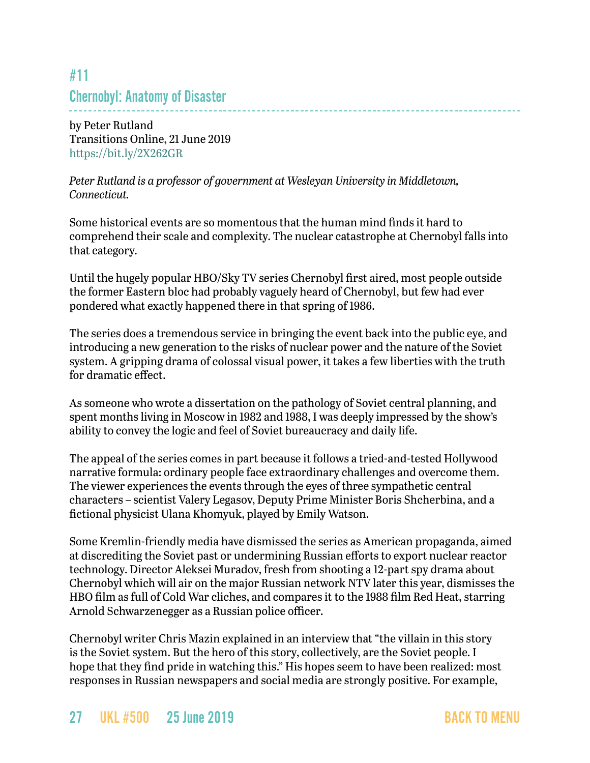## #11

## Chernobyl: Anatomy of Disaster

by Peter Rutland
Transitions Online, 21 June 2019
https://bit.ly/2X262GR

*Peter Rutland is a professor of government at Wesleyan University in Middletown, Connecticut.*

Some historical events are so momentous that the human mind finds it hard to comprehend their scale and complexity. The nuclear catastrophe at Chernobyl falls into that category.

Until the hugely popular HBO/Sky TV series Chernobyl first aired, most people outside the former Eastern bloc had probably vaguely heard of Chernobyl, but few had ever pondered what exactly happened there in that spring of 1986.

The series does a tremendous service in bringing the event back into the public eye, and introducing a new generation to the risks of nuclear power and the nature of the Soviet system. A gripping drama of colossal visual power, it takes a few liberties with the truth for dramatic effect.

As someone who wrote a dissertation on the pathology of Soviet central planning, and spent months living in Moscow in 1982 and 1988, I was deeply impressed by the show's ability to convey the logic and feel of Soviet bureaucracy and daily life.

The appeal of the series comes in part because it follows a tried-and-tested Hollywood narrative formula: ordinary people face extraordinary challenges and overcome them. The viewer experiences the events through the eyes of three sympathetic central characters – scientist Valery Legasov, Deputy Prime Minister Boris Shcherbina, and a fictional physicist Ulana Khomyuk, played by Emily Watson.

Some Kremlin-friendly media have dismissed the series as American propaganda, aimed at discrediting the Soviet past or undermining Russian efforts to export nuclear reactor technology. Director Aleksei Muradov, fresh from shooting a 12-part spy drama about Chernobyl which will air on the major Russian network NTV later this year, dismisses the HBO film as full of Cold War cliches, and compares it to the 1988 film Red Heat, starring Arnold Schwarzenegger as a Russian police officer.

Chernobyl writer Chris Mazin explained in an interview that "the villain in this story is the Soviet system. But the hero of this story, collectively, are the Soviet people. I hope that they find pride in watching this." His hopes seem to have been realized: most responses in Russian newspapers and social media are strongly positive. For example,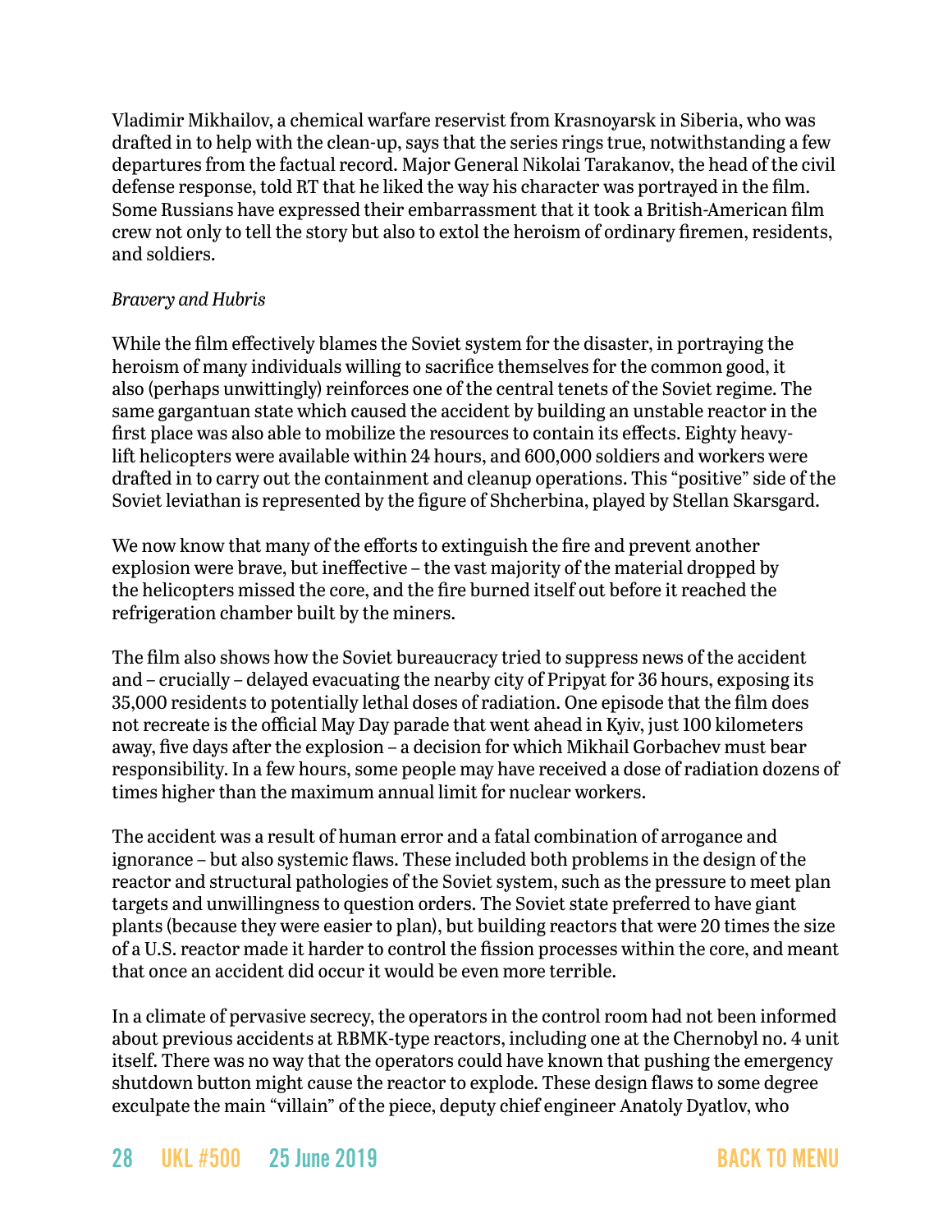Vladimir Mikhailov, a chemical warfare reservist from Krasnoyarsk in Siberia, who was drafted in to help with the clean-up, says that the series rings true, notwithstanding a few departures from the factual record. Major General Nikolai Tarakanov, the head of the civil defense response, told RT that he liked the way his character was portrayed in the film. Some Russians have expressed their embarrassment that it took a British-American film crew not only to tell the story but also to extol the heroism of ordinary firemen, residents, and soldiers.

*Bravery and Hubris*

While the film effectively blames the Soviet system for the disaster, in portraying the heroism of many individuals willing to sacrifice themselves for the common good, it also (perhaps unwittingly) reinforces one of the central tenets of the Soviet regime. The same gargantuan state which caused the accident by building an unstable reactor in the first place was also able to mobilize the resources to contain its effects. Eighty heavy-lift helicopters were available within 24 hours, and 600,000 soldiers and workers were drafted in to carry out the containment and cleanup operations. This "positive" side of the Soviet leviathan is represented by the figure of Shcherbina, played by Stellan Skarsgard.

We now know that many of the efforts to extinguish the fire and prevent another explosion were brave, but ineffective – the vast majority of the material dropped by the helicopters missed the core, and the fire burned itself out before it reached the refrigeration chamber built by the miners.

The film also shows how the Soviet bureaucracy tried to suppress news of the accident and – crucially – delayed evacuating the nearby city of Pripyat for 36 hours, exposing its 35,000 residents to potentially lethal doses of radiation. One episode that the film does not recreate is the official May Day parade that went ahead in Kyiv, just 100 kilometers away, five days after the explosion – a decision for which Mikhail Gorbachev must bear responsibility. In a few hours, some people may have received a dose of radiation dozens of times higher than the maximum annual limit for nuclear workers.

The accident was a result of human error and a fatal combination of arrogance and ignorance – but also systemic flaws. These included both problems in the design of the reactor and structural pathologies of the Soviet system, such as the pressure to meet plan targets and unwillingness to question orders. The Soviet state preferred to have giant plants (because they were easier to plan), but building reactors that were 20 times the size of a U.S. reactor made it harder to control the fission processes within the core, and meant that once an accident did occur it would be even more terrible.

In a climate of pervasive secrecy, the operators in the control room had not been informed about previous accidents at RBMK-type reactors, including one at the Chernobyl no. 4 unit itself. There was no way that the operators could have known that pushing the emergency shutdown button might cause the reactor to explode. These design flaws to some degree exculpate the main "villain" of the piece, deputy chief engineer Anatoly Dyatlov, who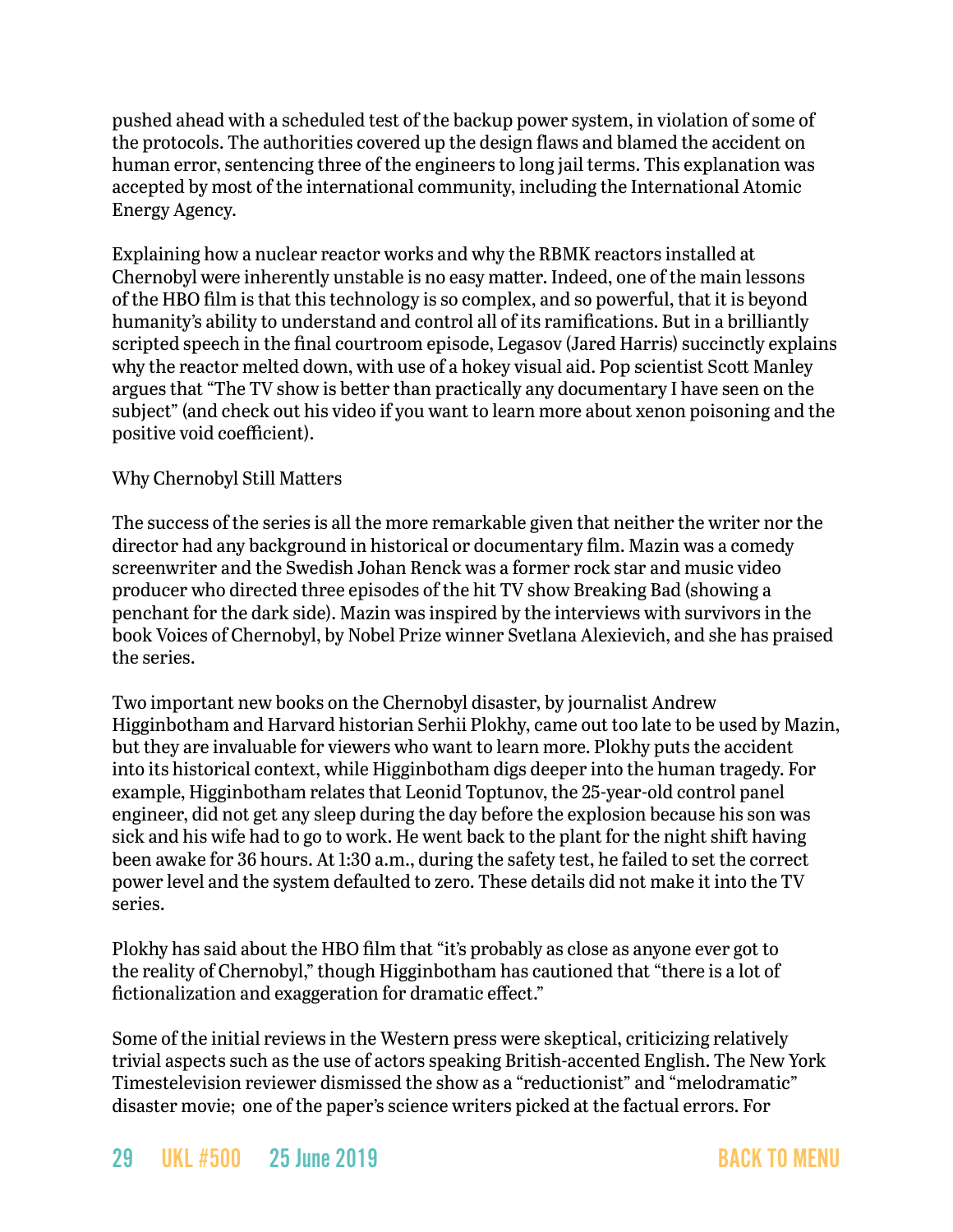pushed ahead with a scheduled test of the backup power system, in violation of some of the protocols. The authorities covered up the design flaws and blamed the accident on human error, sentencing three of the engineers to long jail terms. This explanation was accepted by most of the international community, including the International Atomic Energy Agency.

Explaining how a nuclear reactor works and why the RBMK reactors installed at Chernobyl were inherently unstable is no easy matter. Indeed, one of the main lessons of the HBO film is that this technology is so complex, and so powerful, that it is beyond humanity's ability to understand and control all of its ramifications. But in a brilliantly scripted speech in the final courtroom episode, Legasov (Jared Harris) succinctly explains why the reactor melted down, with use of a hokey visual aid. Pop scientist Scott Manley argues that "The TV show is better than practically any documentary I have seen on the subject" (and check out his video if you want to learn more about xenon poisoning and the positive void coefficient).

## Why Chernobyl Still Matters

The success of the series is all the more remarkable given that neither the writer nor the director had any background in historical or documentary film. Mazin was a comedy screenwriter and the Swedish Johan Renck was a former rock star and music video producer who directed three episodes of the hit TV show Breaking Bad (showing a penchant for the dark side). Mazin was inspired by the interviews with survivors in the book Voices of Chernobyl, by Nobel Prize winner Svetlana Alexievich, and she has praised the series.

Two important new books on the Chernobyl disaster, by journalist Andrew Higginbotham and Harvard historian Serhii Plokhy, came out too late to be used by Mazin, but they are invaluable for viewers who want to learn more. Plokhy puts the accident into its historical context, while Higginbotham digs deeper into the human tragedy. For example, Higginbotham relates that Leonid Toptunov, the 25-year-old control panel engineer, did not get any sleep during the day before the explosion because his son was sick and his wife had to go to work. He went back to the plant for the night shift having been awake for 36 hours. At 1:30 a.m., during the safety test, he failed to set the correct power level and the system defaulted to zero. These details did not make it into the TV series.

Plokhy has said about the HBO film that "it's probably as close as anyone ever got to the reality of Chernobyl," though Higginbotham has cautioned that "there is a lot of fictionalization and exaggeration for dramatic effect."

Some of the initial reviews in the Western press were skeptical, criticizing relatively trivial aspects such as the use of actors speaking British-accented English. The New York Timestelevision reviewer dismissed the show as a "reductionist" and "melodramatic" disaster movie; one of the paper's science writers picked at the factual errors. For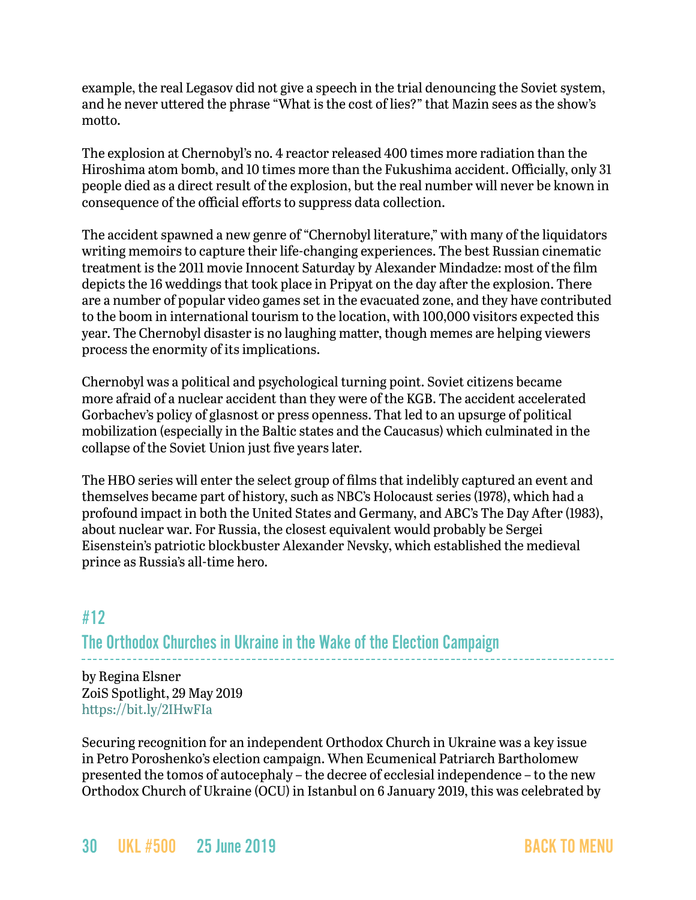example, the real Legasov did not give a speech in the trial denouncing the Soviet system, and he never uttered the phrase "What is the cost of lies?" that Mazin sees as the show's motto.

The explosion at Chernobyl's no. 4 reactor released 400 times more radiation than the Hiroshima atom bomb, and 10 times more than the Fukushima accident. Officially, only 31 people died as a direct result of the explosion, but the real number will never be known in consequence of the official efforts to suppress data collection.

The accident spawned a new genre of "Chernobyl literature," with many of the liquidators writing memoirs to capture their life-changing experiences. The best Russian cinematic treatment is the 2011 movie Innocent Saturday by Alexander Mindadze: most of the film depicts the 16 weddings that took place in Pripyat on the day after the explosion. There are a number of popular video games set in the evacuated zone, and they have contributed to the boom in international tourism to the location, with 100,000 visitors expected this year. The Chernobyl disaster is no laughing matter, though memes are helping viewers process the enormity of its implications.

Chernobyl was a political and psychological turning point. Soviet citizens became more afraid of a nuclear accident than they were of the KGB. The accident accelerated Gorbachev's policy of glasnost or press openness. That led to an upsurge of political mobilization (especially in the Baltic states and the Caucasus) which culminated in the collapse of the Soviet Union just five years later.

The HBO series will enter the select group of films that indelibly captured an event and themselves became part of history, such as NBC's Holocaust series (1978), which had a profound impact in both the United States and Germany, and ABC's The Day After (1983), about nuclear war. For Russia, the closest equivalent would probably be Sergei Eisenstein's patriotic blockbuster Alexander Nevsky, which established the medieval prince as Russia's all-time hero.

## #12

## The Orthodox Churches in Ukraine in the Wake of the Election Campaign

by Regina Elsner
ZoiS Spotlight, 29 May 2019
https://bit.ly/2IHwFIa

Securing recognition for an independent Orthodox Church in Ukraine was a key issue in Petro Poroshenko's election campaign. When Ecumenical Patriarch Bartholomew presented the tomos of autocephaly – the decree of ecclesial independence – to the new Orthodox Church of Ukraine (OCU) in Istanbul on 6 January 2019, this was celebrated by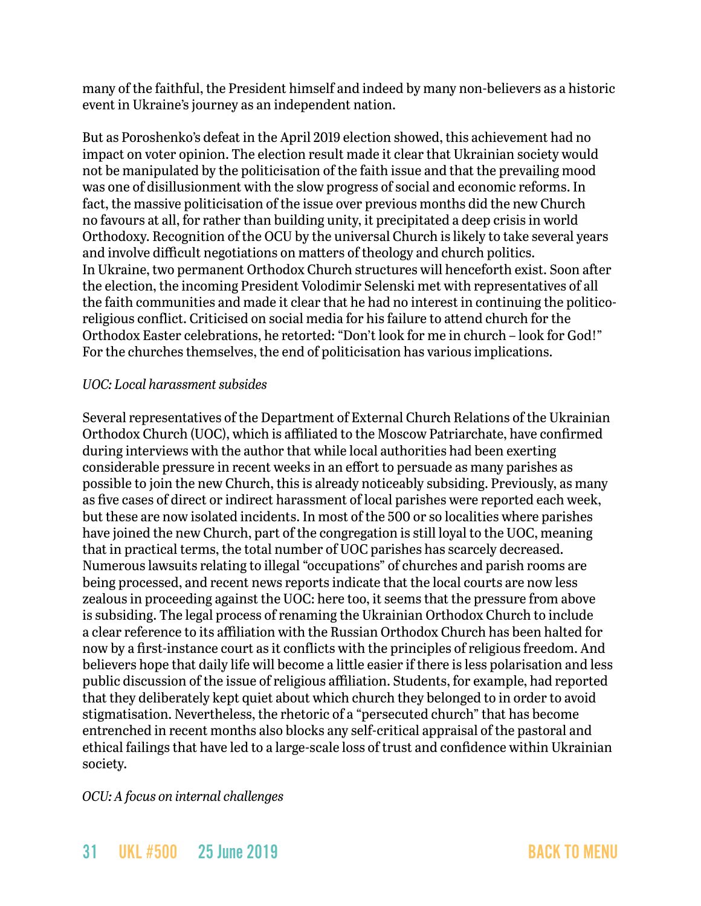many of the faithful, the President himself and indeed by many non-believers as a historic event in Ukraine's journey as an independent nation.

But as Poroshenko's defeat in the April 2019 election showed, this achievement had no impact on voter opinion. The election result made it clear that Ukrainian society would not be manipulated by the politicisation of the faith issue and that the prevailing mood was one of disillusionment with the slow progress of social and economic reforms. In fact, the massive politicisation of the issue over previous months did the new Church no favours at all, for rather than building unity, it precipitated a deep crisis in world Orthodoxy. Recognition of the OCU by the universal Church is likely to take several years and involve difficult negotiations on matters of theology and church politics.
In Ukraine, two permanent Orthodox Church structures will henceforth exist. Soon after the election, the incoming President Volodimir Selenski met with representatives of all the faith communities and made it clear that he had no interest in continuing the politico-religious conflict. Criticised on social media for his failure to attend church for the Orthodox Easter celebrations, he retorted: "Don't look for me in church – look for God!" For the churches themselves, the end of politicisation has various implications.

*UOC: Local harassment subsides*

Several representatives of the Department of External Church Relations of the Ukrainian Orthodox Church (UOC), which is affiliated to the Moscow Patriarchate, have confirmed during interviews with the author that while local authorities had been exerting considerable pressure in recent weeks in an effort to persuade as many parishes as possible to join the new Church, this is already noticeably subsiding. Previously, as many as five cases of direct or indirect harassment of local parishes were reported each week, but these are now isolated incidents. In most of the 500 or so localities where parishes have joined the new Church, part of the congregation is still loyal to the UOC, meaning that in practical terms, the total number of UOC parishes has scarcely decreased. Numerous lawsuits relating to illegal "occupations" of churches and parish rooms are being processed, and recent news reports indicate that the local courts are now less zealous in proceeding against the UOC: here too, it seems that the pressure from above is subsiding. The legal process of renaming the Ukrainian Orthodox Church to include a clear reference to its affiliation with the Russian Orthodox Church has been halted for now by a first-instance court as it conflicts with the principles of religious freedom. And believers hope that daily life will become a little easier if there is less polarisation and less public discussion of the issue of religious affiliation. Students, for example, had reported that they deliberately kept quiet about which church they belonged to in order to avoid stigmatisation. Nevertheless, the rhetoric of a "persecuted church" that has become entrenched in recent months also blocks any self-critical appraisal of the pastoral and ethical failings that have led to a large-scale loss of trust and confidence within Ukrainian society.

*OCU: A focus on internal challenges*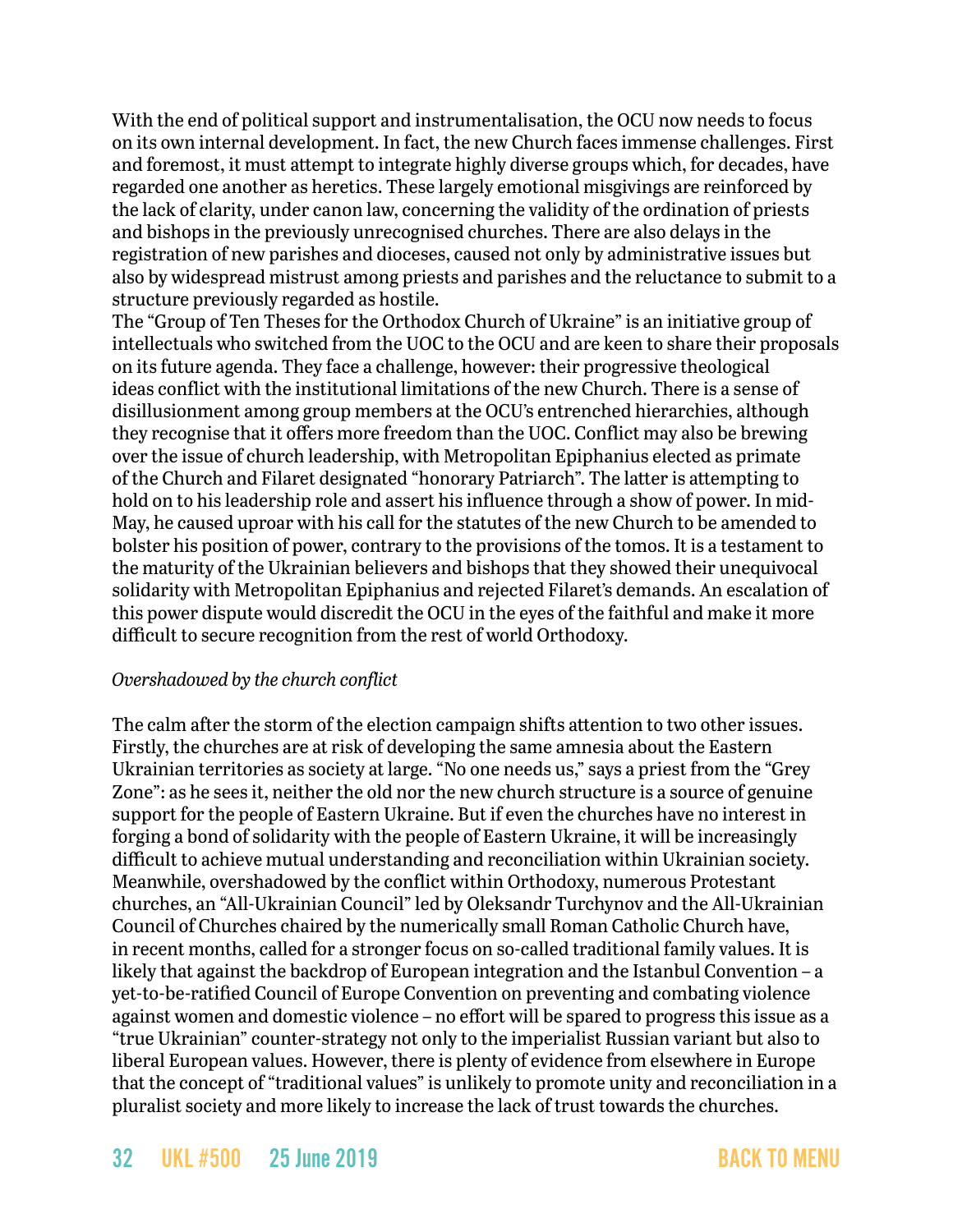With the end of political support and instrumentalisation, the OCU now needs to focus on its own internal development. In fact, the new Church faces immense challenges. First and foremost, it must attempt to integrate highly diverse groups which, for decades, have regarded one another as heretics. These largely emotional misgivings are reinforced by the lack of clarity, under canon law, concerning the validity of the ordination of priests and bishops in the previously unrecognised churches. There are also delays in the registration of new parishes and dioceses, caused not only by administrative issues but also by widespread mistrust among priests and parishes and the reluctance to submit to a structure previously regarded as hostile.

The "Group of Ten Theses for the Orthodox Church of Ukraine" is an initiative group of intellectuals who switched from the UOC to the OCU and are keen to share their proposals on its future agenda. They face a challenge, however: their progressive theological ideas conflict with the institutional limitations of the new Church. There is a sense of disillusionment among group members at the OCU's entrenched hierarchies, although they recognise that it offers more freedom than the UOC. Conflict may also be brewing over the issue of church leadership, with Metropolitan Epiphanius elected as primate of the Church and Filaret designated "honorary Patriarch". The latter is attempting to hold on to his leadership role and assert his influence through a show of power. In mid-May, he caused uproar with his call for the statutes of the new Church to be amended to bolster his position of power, contrary to the provisions of the tomos. It is a testament to the maturity of the Ukrainian believers and bishops that they showed their unequivocal solidarity with Metropolitan Epiphanius and rejected Filaret's demands. An escalation of this power dispute would discredit the OCU in the eyes of the faithful and make it more difficult to secure recognition from the rest of world Orthodoxy.

*Overshadowed by the church conflict*

The calm after the storm of the election campaign shifts attention to two other issues. Firstly, the churches are at risk of developing the same amnesia about the Eastern Ukrainian territories as society at large. "No one needs us," says a priest from the "Grey Zone": as he sees it, neither the old nor the new church structure is a source of genuine support for the people of Eastern Ukraine. But if even the churches have no interest in forging a bond of solidarity with the people of Eastern Ukraine, it will be increasingly difficult to achieve mutual understanding and reconciliation within Ukrainian society. Meanwhile, overshadowed by the conflict within Orthodoxy, numerous Protestant churches, an "All-Ukrainian Council" led by Oleksandr Turchynov and the All-Ukrainian Council of Churches chaired by the numerically small Roman Catholic Church have, in recent months, called for a stronger focus on so-called traditional family values. It is likely that against the backdrop of European integration and the Istanbul Convention – a yet-to-be-ratified Council of Europe Convention on preventing and combating violence against women and domestic violence – no effort will be spared to progress this issue as a "true Ukrainian" counter-strategy not only to the imperialist Russian variant but also to liberal European values. However, there is plenty of evidence from elsewhere in Europe that the concept of "traditional values" is unlikely to promote unity and reconciliation in a pluralist society and more likely to increase the lack of trust towards the churches.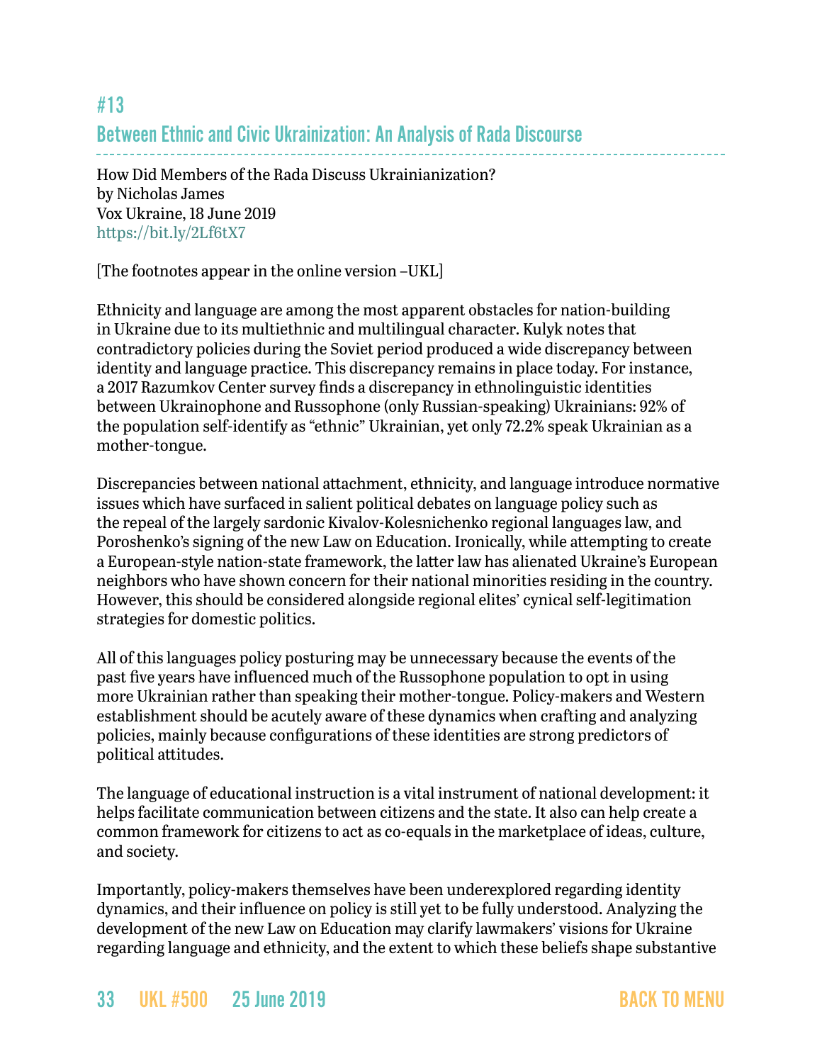## #13

## Between Ethnic and Civic Ukrainization: An Analysis of Rada Discourse

How Did Members of the Rada Discuss Ukrainianization?
by Nicholas James
Vox Ukraine, 18 June 2019
https://bit.ly/2Lf6tX7

[The footnotes appear in the online version –UKL]

Ethnicity and language are among the most apparent obstacles for nation-building in Ukraine due to its multiethnic and multilingual character. Kulyk notes that contradictory policies during the Soviet period produced a wide discrepancy between identity and language practice. This discrepancy remains in place today. For instance, a 2017 Razumkov Center survey finds a discrepancy in ethnolinguistic identities between Ukrainophone and Russophone (only Russian-speaking) Ukrainians: 92% of the population self-identify as "ethnic" Ukrainian, yet only 72.2% speak Ukrainian as a mother-tongue.

Discrepancies between national attachment, ethnicity, and language introduce normative issues which have surfaced in salient political debates on language policy such as the repeal of the largely sardonic Kivalov-Kolesnichenko regional languages law, and Poroshenko's signing of the new Law on Education. Ironically, while attempting to create a European-style nation-state framework, the latter law has alienated Ukraine's European neighbors who have shown concern for their national minorities residing in the country. However, this should be considered alongside regional elites' cynical self-legitimation strategies for domestic politics.

All of this languages policy posturing may be unnecessary because the events of the past five years have influenced much of the Russophone population to opt in using more Ukrainian rather than speaking their mother-tongue. Policy-makers and Western establishment should be acutely aware of these dynamics when crafting and analyzing policies, mainly because configurations of these identities are strong predictors of political attitudes.

The language of educational instruction is a vital instrument of national development: it helps facilitate communication between citizens and the state. It also can help create a common framework for citizens to act as co-equals in the marketplace of ideas, culture, and society.

Importantly, policy-makers themselves have been underexplored regarding identity dynamics, and their influence on policy is still yet to be fully understood. Analyzing the development of the new Law on Education may clarify lawmakers' visions for Ukraine regarding language and ethnicity, and the extent to which these beliefs shape substantive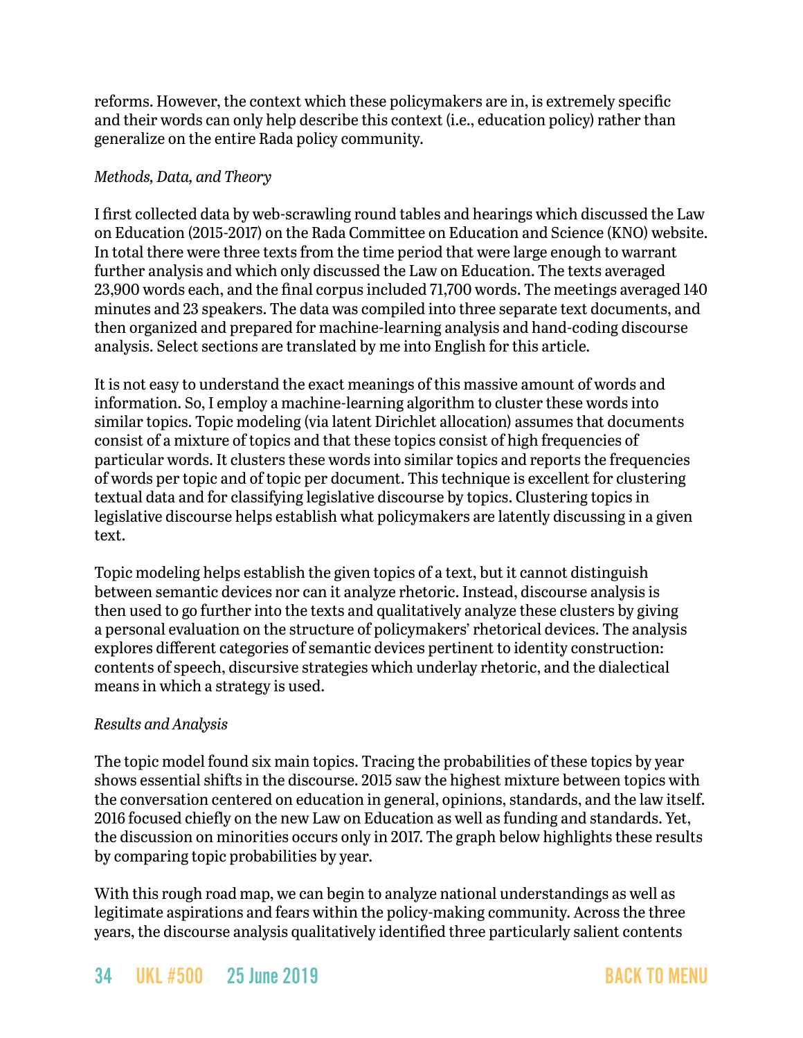reforms. However, the context which these policymakers are in, is extremely specific and their words can only help describe this context (i.e., education policy) rather than generalize on the entire Rada policy community.

*Methods, Data, and Theory*

I first collected data by web-scrawling round tables and hearings which discussed the Law on Education (2015-2017) on the Rada Committee on Education and Science (KNO) website. In total there were three texts from the time period that were large enough to warrant further analysis and which only discussed the Law on Education. The texts averaged 23,900 words each, and the final corpus included 71,700 words. The meetings averaged 140 minutes and 23 speakers. The data was compiled into three separate text documents, and then organized and prepared for machine-learning analysis and hand-coding discourse analysis. Select sections are translated by me into English for this article.

It is not easy to understand the exact meanings of this massive amount of words and information. So, I employ a machine-learning algorithm to cluster these words into similar topics. Topic modeling (via latent Dirichlet allocation) assumes that documents consist of a mixture of topics and that these topics consist of high frequencies of particular words. It clusters these words into similar topics and reports the frequencies of words per topic and of topic per document. This technique is excellent for clustering textual data and for classifying legislative discourse by topics. Clustering topics in legislative discourse helps establish what policymakers are latently discussing in a given text.

Topic modeling helps establish the given topics of a text, but it cannot distinguish between semantic devices nor can it analyze rhetoric. Instead, discourse analysis is then used to go further into the texts and qualitatively analyze these clusters by giving a personal evaluation on the structure of policymakers' rhetorical devices. The analysis explores different categories of semantic devices pertinent to identity construction: contents of speech, discursive strategies which underlay rhetoric, and the dialectical means in which a strategy is used.

*Results and Analysis*

The topic model found six main topics. Tracing the probabilities of these topics by year shows essential shifts in the discourse. 2015 saw the highest mixture between topics with the conversation centered on education in general, opinions, standards, and the law itself. 2016 focused chiefly on the new Law on Education as well as funding and standards. Yet, the discussion on minorities occurs only in 2017. The graph below highlights these results by comparing topic probabilities by year.

With this rough road map, we can begin to analyze national understandings as well as legitimate aspirations and fears within the policy-making community. Across the three years, the discourse analysis qualitatively identified three particularly salient contents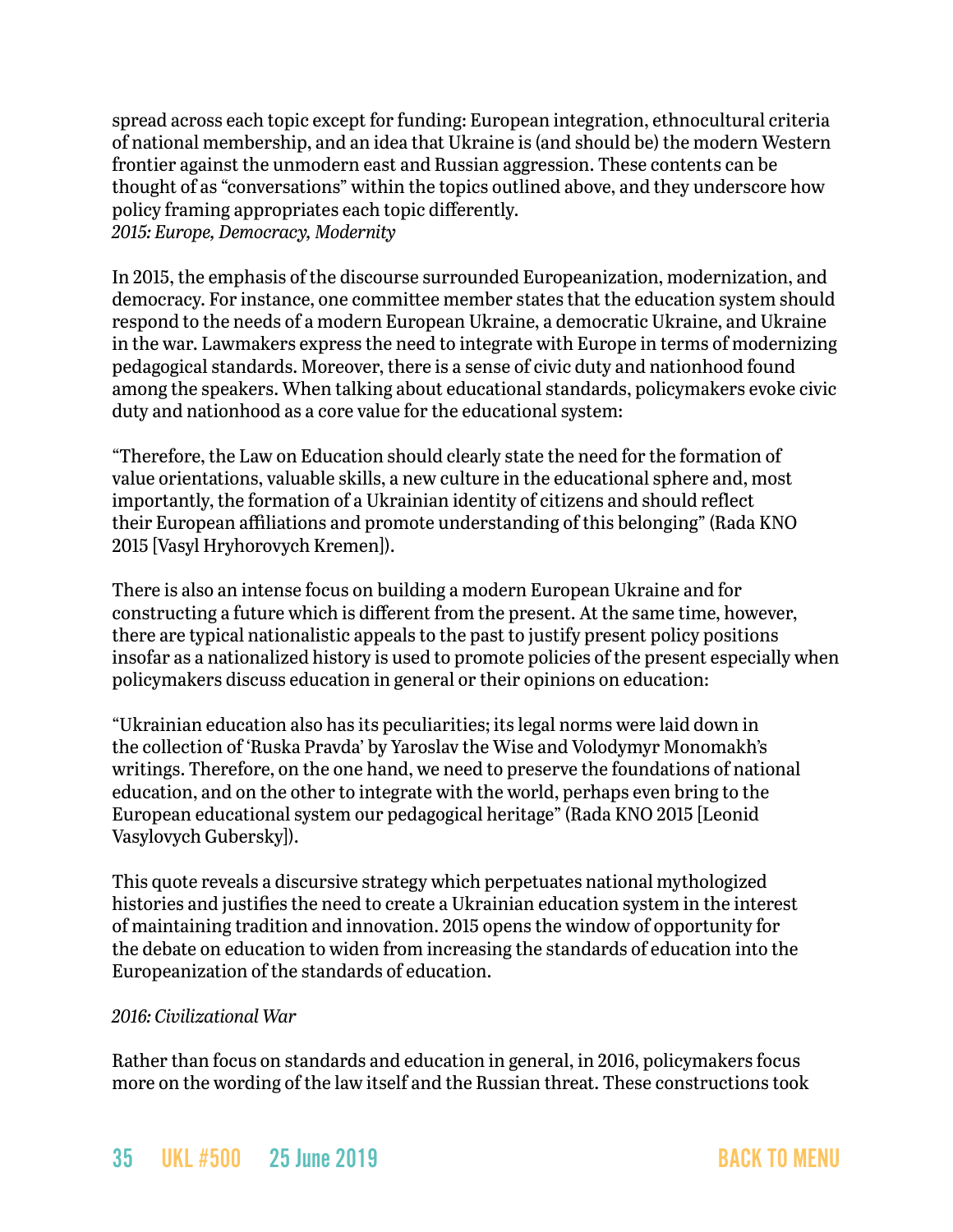spread across each topic except for funding: European integration, ethnocultural criteria of national membership, and an idea that Ukraine is (and should be) the modern Western frontier against the unmodern east and Russian aggression. These contents can be thought of as "conversations" within the topics outlined above, and they underscore how policy framing appropriates each topic differently.

*2015: Europe, Democracy, Modernity*

In 2015, the emphasis of the discourse surrounded Europeanization, modernization, and democracy. For instance, one committee member states that the education system should respond to the needs of a modern European Ukraine, a democratic Ukraine, and Ukraine in the war. Lawmakers express the need to integrate with Europe in terms of modernizing pedagogical standards. Moreover, there is a sense of civic duty and nationhood found among the speakers. When talking about educational standards, policymakers evoke civic duty and nationhood as a core value for the educational system:

"Therefore, the Law on Education should clearly state the need for the formation of value orientations, valuable skills, a new culture in the educational sphere and, most importantly, the formation of a Ukrainian identity of citizens and should reflect their European affiliations and promote understanding of this belonging" (Rada KNO 2015 [Vasyl Hryhorovych Kremen]).

There is also an intense focus on building a modern European Ukraine and for constructing a future which is different from the present. At the same time, however, there are typical nationalistic appeals to the past to justify present policy positions insofar as a nationalized history is used to promote policies of the present especially when policymakers discuss education in general or their opinions on education:

"Ukrainian education also has its peculiarities; its legal norms were laid down in the collection of 'Ruska Pravda' by Yaroslav the Wise and Volodymyr Monomakh's writings. Therefore, on the one hand, we need to preserve the foundations of national education, and on the other to integrate with the world, perhaps even bring to the European educational system our pedagogical heritage" (Rada KNO 2015 [Leonid Vasylovych Gubersky]).

This quote reveals a discursive strategy which perpetuates national mythologized histories and justifies the need to create a Ukrainian education system in the interest of maintaining tradition and innovation. 2015 opens the window of opportunity for the debate on education to widen from increasing the standards of education into the Europeanization of the standards of education.

*2016: Civilizational War*

Rather than focus on standards and education in general, in 2016, policymakers focus more on the wording of the law itself and the Russian threat. These constructions took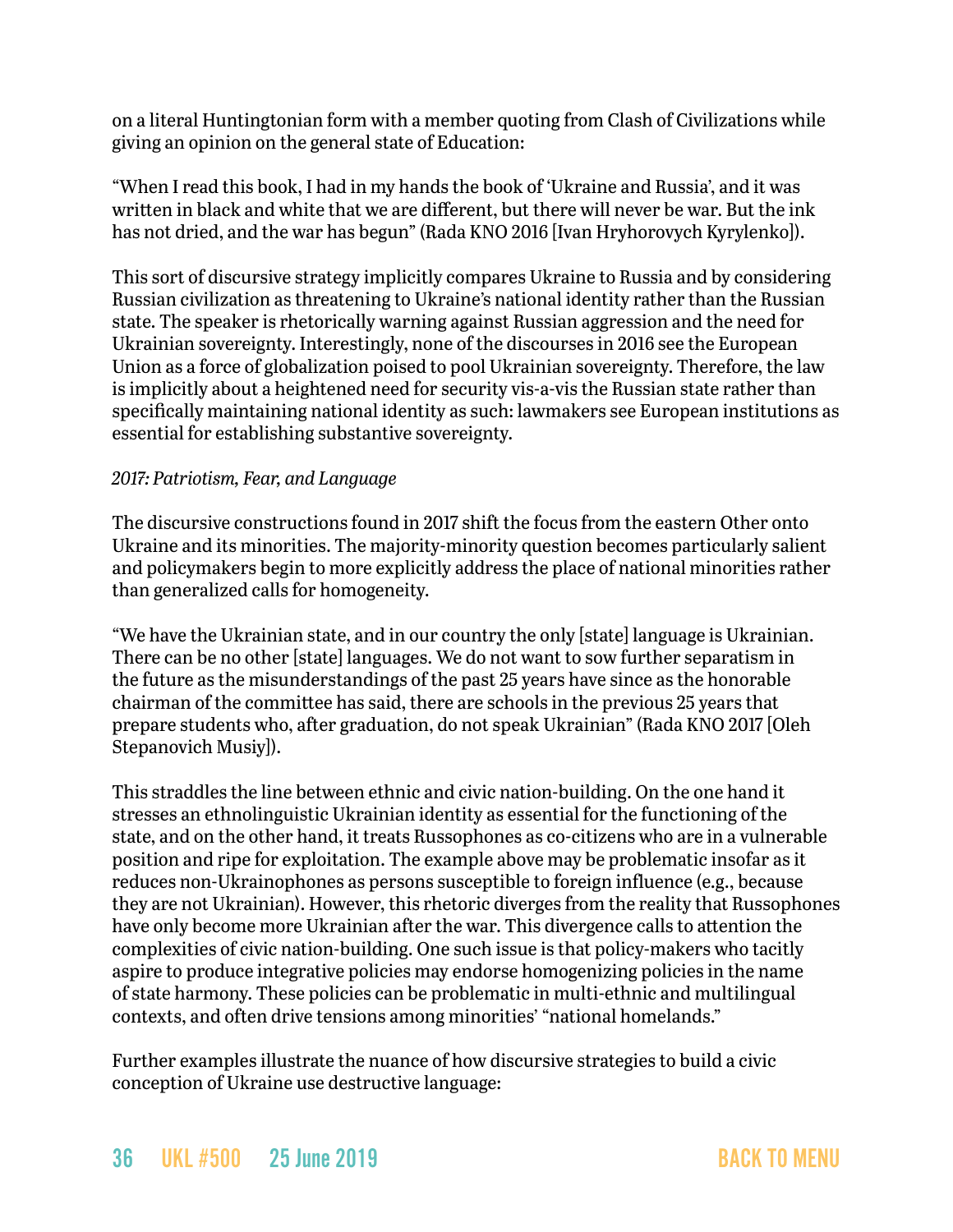on a literal Huntingtonian form with a member quoting from Clash of Civilizations while giving an opinion on the general state of Education:

"When I read this book, I had in my hands the book of 'Ukraine and Russia', and it was written in black and white that we are different, but there will never be war. But the ink has not dried, and the war has begun" (Rada KNO 2016 [Ivan Hryhorovych Kyrylenko]).

This sort of discursive strategy implicitly compares Ukraine to Russia and by considering Russian civilization as threatening to Ukraine's national identity rather than the Russian state. The speaker is rhetorically warning against Russian aggression and the need for Ukrainian sovereignty. Interestingly, none of the discourses in 2016 see the European Union as a force of globalization poised to pool Ukrainian sovereignty. Therefore, the law is implicitly about a heightened need for security vis-a-vis the Russian state rather than specifically maintaining national identity as such: lawmakers see European institutions as essential for establishing substantive sovereignty.

*2017: Patriotism, Fear, and Language*

The discursive constructions found in 2017 shift the focus from the eastern Other onto Ukraine and its minorities. The majority-minority question becomes particularly salient and policymakers begin to more explicitly address the place of national minorities rather than generalized calls for homogeneity.

"We have the Ukrainian state, and in our country the only [state] language is Ukrainian. There can be no other [state] languages. We do not want to sow further separatism in the future as the misunderstandings of the past 25 years have since as the honorable chairman of the committee has said, there are schools in the previous 25 years that prepare students who, after graduation, do not speak Ukrainian" (Rada KNO 2017 [Oleh Stepanovich Musiy]).

This straddles the line between ethnic and civic nation-building. On the one hand it stresses an ethnolinguistic Ukrainian identity as essential for the functioning of the state, and on the other hand, it treats Russophones as co-citizens who are in a vulnerable position and ripe for exploitation. The example above may be problematic insofar as it reduces non-Ukrainophones as persons susceptible to foreign influence (e.g., because they are not Ukrainian). However, this rhetoric diverges from the reality that Russophones have only become more Ukrainian after the war. This divergence calls to attention the complexities of civic nation-building. One such issue is that policy-makers who tacitly aspire to produce integrative policies may endorse homogenizing policies in the name of state harmony. These policies can be problematic in multi-ethnic and multilingual contexts, and often drive tensions among minorities' "national homelands."

Further examples illustrate the nuance of how discursive strategies to build a civic conception of Ukraine use destructive language: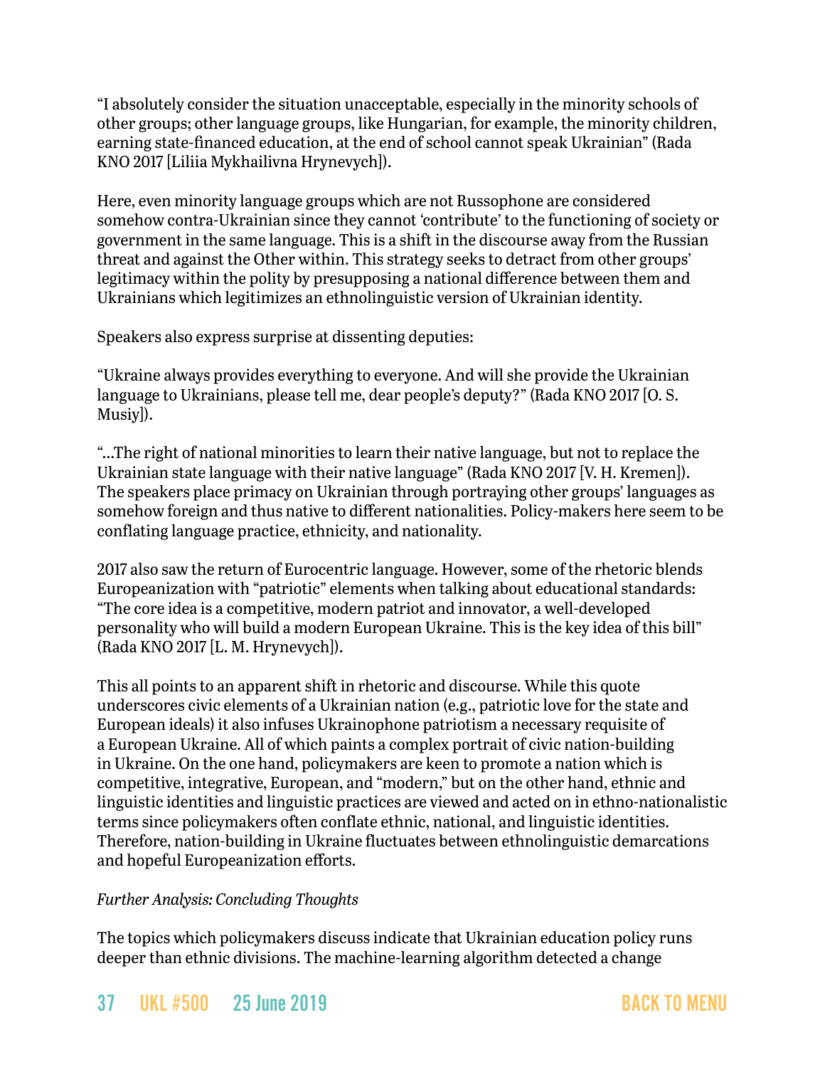"I absolutely consider the situation unacceptable, especially in the minority schools of other groups; other language groups, like Hungarian, for example, the minority children, earning state-financed education, at the end of school cannot speak Ukrainian" (Rada KNO 2017 [Liliia Mykhailivna Hrynevych]).

Here, even minority language groups which are not Russophone are considered somehow contra-Ukrainian since they cannot 'contribute' to the functioning of society or government in the same language. This is a shift in the discourse away from the Russian threat and against the Other within. This strategy seeks to detract from other groups' legitimacy within the polity by presupposing a national difference between them and Ukrainians which legitimizes an ethnolinguistic version of Ukrainian identity.

Speakers also express surprise at dissenting deputies:

"Ukraine always provides everything to everyone. And will she provide the Ukrainian language to Ukrainians, please tell me, dear people's deputy?" (Rada KNO 2017 [O. S. Musiy]).

"…The right of national minorities to learn their native language, but not to replace the Ukrainian state language with their native language" (Rada KNO 2017 [V. H. Kremen]). The speakers place primacy on Ukrainian through portraying other groups' languages as somehow foreign and thus native to different nationalities. Policy-makers here seem to be conflating language practice, ethnicity, and nationality.

2017 also saw the return of Eurocentric language. However, some of the rhetoric blends Europeanization with "patriotic" elements when talking about educational standards: "The core idea is a competitive, modern patriot and innovator, a well-developed personality who will build a modern European Ukraine. This is the key idea of this bill" (Rada KNO 2017 [L. M. Hrynevych]).

This all points to an apparent shift in rhetoric and discourse. While this quote underscores civic elements of a Ukrainian nation (e.g., patriotic love for the state and European ideals) it also infuses Ukrainophone patriotism a necessary requisite of a European Ukraine. All of which paints a complex portrait of civic nation-building in Ukraine. On the one hand, policymakers are keen to promote a nation which is competitive, integrative, European, and "modern," but on the other hand, ethnic and linguistic identities and linguistic practices are viewed and acted on in ethno-nationalistic terms since policymakers often conflate ethnic, national, and linguistic identities. Therefore, nation-building in Ukraine fluctuates between ethnolinguistic demarcations and hopeful Europeanization efforts.

*Further Analysis: Concluding Thoughts*

The topics which policymakers discuss indicate that Ukrainian education policy runs deeper than ethnic divisions. The machine-learning algorithm detected a change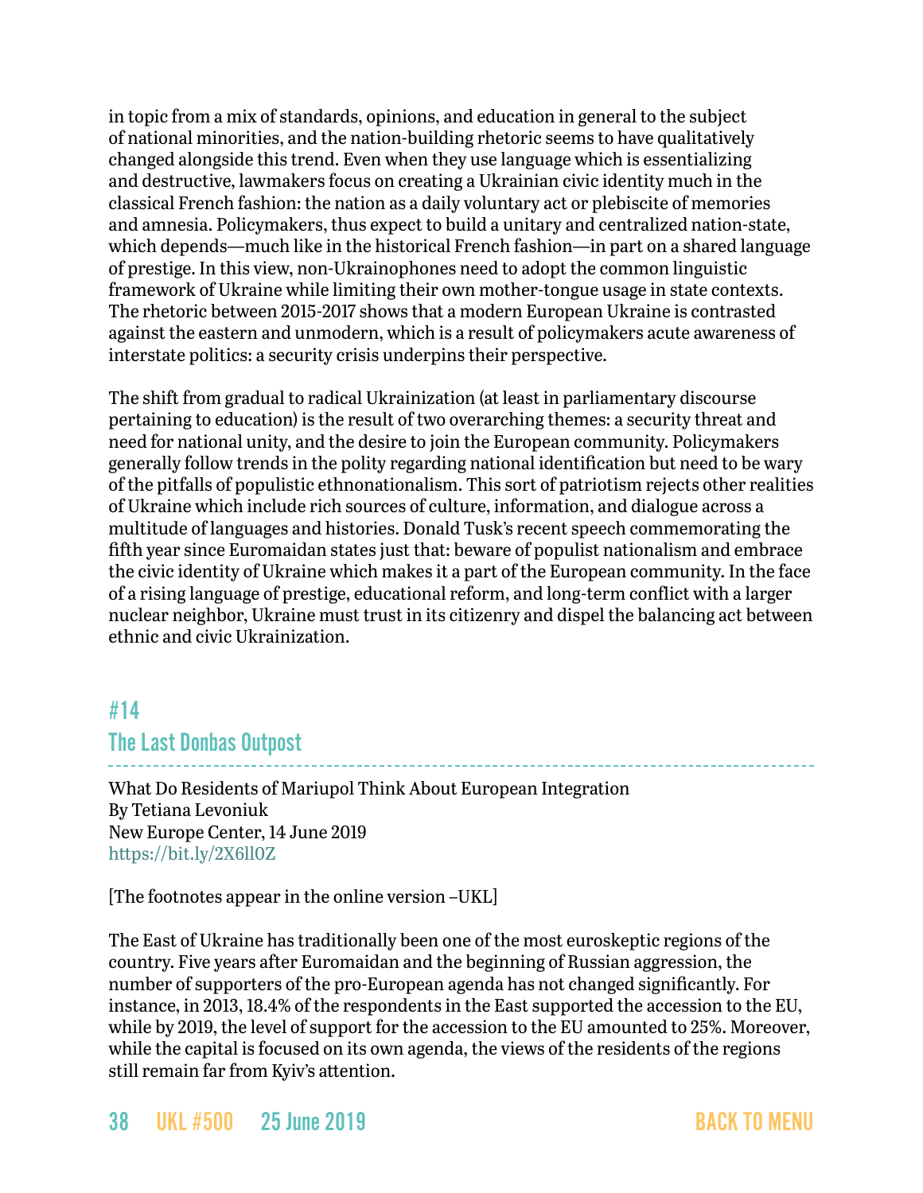in topic from a mix of standards, opinions, and education in general to the subject of national minorities, and the nation-building rhetoric seems to have qualitatively changed alongside this trend. Even when they use language which is essentializing and destructive, lawmakers focus on creating a Ukrainian civic identity much in the classical French fashion: the nation as a daily voluntary act or plebiscite of memories and amnesia. Policymakers, thus expect to build a unitary and centralized nation-state, which depends—much like in the historical French fashion—in part on a shared language of prestige. In this view, non-Ukrainophones need to adopt the common linguistic framework of Ukraine while limiting their own mother-tongue usage in state contexts. The rhetoric between 2015-2017 shows that a modern European Ukraine is contrasted against the eastern and unmodern, which is a result of policymakers acute awareness of interstate politics: a security crisis underpins their perspective.

The shift from gradual to radical Ukrainization (at least in parliamentary discourse pertaining to education) is the result of two overarching themes: a security threat and need for national unity, and the desire to join the European community. Policymakers generally follow trends in the polity regarding national identification but need to be wary of the pitfalls of populistic ethnonationalism. This sort of patriotism rejects other realities of Ukraine which include rich sources of culture, information, and dialogue across a multitude of languages and histories. Donald Tusk's recent speech commemorating the fifth year since Euromaidan states just that: beware of populist nationalism and embrace the civic identity of Ukraine which makes it a part of the European community. In the face of a rising language of prestige, educational reform, and long-term conflict with a larger nuclear neighbor, Ukraine must trust in its citizenry and dispel the balancing act between ethnic and civic Ukrainization.

## #14
## The Last Donbas Outpost

What Do Residents of Mariupol Think About European Integration
By Tetiana Levoniuk
New Europe Center, 14 June 2019
https://bit.ly/2X6ll0Z

[The footnotes appear in the online version –UKL]

The East of Ukraine has traditionally been one of the most euroskeptic regions of the country. Five years after Euromaidan and the beginning of Russian aggression, the number of supporters of the pro-European agenda has not changed significantly. For instance, in 2013, 18.4% of the respondents in the East supported the accession to the EU, while by 2019, the level of support for the accession to the EU amounted to 25%. Moreover, while the capital is focused on its own agenda, the views of the residents of the regions still remain far from Kyiv's attention.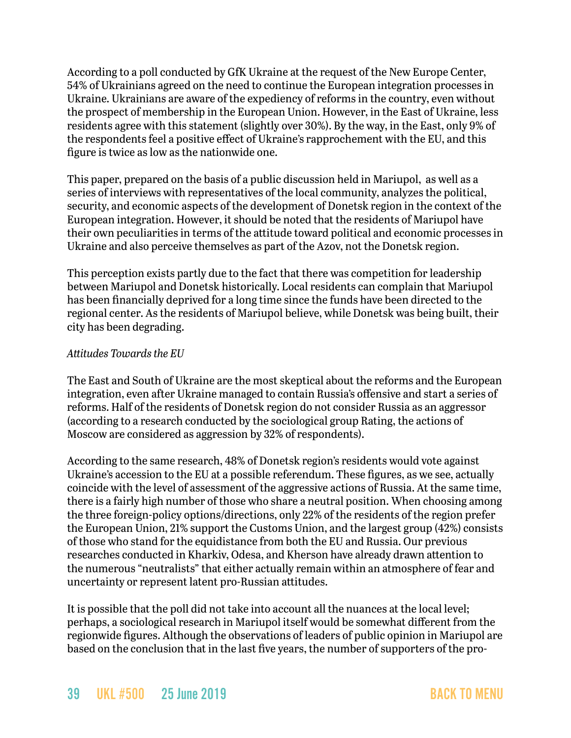According to a poll conducted by GfK Ukraine at the request of the New Europe Center, 54% of Ukrainians agreed on the need to continue the European integration processes in Ukraine. Ukrainians are aware of the expediency of reforms in the country, even without the prospect of membership in the European Union. However, in the East of Ukraine, less residents agree with this statement (slightly over 30%). By the way, in the East, only 9% of the respondents feel a positive effect of Ukraine's rapprochement with the EU, and this figure is twice as low as the nationwide one.

This paper, prepared on the basis of a public discussion held in Mariupol, as well as a series of interviews with representatives of the local community, analyzes the political, security, and economic aspects of the development of Donetsk region in the context of the European integration. However, it should be noted that the residents of Mariupol have their own peculiarities in terms of the attitude toward political and economic processes in Ukraine and also perceive themselves as part of the Azov, not the Donetsk region.

This perception exists partly due to the fact that there was competition for leadership between Mariupol and Donetsk historically. Local residents can complain that Mariupol has been financially deprived for a long time since the funds have been directed to the regional center. As the residents of Mariupol believe, while Donetsk was being built, their city has been degrading.

*Attitudes Towards the EU*

The East and South of Ukraine are the most skeptical about the reforms and the European integration, even after Ukraine managed to contain Russia's offensive and start a series of reforms. Half of the residents of Donetsk region do not consider Russia as an aggressor (according to a research conducted by the sociological group Rating, the actions of Moscow are considered as aggression by 32% of respondents).

According to the same research, 48% of Donetsk region's residents would vote against Ukraine's accession to the EU at a possible referendum. These figures, as we see, actually coincide with the level of assessment of the aggressive actions of Russia. At the same time, there is a fairly high number of those who share a neutral position. When choosing among the three foreign-policy options/directions, only 22% of the residents of the region prefer the European Union, 21% support the Customs Union, and the largest group (42%) consists of those who stand for the equidistance from both the EU and Russia. Our previous researches conducted in Kharkiv, Odesa, and Kherson have already drawn attention to the numerous "neutralists" that either actually remain within an atmosphere of fear and uncertainty or represent latent pro-Russian attitudes.

It is possible that the poll did not take into account all the nuances at the local level; perhaps, a sociological research in Mariupol itself would be somewhat different from the regionwide figures. Although the observations of leaders of public opinion in Mariupol are based on the conclusion that in the last five years, the number of supporters of the pro-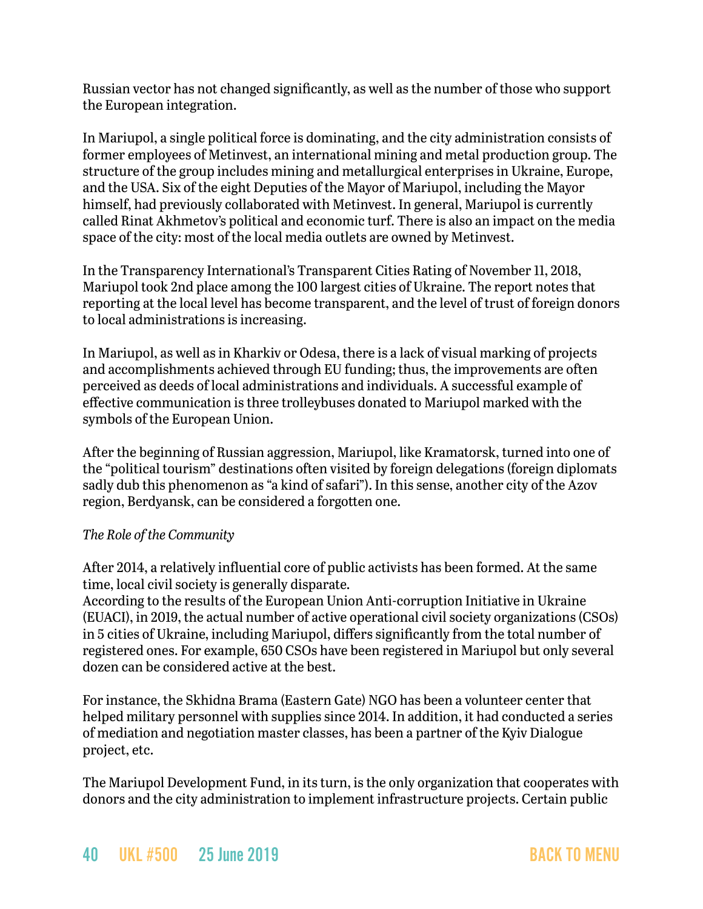Russian vector has not changed significantly, as well as the number of those who support the European integration.

In Mariupol, a single political force is dominating, and the city administration consists of former employees of Metinvest, an international mining and metal production group. The structure of the group includes mining and metallurgical enterprises in Ukraine, Europe, and the USA. Six of the eight Deputies of the Mayor of Mariupol, including the Mayor himself, had previously collaborated with Metinvest. In general, Mariupol is currently called Rinat Akhmetov's political and economic turf. There is also an impact on the media space of the city: most of the local media outlets are owned by Metinvest.

In the Transparency International's Transparent Cities Rating of November 11, 2018, Mariupol took 2nd place among the 100 largest cities of Ukraine. The report notes that reporting at the local level has become transparent, and the level of trust of foreign donors to local administrations is increasing.

In Mariupol, as well as in Kharkiv or Odesa, there is a lack of visual marking of projects and accomplishments achieved through EU funding; thus, the improvements are often perceived as deeds of local administrations and individuals. A successful example of effective communication is three trolleybuses donated to Mariupol marked with the symbols of the European Union.

After the beginning of Russian aggression, Mariupol, like Kramatorsk, turned into one of the "political tourism" destinations often visited by foreign delegations (foreign diplomats sadly dub this phenomenon as "a kind of safari"). In this sense, another city of the Azov region, Berdyansk, can be considered a forgotten one.

*The Role of the Community*

After 2014, a relatively influential core of public activists has been formed. At the same time, local civil society is generally disparate.
According to the results of the European Union Anti-corruption Initiative in Ukraine (EUACI), in 2019, the actual number of active operational civil society organizations (CSOs) in 5 cities of Ukraine, including Mariupol, differs significantly from the total number of registered ones. For example, 650 CSOs have been registered in Mariupol but only several dozen can be considered active at the best.

For instance, the Skhidna Brama (Eastern Gate) NGO has been a volunteer center that helped military personnel with supplies since 2014. In addition, it had conducted a series of mediation and negotiation master classes, has been a partner of the Kyiv Dialogue project, etc.

The Mariupol Development Fund, in its turn, is the only organization that cooperates with donors and the city administration to implement infrastructure projects. Certain public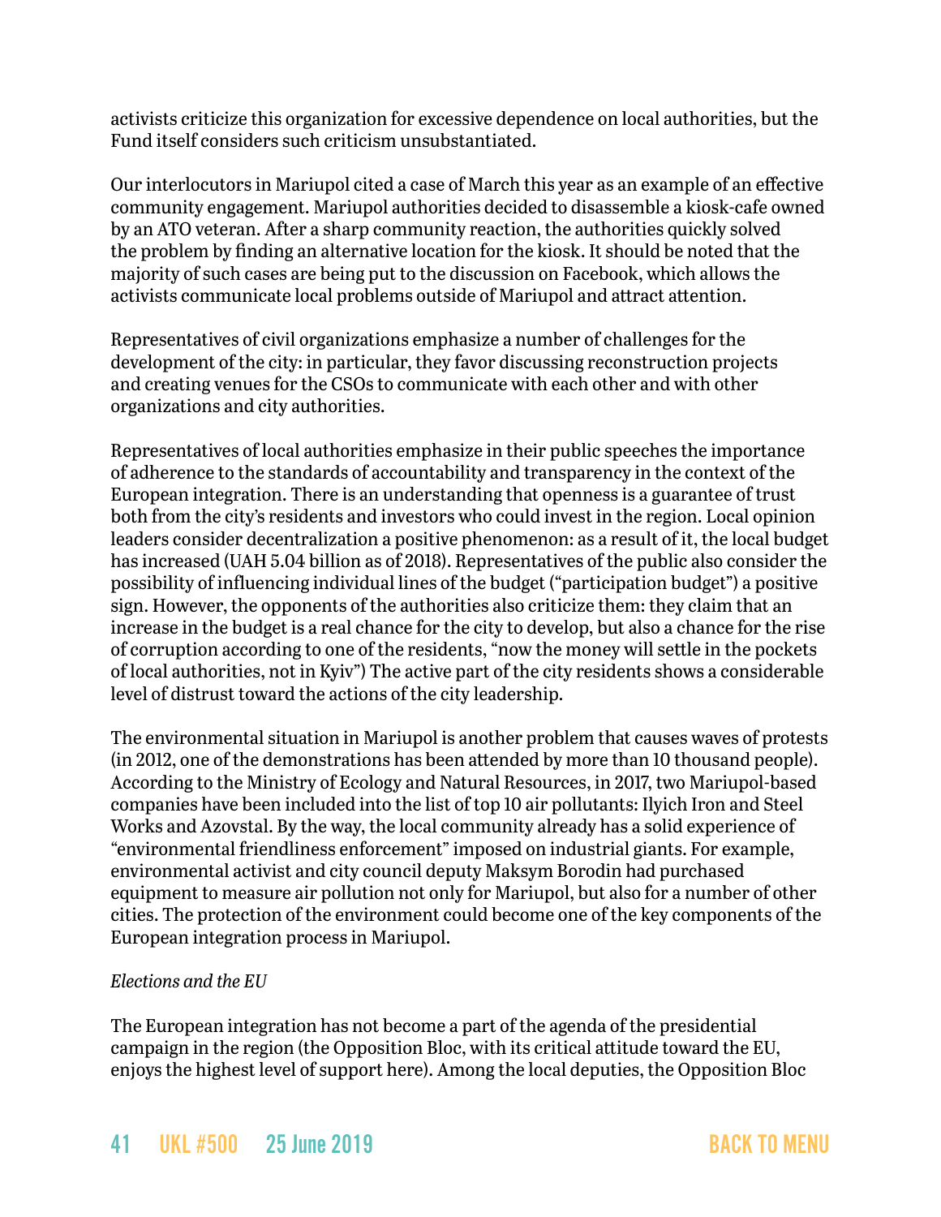activists criticize this organization for excessive dependence on local authorities, but the Fund itself considers such criticism unsubstantiated.

Our interlocutors in Mariupol cited a case of March this year as an example of an effective community engagement. Mariupol authorities decided to disassemble a kiosk-cafe owned by an ATO veteran. After a sharp community reaction, the authorities quickly solved the problem by finding an alternative location for the kiosk. It should be noted that the majority of such cases are being put to the discussion on Facebook, which allows the activists communicate local problems outside of Mariupol and attract attention.

Representatives of civil organizations emphasize a number of challenges for the development of the city: in particular, they favor discussing reconstruction projects and creating venues for the CSOs to communicate with each other and with other organizations and city authorities.

Representatives of local authorities emphasize in their public speeches the importance of adherence to the standards of accountability and transparency in the context of the European integration. There is an understanding that openness is a guarantee of trust both from the city's residents and investors who could invest in the region. Local opinion leaders consider decentralization a positive phenomenon: as a result of it, the local budget has increased (UAH 5.04 billion as of 2018). Representatives of the public also consider the possibility of influencing individual lines of the budget ("participation budget") a positive sign. However, the opponents of the authorities also criticize them: they claim that an increase in the budget is a real chance for the city to develop, but also a chance for the rise of corruption according to one of the residents, "now the money will settle in the pockets of local authorities, not in Kyiv") The active part of the city residents shows a considerable level of distrust toward the actions of the city leadership.

The environmental situation in Mariupol is another problem that causes waves of protests (in 2012, one of the demonstrations has been attended by more than 10 thousand people). According to the Ministry of Ecology and Natural Resources, in 2017, two Mariupol-based companies have been included into the list of top 10 air pollutants: Ilyich Iron and Steel Works and Azovstal. By the way, the local community already has a solid experience of "environmental friendliness enforcement" imposed on industrial giants. For example, environmental activist and city council deputy Maksym Borodin had purchased equipment to measure air pollution not only for Mariupol, but also for a number of other cities. The protection of the environment could become one of the key components of the European integration process in Mariupol.

*Elections and the EU*

The European integration has not become a part of the agenda of the presidential campaign in the region (the Opposition Bloc, with its critical attitude toward the EU, enjoys the highest level of support here). Among the local deputies, the Opposition Bloc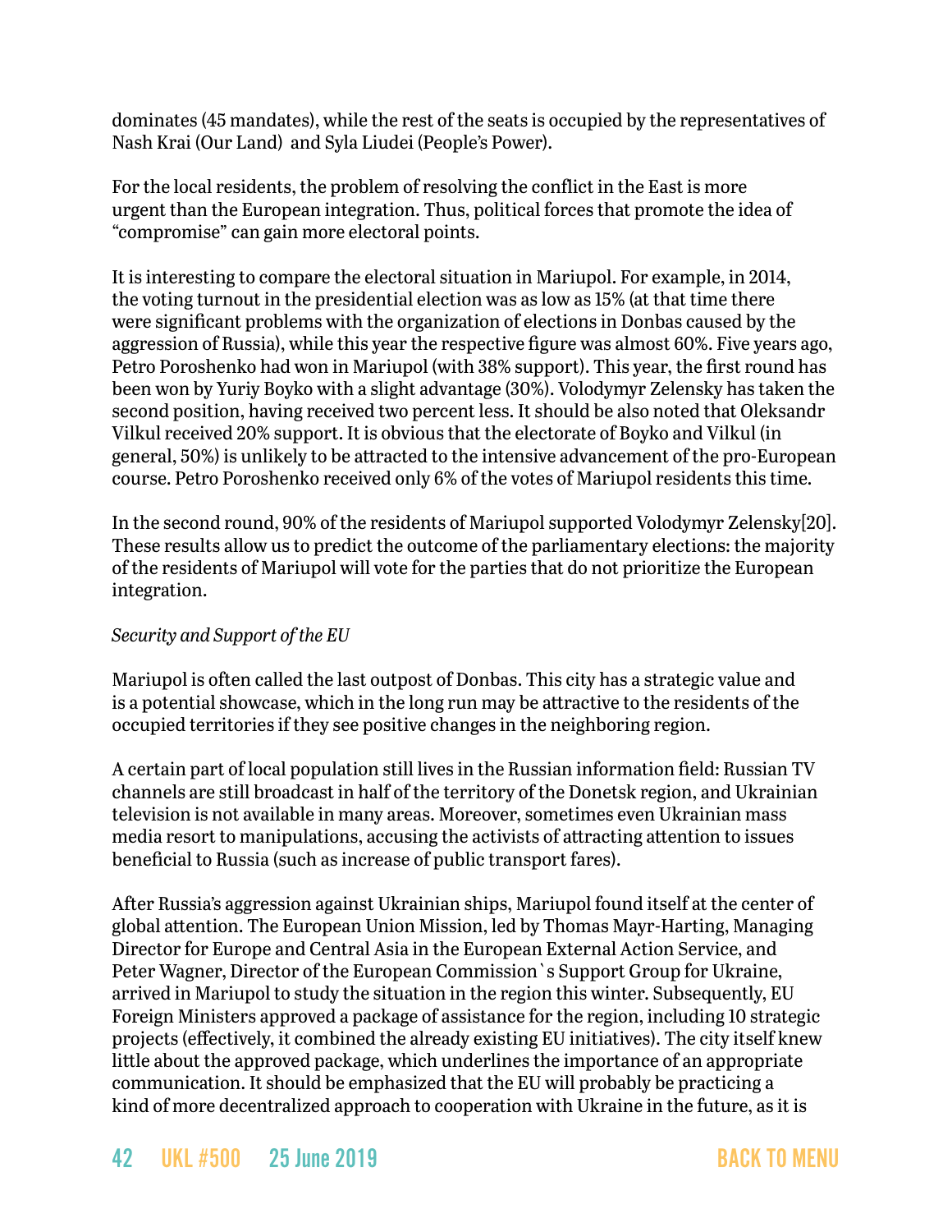dominates (45 mandates), while the rest of the seats is occupied by the representatives of Nash Krai (Our Land)  and Syla Liudei (People's Power).

For the local residents, the problem of resolving the conflict in the East is more urgent than the European integration. Thus, political forces that promote the idea of "compromise" can gain more electoral points.

It is interesting to compare the electoral situation in Mariupol. For example, in 2014, the voting turnout in the presidential election was as low as 15% (at that time there were significant problems with the organization of elections in Donbas caused by the aggression of Russia), while this year the respective figure was almost 60%. Five years ago, Petro Poroshenko had won in Mariupol (with 38% support). This year, the first round has been won by Yuriy Boyko with a slight advantage (30%). Volodymyr Zelensky has taken the second position, having received two percent less. It should be also noted that Oleksandr Vilkul received 20% support. It is obvious that the electorate of Boyko and Vilkul (in general, 50%) is unlikely to be attracted to the intensive advancement of the pro-European course. Petro Poroshenko received only 6% of the votes of Mariupol residents this time.

In the second round, 90% of the residents of Mariupol supported Volodymyr Zelensky[20]. These results allow us to predict the outcome of the parliamentary elections: the majority of the residents of Mariupol will vote for the parties that do not prioritize the European integration.

*Security and Support of the EU*

Mariupol is often called the last outpost of Donbas. This city has a strategic value and is a potential showcase, which in the long run may be attractive to the residents of the occupied territories if they see positive changes in the neighboring region.

A certain part of local population still lives in the Russian information field: Russian TV channels are still broadcast in half of the territory of the Donetsk region, and Ukrainian television is not available in many areas. Moreover, sometimes even Ukrainian mass media resort to manipulations, accusing the activists of attracting attention to issues beneficial to Russia (such as increase of public transport fares).

After Russia's aggression against Ukrainian ships, Mariupol found itself at the center of global attention. The European Union Mission, led by Thomas Mayr-Harting, Managing Director for Europe and Central Asia in the European External Action Service, and Peter Wagner, Director of the European Commission`s Support Group for Ukraine, arrived in Mariupol to study the situation in the region this winter. Subsequently, EU Foreign Ministers approved a package of assistance for the region, including 10 strategic projects (effectively, it combined the already existing EU initiatives). The city itself knew little about the approved package, which underlines the importance of an appropriate communication. It should be emphasized that the EU will probably be practicing a kind of more decentralized approach to cooperation with Ukraine in the future, as it is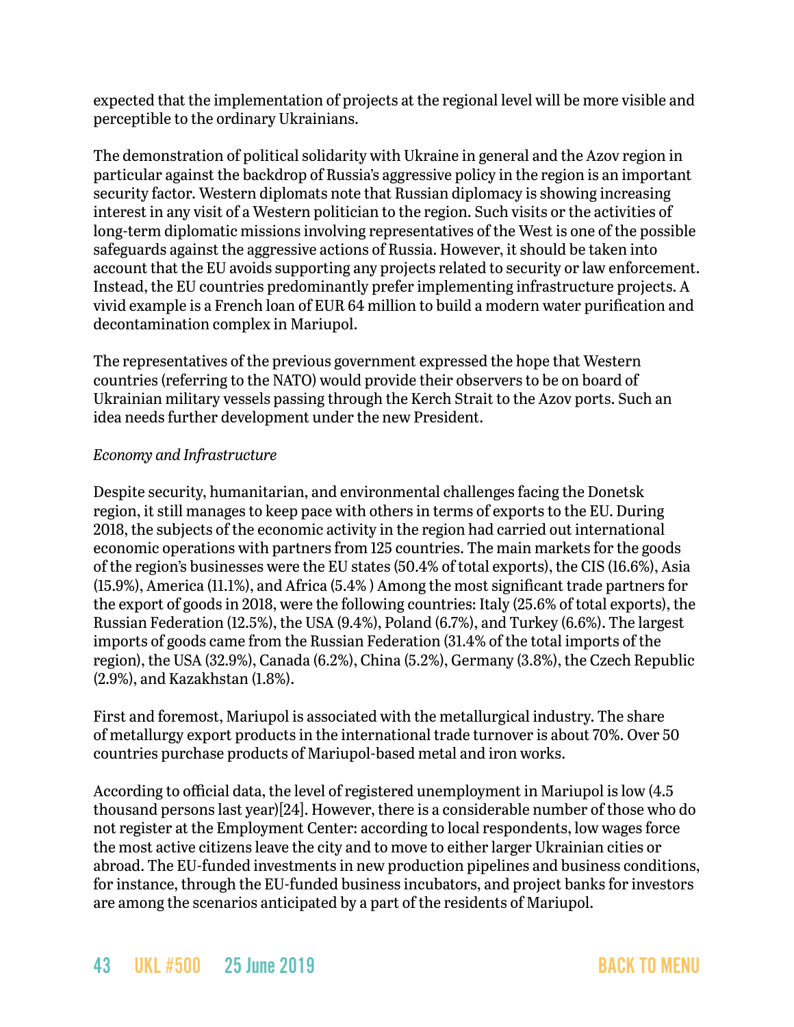expected that the implementation of projects at the regional level will be more visible and perceptible to the ordinary Ukrainians.

The demonstration of political solidarity with Ukraine in general and the Azov region in particular against the backdrop of Russia's aggressive policy in the region is an important security factor. Western diplomats note that Russian diplomacy is showing increasing interest in any visit of a Western politician to the region. Such visits or the activities of long-term diplomatic missions involving representatives of the West is one of the possible safeguards against the aggressive actions of Russia. However, it should be taken into account that the EU avoids supporting any projects related to security or law enforcement. Instead, the EU countries predominantly prefer implementing infrastructure projects. A vivid example is a French loan of EUR 64 million to build a modern water purification and decontamination complex in Mariupol.

The representatives of the previous government expressed the hope that Western countries (referring to the NATO) would provide their observers to be on board of Ukrainian military vessels passing through the Kerch Strait to the Azov ports. Such an idea needs further development under the new President.

*Economy and Infrastructure*

Despite security, humanitarian, and environmental challenges facing the Donetsk region, it still manages to keep pace with others in terms of exports to the EU. During 2018, the subjects of the economic activity in the region had carried out international economic operations with partners from 125 countries. The main markets for the goods of the region's businesses were the EU states (50.4% of total exports), the CIS (16.6%), Asia (15.9%), America (11.1%), and Africa (5.4% ) Among the most significant trade partners for the export of goods in 2018, were the following countries: Italy (25.6% of total exports), the Russian Federation (12.5%), the USA (9.4%), Poland (6.7%), and Turkey (6.6%). The largest imports of goods came from the Russian Federation (31.4% of the total imports of the region), the USA (32.9%), Canada (6.2%), China (5.2%), Germany (3.8%), the Czech Republic (2.9%), and Kazakhstan (1.8%).

First and foremost, Mariupol is associated with the metallurgical industry. The share of metallurgy export products in the international trade turnover is about 70%. Over 50 countries purchase products of Mariupol-based metal and iron works.

According to official data, the level of registered unemployment in Mariupol is low (4.5 thousand persons last year)[24]. However, there is a considerable number of those who do not register at the Employment Center: according to local respondents, low wages force the most active citizens leave the city and to move to either larger Ukrainian cities or abroad. The EU-funded investments in new production pipelines and business conditions, for instance, through the EU-funded business incubators, and project banks for investors are among the scenarios anticipated by a part of the residents of Mariupol.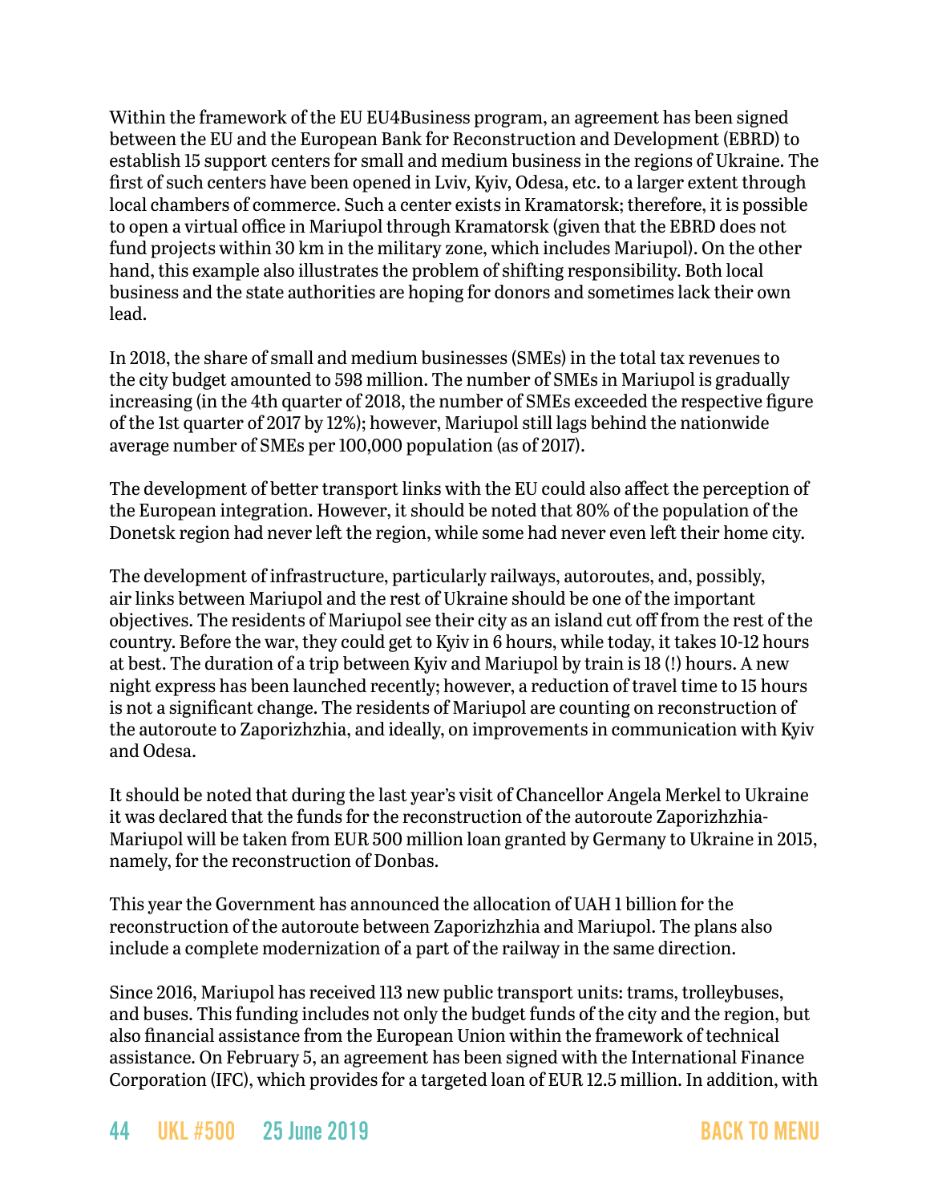Within the framework of the EU EU4Business program, an agreement has been signed between the EU and the European Bank for Reconstruction and Development (EBRD) to establish 15 support centers for small and medium business in the regions of Ukraine. The first of such centers have been opened in Lviv, Kyiv, Odesa, etc. to a larger extent through local chambers of commerce. Such a center exists in Kramatorsk; therefore, it is possible to open a virtual office in Mariupol through Kramatorsk (given that the EBRD does not fund projects within 30 km in the military zone, which includes Mariupol). On the other hand, this example also illustrates the problem of shifting responsibility. Both local business and the state authorities are hoping for donors and sometimes lack their own lead.

In 2018, the share of small and medium businesses (SMEs) in the total tax revenues to the city budget amounted to 598 million. The number of SMEs in Mariupol is gradually increasing (in the 4th quarter of 2018, the number of SMEs exceeded the respective figure of the 1st quarter of 2017 by 12%); however, Mariupol still lags behind the nationwide average number of SMEs per 100,000 population (as of 2017).

The development of better transport links with the EU could also affect the perception of the European integration. However, it should be noted that 80% of the population of the Donetsk region had never left the region, while some had never even left their home city.

The development of infrastructure, particularly railways, autoroutes, and, possibly, air links between Mariupol and the rest of Ukraine should be one of the important objectives. The residents of Mariupol see their city as an island cut off from the rest of the country. Before the war, they could get to Kyiv in 6 hours, while today, it takes 10-12 hours at best. The duration of a trip between Kyiv and Mariupol by train is 18 (!) hours. A new night express has been launched recently; however, a reduction of travel time to 15 hours is not a significant change. The residents of Mariupol are counting on reconstruction of the autoroute to Zaporizhzhia, and ideally, on improvements in communication with Kyiv and Odesa.

It should be noted that during the last year's visit of Chancellor Angela Merkel to Ukraine it was declared that the funds for the reconstruction of the autoroute Zaporizhzhia-Mariupol will be taken from EUR 500 million loan granted by Germany to Ukraine in 2015, namely, for the reconstruction of Donbas.

This year the Government has announced the allocation of UAH 1 billion for the reconstruction of the autoroute between Zaporizhzhia and Mariupol. The plans also include a complete modernization of a part of the railway in the same direction.

Since 2016, Mariupol has received 113 new public transport units: trams, trolleybuses, and buses. This funding includes not only the budget funds of the city and the region, but also financial assistance from the European Union within the framework of technical assistance. On February 5, an agreement has been signed with the International Finance Corporation (IFC), which provides for a targeted loan of EUR 12.5 million. In addition, with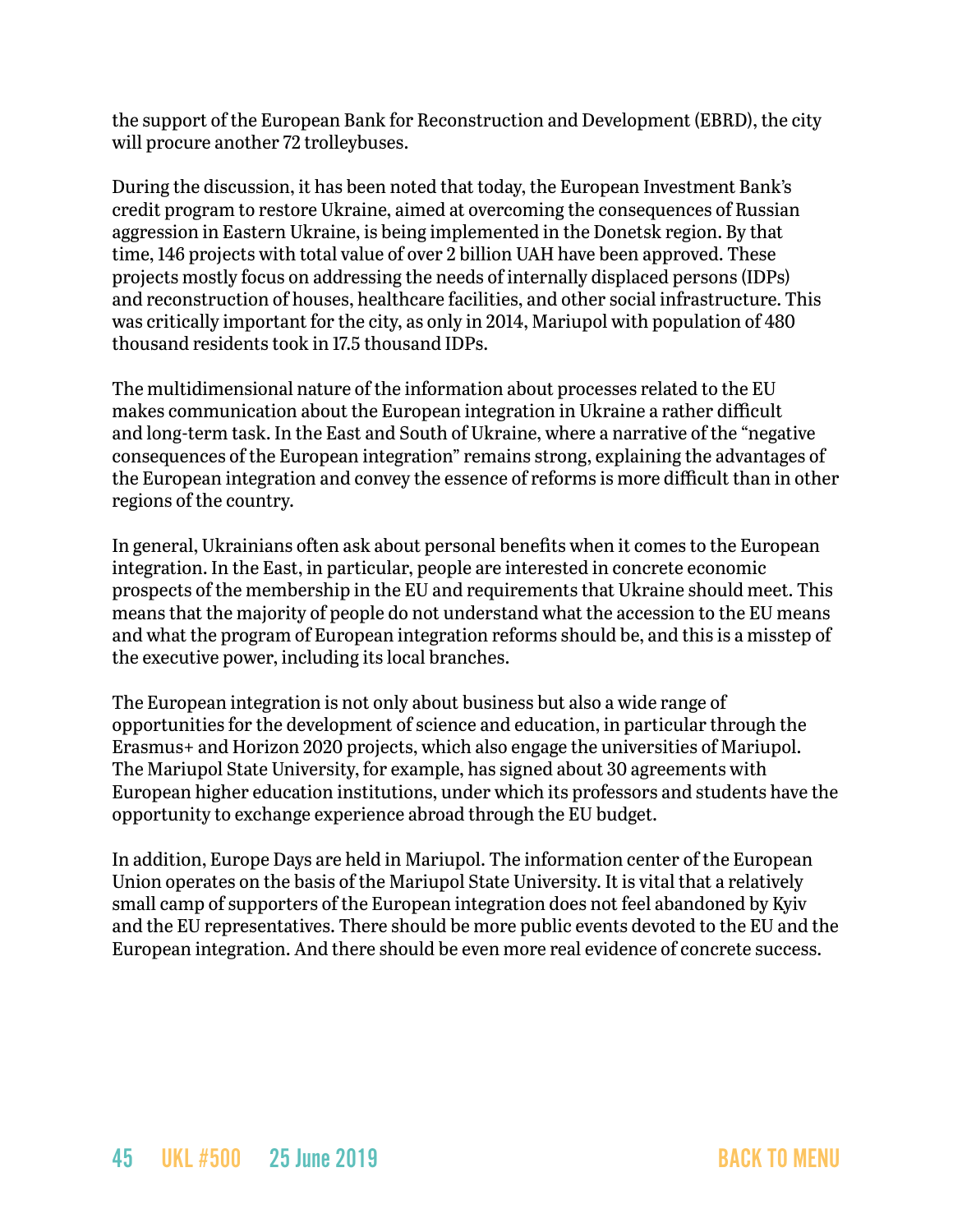the support of the European Bank for Reconstruction and Development (EBRD), the city will procure another 72 trolleybuses.

During the discussion, it has been noted that today, the European Investment Bank's credit program to restore Ukraine, aimed at overcoming the consequences of Russian aggression in Eastern Ukraine, is being implemented in the Donetsk region. By that time, 146 projects with total value of over 2 billion UAH have been approved. These projects mostly focus on addressing the needs of internally displaced persons (IDPs) and reconstruction of houses, healthcare facilities, and other social infrastructure. This was critically important for the city, as only in 2014, Mariupol with population of 480 thousand residents took in 17.5 thousand IDPs.

The multidimensional nature of the information about processes related to the EU makes communication about the European integration in Ukraine a rather difficult and long-term task. In the East and South of Ukraine, where a narrative of the "negative consequences of the European integration" remains strong, explaining the advantages of the European integration and convey the essence of reforms is more difficult than in other regions of the country.

In general, Ukrainians often ask about personal benefits when it comes to the European integration. In the East, in particular, people are interested in concrete economic prospects of the membership in the EU and requirements that Ukraine should meet. This means that the majority of people do not understand what the accession to the EU means and what the program of European integration reforms should be, and this is a misstep of the executive power, including its local branches.

The European integration is not only about business but also a wide range of opportunities for the development of science and education, in particular through the Erasmus+ and Horizon 2020 projects, which also engage the universities of Mariupol. The Mariupol State University, for example, has signed about 30 agreements with European higher education institutions, under which its professors and students have the opportunity to exchange experience abroad through the EU budget.

In addition, Europe Days are held in Mariupol. The information center of the European Union operates on the basis of the Mariupol State University. It is vital that a relatively small camp of supporters of the European integration does not feel abandoned by Kyiv and the EU representatives. There should be more public events devoted to the EU and the European integration. And there should be even more real evidence of concrete success.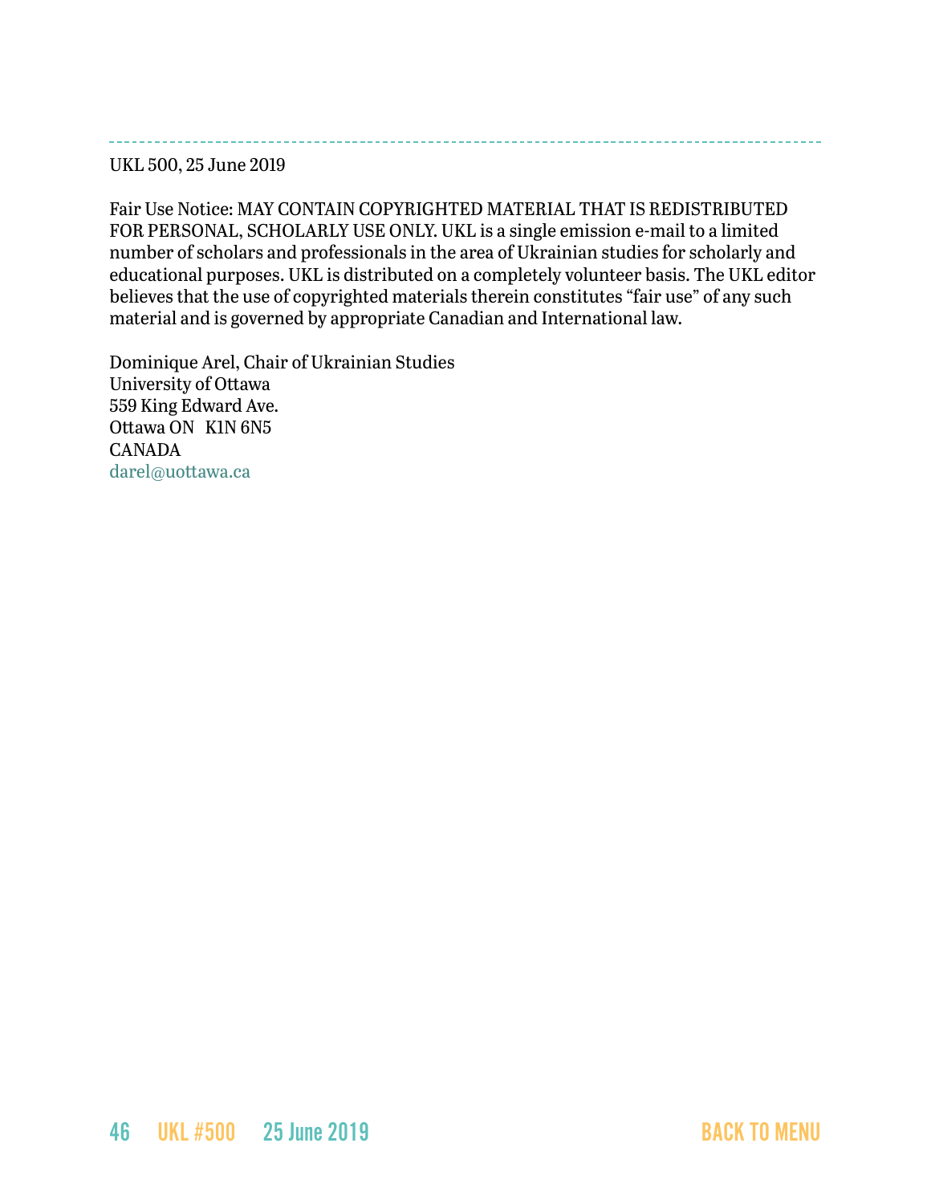UKL 500, 25 June 2019

Fair Use Notice: MAY CONTAIN COPYRIGHTED MATERIAL THAT IS REDISTRIBUTED FOR PERSONAL, SCHOLARLY USE ONLY. UKL is a single emission e-mail to a limited number of scholars and professionals in the area of Ukrainian studies for scholarly and educational purposes. UKL is distributed on a completely volunteer basis. The UKL editor believes that the use of copyrighted materials therein constitutes "fair use" of any such material and is governed by appropriate Canadian and International law.

Dominique Arel, Chair of Ukrainian Studies
University of Ottawa
559 King Edward Ave.
Ottawa ON K1N 6N5
CANADA
darel@uottawa.ca